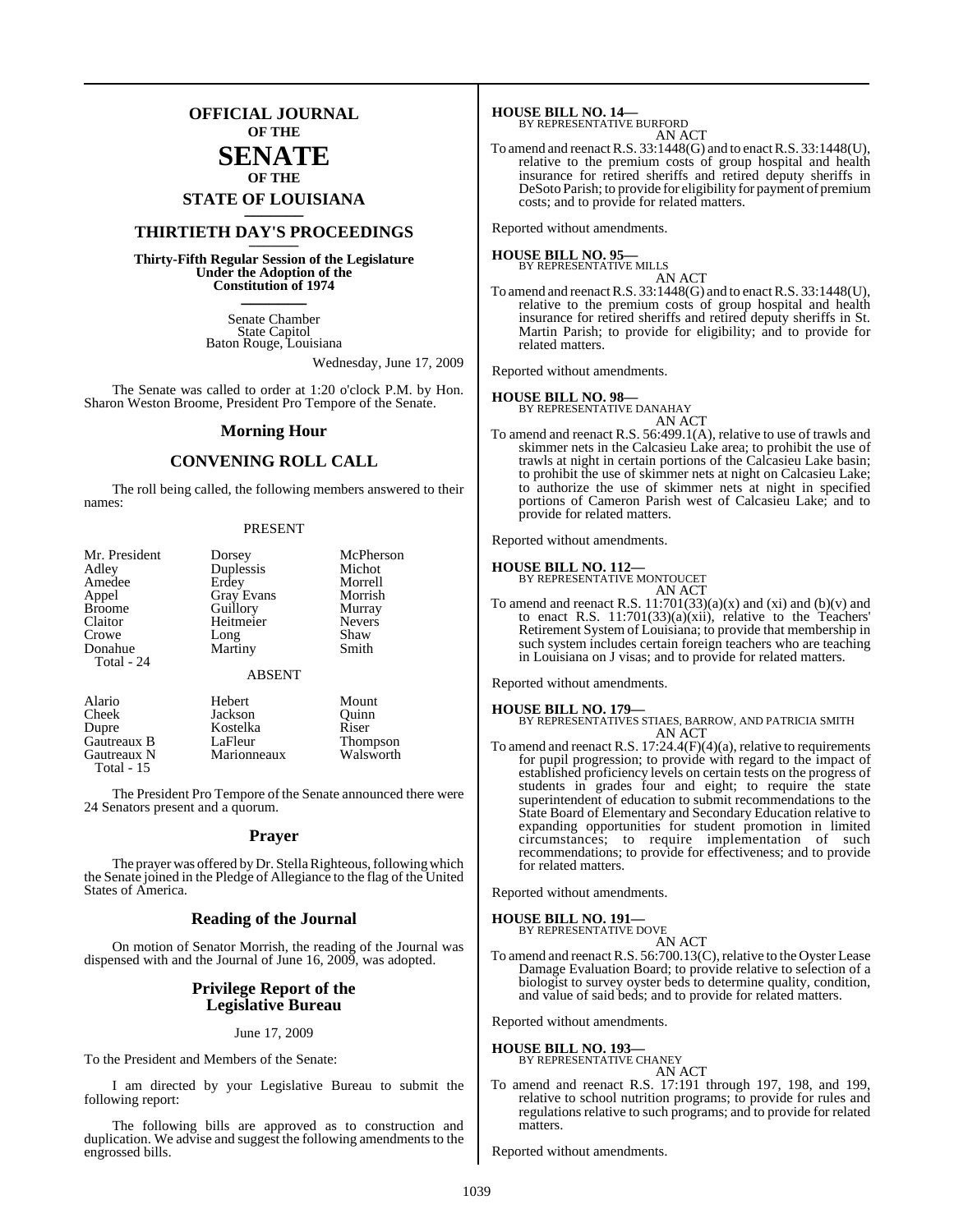# OFFICIAL JOURNAL OF THE SENATE OF THE STATE OF LOUISIANA

## THIRTIETH DAY'S PROCEEDINGS

**Thirty-Fifth Regular Session of the Legislature Under the Adoption of the Constitution of 1974**

Senate Chamber
State Capitol
Baton Rouge, Louisiana

Wednesday, June 17, 2009

The Senate was called to order at 1:20 o'clock P.M. by Hon. Sharon Weston Broome, President Pro Tempore of the Senate.

## Morning Hour

## CONVENING ROLL CALL

The roll being called, the following members answered to their names:

PRESENT

| | | |
|---|---|---|
| Mr. President | Dorsey | McPherson |
| Adley | Duplessis | Michot |
| Amedee | Erdey | Morrell |
| Appel | Gray Evans | Morrish |
| Broome | Guillory | Murray |
| Claitor | Heitmeier | Nevers |
| Crowe | Long | Shaw |
| Donahue | Martiny | Smith |
| Total - 24 | | |

ABSENT

| | | |
|---|---|---|
| Alario | Hebert | Mount |
| Cheek | Jackson | Quinn |
| Dupre | Kostelka | Riser |
| Gautreaux B | LaFleur | Thompson |
| Gautreaux N | Marionneaux | Walsworth |
| Total - 15 | | |

The President Pro Tempore of the Senate announced there were 24 Senators present and a quorum.

## Prayer

The prayer was offered by Dr. Stella Righteous, following which the Senate joined in the Pledge of Allegiance to the flag of the United States of America.

## Reading of the Journal

On motion of Senator Morrish, the reading of the Journal was dispensed with and the Journal of June 16, 2009, was adopted.

## Privilege Report of the Legislative Bureau

June 17, 2009

To the President and Members of the Senate:

I am directed by your Legislative Bureau to submit the following report:

The following bills are approved as to construction and duplication. We advise and suggest the following amendments to the engrossed bills.

**HOUSE BILL NO. 14—**
BY REPRESENTATIVE BURFORD
AN ACT
To amend and reenact R.S. 33:1448(G) and to enact R.S. 33:1448(U), relative to the premium costs of group hospital and health insurance for retired sheriffs and retired deputy sheriffs in DeSoto Parish; to provide for eligibility for payment of premium costs; and to provide for related matters.

Reported without amendments.

**HOUSE BILL NO. 95—**
BY REPRESENTATIVE MILLS
AN ACT
To amend and reenact R.S. 33:1448(G) and to enact R.S. 33:1448(U), relative to the premium costs of group hospital and health insurance for retired sheriffs and retired deputy sheriffs in St. Martin Parish; to provide for eligibility; and to provide for related matters.

Reported without amendments.

**HOUSE BILL NO. 98—**
BY REPRESENTATIVE DANAHAY
AN ACT
To amend and reenact R.S. 56:499.1(A), relative to use of trawls and skimmer nets in the Calcasieu Lake area; to prohibit the use of trawls at night in certain portions of the Calcasieu Lake basin; to prohibit the use of skimmer nets at night on Calcasieu Lake; to authorize the use of skimmer nets at night in specified portions of Cameron Parish west of Calcasieu Lake; and to provide for related matters.

Reported without amendments.

**HOUSE BILL NO. 112—**
BY REPRESENTATIVE MONTOUCET
AN ACT
To amend and reenact R.S. 11:701(33)(a)(x) and (xi) and (b)(v) and to enact R.S. 11:701(33)(a)(xii), relative to the Teachers' Retirement System of Louisiana; to provide that membership in such system includes certain foreign teachers who are teaching in Louisiana on J visas; and to provide for related matters.

Reported without amendments.

**HOUSE BILL NO. 179—**
BY REPRESENTATIVES STIAES, BARROW, AND PATRICIA SMITH
AN ACT
To amend and reenact R.S. 17:24.4(F)(4)(a), relative to requirements for pupil progression; to provide with regard to the impact of established proficiency levels on certain tests on the progress of students in grades four and eight; to require the state superintendent of education to submit recommendations to the State Board of Elementary and Secondary Education relative to expanding opportunities for student promotion in limited circumstances; to require implementation of such recommendations; to provide for effectiveness; and to provide for related matters.

Reported without amendments.

**HOUSE BILL NO. 191—**
BY REPRESENTATIVE DOVE
AN ACT
To amend and reenact R.S. 56:700.13(C), relative to the Oyster Lease Damage Evaluation Board; to provide relative to selection of a biologist to survey oyster beds to determine quality, condition, and value of said beds; and to provide for related matters.

Reported without amendments.

**HOUSE BILL NO. 193—**
BY REPRESENTATIVE CHANEY
AN ACT
To amend and reenact R.S. 17:191 through 197, 198, and 199, relative to school nutrition programs; to provide for rules and regulations relative to such programs; and to provide for related matters.

Reported without amendments.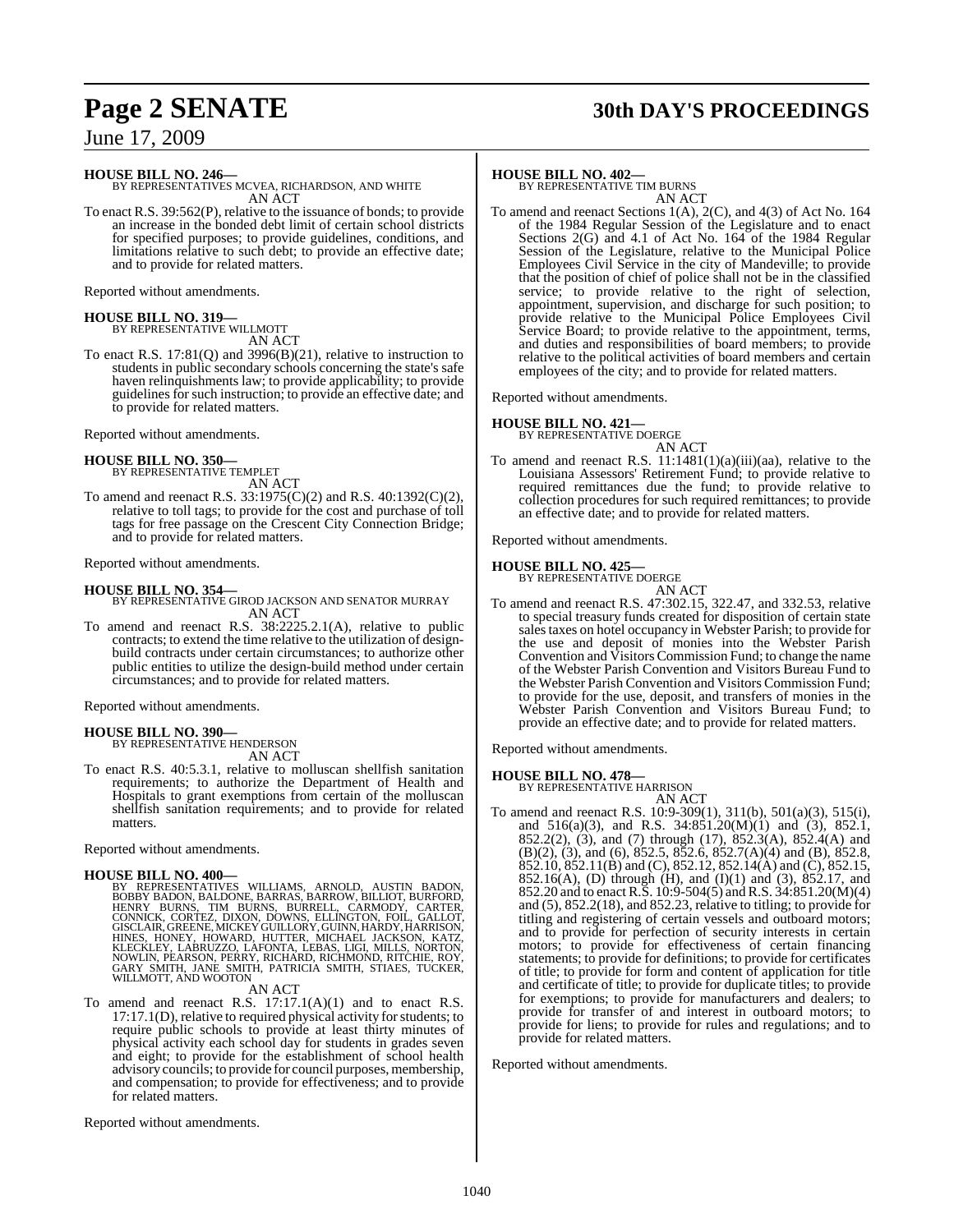**HOUSE BILL NO. 246—**
BY REPRESENTATIVES MCVEA, RICHARDSON, AND WHITE
AN ACT

To enact R.S. 39:562(P), relative to the issuance of bonds; to provide an increase in the bonded debt limit of certain school districts for specified purposes; to provide guidelines, conditions, and limitations relative to such debt; to provide an effective date; and to provide for related matters.

Reported without amendments.

**HOUSE BILL NO. 319—**
BY REPRESENTATIVE WILLMOTT
AN ACT

To enact R.S. 17:81(Q) and 3996(B)(21), relative to instruction to students in public secondary schools concerning the state's safe haven relinquishments law; to provide applicability; to provide guidelines for such instruction; to provide an effective date; and to provide for related matters.

Reported without amendments.

**HOUSE BILL NO. 350—**
BY REPRESENTATIVE TEMPLET
AN ACT

To amend and reenact R.S. 33:1975(C)(2) and R.S. 40:1392(C)(2), relative to toll tags; to provide for the cost and purchase of toll tags for free passage on the Crescent City Connection Bridge; and to provide for related matters.

Reported without amendments.

**HOUSE BILL NO. 354—**
BY REPRESENTATIVE GIROD JACKSON AND SENATOR MURRAY
AN ACT

To amend and reenact R.S. 38:2225.2.1(A), relative to public contracts; to extend the time relative to the utilization of design-build contracts under certain circumstances; to authorize other public entities to utilize the design-build method under certain circumstances; and to provide for related matters.

Reported without amendments.

**HOUSE BILL NO. 390—**
BY REPRESENTATIVE HENDERSON
AN ACT

To enact R.S. 40:5.3.1, relative to molluscan shellfish sanitation requirements; to authorize the Department of Health and Hospitals to grant exemptions from certain of the molluscan shellfish sanitation requirements; and to provide for related matters.

Reported without amendments.

**HOUSE BILL NO. 400—**
BY REPRESENTATIVES WILLIAMS, ARNOLD, AUSTIN BADON, BOBBY BADON, BALDONE, BARRAS, BARROW, BILLIOT, BURFORD, HENRY BURNS, TIM BURNS, BURRELL, CARMODY, CARTER, CONNICK, CORTEZ, DIXON, DOWNS, ELLINGTON, FOIL, GALLOT, GISCLAIR, GREENE, MICKEY GUILLORY, GUINN, HARDY, HARRISON, HINES, HONEY, HOWARD, HUTTER, MICHAEL JACKSON, KATZ, KLECKLEY, LABRUZZO, LAFONTA, LEBAS, LIGI, MILLS, NORTON, NOWLIN, PEARSON, PERRY, RICHARD, RICHMOND, RITCHIE, ROY, GARY SMITH, JANE SMITH, PATRICIA SMITH, STIAES, TUCKER, WILLMOTT, AND WOOTON
AN ACT

To amend and reenact R.S. 17:17.1(A)(1) and to enact R.S. 17:17.1(D), relative to required physical activity for students; to require public schools to provide at least thirty minutes of physical activity each school day for students in grades seven and eight; to provide for the establishment of school health advisory councils; to provide for council purposes, membership, and compensation; to provide for effectiveness; and to provide for related matters.

Reported without amendments.

**HOUSE BILL NO. 402—**
BY REPRESENTATIVE TIM BURNS
AN ACT

To amend and reenact Sections 1(A), 2(C), and 4(3) of Act No. 164 of the 1984 Regular Session of the Legislature and to enact Sections 2(G) and 4.1 of Act No. 164 of the 1984 Regular Session of the Legislature, relative to the Municipal Police Employees Civil Service in the city of Mandeville; to provide that the position of chief of police shall not be in the classified service; to provide relative to the right of selection, appointment, supervision, and discharge for such position; to provide relative to the Municipal Police Employees Civil Service Board; to provide relative to the appointment, terms, and duties and responsibilities of board members; to provide relative to the political activities of board members and certain employees of the city; and to provide for related matters.

Reported without amendments.

**HOUSE BILL NO. 421—**
BY REPRESENTATIVE DOERGE
AN ACT

To amend and reenact R.S. 11:1481(1)(a)(iii)(aa), relative to the Louisiana Assessors' Retirement Fund; to provide relative to required remittances due the fund; to provide relative to collection procedures for such required remittances; to provide an effective date; and to provide for related matters.

Reported without amendments.

**HOUSE BILL NO. 425—**
BY REPRESENTATIVE DOERGE
AN ACT

To amend and reenact R.S. 47:302.15, 322.47, and 332.53, relative to special treasury funds created for disposition of certain state sales taxes on hotel occupancy in Webster Parish; to provide for the use and deposit of monies into the Webster Parish Convention and Visitors Commission Fund; to change the name of the Webster Parish Convention and Visitors Bureau Fund to the Webster Parish Convention and Visitors Commission Fund; to provide for the use, deposit, and transfers of monies in the Webster Parish Convention and Visitors Bureau Fund; to provide an effective date; and to provide for related matters.

Reported without amendments.

**HOUSE BILL NO. 478—**
BY REPRESENTATIVE HARRISON
AN ACT

To amend and reenact R.S. 10:9-309(1), 311(b), 501(a)(3), 515(i), and 516(a)(3), and R.S. 34:851.20(M)(1) and (3), 852.1, 852.2(2), (3), and (7) through (17), 852.3(A), 852.4(A) and (B)(2), (3), and (6), 852.5, 852.6, 852.7(A)(4) and (B), 852.8, 852.10, 852.11(B) and (C), 852.12, 852.14(A) and (C), 852.15, 852.16(A), (D) through (H), and (I)(1) and (3), 852.17, and 852.20 and to enact R.S. 10:9-504(5) and R.S. 34:851.20(M)(4) and (5), 852.2(18), and 852.23, relative to titling; to provide for titling and registering of certain vessels and outboard motors; and to provide for perfection of security interests in certain motors; to provide for effectiveness of certain financing statements; to provide for definitions; to provide for certificates of title; to provide for form and content of application for title and certificate of title; to provide for duplicate titles; to provide for exemptions; to provide for manufacturers and dealers; to provide for transfer of and interest in outboard motors; to provide for liens; to provide for rules and regulations; and to provide for related matters.

Reported without amendments.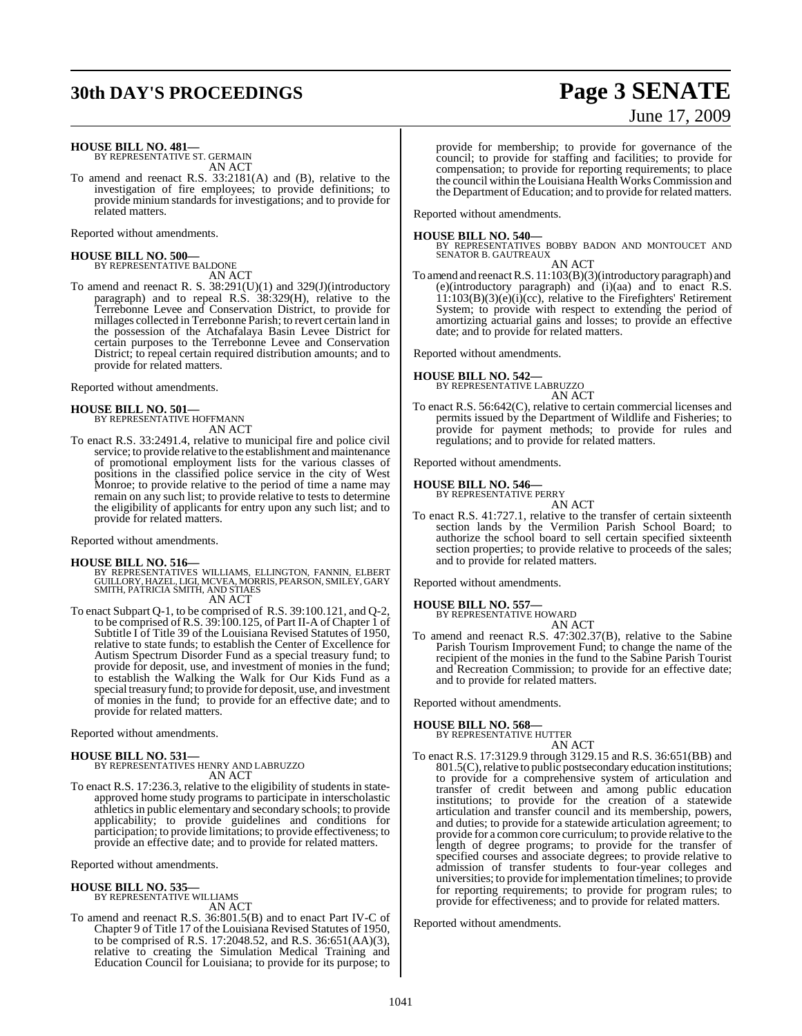**HOUSE BILL NO. 481—**
BY REPRESENTATIVE ST. GERMAIN
AN ACT

To amend and reenact R.S. 33:2181(A) and (B), relative to the investigation of fire employees; to provide definitions; to provide minium standards for investigations; and to provide for related matters.

Reported without amendments.

**HOUSE BILL NO. 500—**
BY REPRESENTATIVE BALDONE
AN ACT

To amend and reenact R. S. 38:291(U)(1) and 329(J)(introductory paragraph) and to repeal R.S. 38:329(H), relative to the Terrebonne Levee and Conservation District, to provide for millages collected in Terrebonne Parish; to revert certain land in the possession of the Atchafalaya Basin Levee District for certain purposes to the Terrebonne Levee and Conservation District; to repeal certain required distribution amounts; and to provide for related matters.

Reported without amendments.

**HOUSE BILL NO. 501—**
BY REPRESENTATIVE HOFFMANN
AN ACT

To enact R.S. 33:2491.4, relative to municipal fire and police civil service; to provide relative to the establishment and maintenance of promotional employment lists for the various classes of positions in the classified police service in the city of West Monroe; to provide relative to the period of time a name may remain on any such list; to provide relative to tests to determine the eligibility of applicants for entry upon any such list; and to provide for related matters.

Reported without amendments.

**HOUSE BILL NO. 516—**
BY REPRESENTATIVES WILLIAMS, ELLINGTON, FANNIN, ELBERT GUILLORY, HAZEL, LIGI, MCVEA, MORRIS, PEARSON, SMILEY, GARY SMITH, PATRICIA SMITH, AND STIAES
AN ACT

To enact Subpart Q-1, to be comprised of R.S. 39:100.121, and Q-2, to be comprised of R.S. 39:100.125, of Part II-A of Chapter 1 of Subtitle I of Title 39 of the Louisiana Revised Statutes of 1950, relative to state funds; to establish the Center of Excellence for Autism Spectrum Disorder Fund as a special treasury fund; to provide for deposit, use, and investment of monies in the fund; to establish the Walking the Walk for Our Kids Fund as a special treasury fund; to provide for deposit, use, and investment of monies in the fund; to provide for an effective date; and to provide for related matters.

Reported without amendments.

**HOUSE BILL NO. 531—**
BY REPRESENTATIVES HENRY AND LABRUZZO
AN ACT

To enact R.S. 17:236.3, relative to the eligibility of students in state-approved home study programs to participate in interscholastic athletics in public elementary and secondary schools; to provide applicability; to provide guidelines and conditions for participation; to provide limitations; to provide effectiveness; to provide an effective date; and to provide for related matters.

Reported without amendments.

**HOUSE BILL NO. 535—**
BY REPRESENTATIVE WILLIAMS
AN ACT

To amend and reenact R.S. 36:801.5(B) and to enact Part IV-C of Chapter 9 of Title 17 of the Louisiana Revised Statutes of 1950, to be comprised of R.S. 17:2048.52, and R.S. 36:651(AA)(3), relative to creating the Simulation Medical Training and Education Council for Louisiana; to provide for its purpose; to provide for membership; to provide for governance of the council; to provide for staffing and facilities; to provide for compensation; to provide for reporting requirements; to place the council within the Louisiana Health Works Commission and the Department of Education; and to provide for related matters.

Reported without amendments.

**HOUSE BILL NO. 540—**
BY REPRESENTATIVES BOBBY BADON AND MONTOUCET AND SENATOR B. GAUTREAUX
AN ACT

To amend and reenact R.S. 11:103(B)(3)(introductory paragraph) and (e)(introductory paragraph) and (i)(aa) and to enact R.S. 11:103(B)(3)(e)(i)(cc), relative to the Firefighters' Retirement System; to provide with respect to extending the period of amortizing actuarial gains and losses; to provide an effective date; and to provide for related matters.

Reported without amendments.

**HOUSE BILL NO. 542—**
BY REPRESENTATIVE LABRUZZO
AN ACT

To enact R.S. 56:642(C), relative to certain commercial licenses and permits issued by the Department of Wildlife and Fisheries; to provide for payment methods; to provide for rules and regulations; and to provide for related matters.

Reported without amendments.

**HOUSE BILL NO. 546—**
BY REPRESENTATIVE PERRY
AN ACT

To enact R.S. 41:727.1, relative to the transfer of certain sixteenth section lands by the Vermilion Parish School Board; to authorize the school board to sell certain specified sixteenth section properties; to provide relative to proceeds of the sales; and to provide for related matters.

Reported without amendments.

**HOUSE BILL NO. 557—**
BY REPRESENTATIVE HOWARD
AN ACT

To amend and reenact R.S. 47:302.37(B), relative to the Sabine Parish Tourism Improvement Fund; to change the name of the recipient of the monies in the fund to the Sabine Parish Tourist and Recreation Commission; to provide for an effective date; and to provide for related matters.

Reported without amendments.

**HOUSE BILL NO. 568—**
BY REPRESENTATIVE HUTTER
AN ACT

To enact R.S. 17:3129.9 through 3129.15 and R.S. 36:651(BB) and 801.5(C), relative to public postsecondary education institutions; to provide for a comprehensive system of articulation and transfer of credit between and among public education institutions; to provide for the creation of a statewide articulation and transfer council and its membership, powers, and duties; to provide for a statewide articulation agreement; to provide for a common core curriculum; to provide relative to the length of degree programs; to provide for the transfer of specified courses and associate degrees; to provide relative to admission of transfer students to four-year colleges and universities; to provide for implementation timelines; to provide for reporting requirements; to provide for program rules; to provide for effectiveness; and to provide for related matters.

Reported without amendments.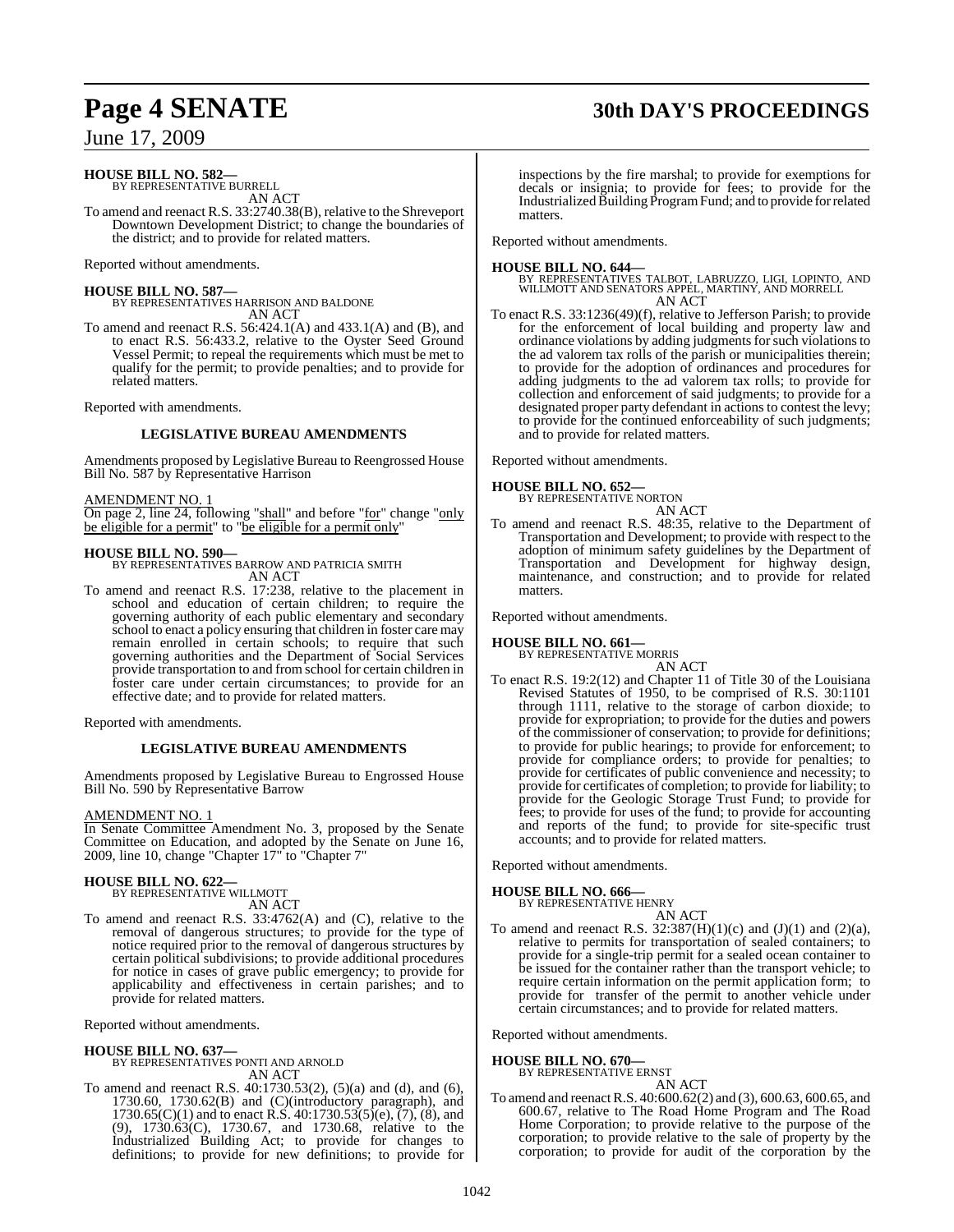**HOUSE BILL NO. 582—**
BY REPRESENTATIVE BURRELL
AN ACT

To amend and reenact R.S. 33:2740.38(B), relative to the Shreveport Downtown Development District; to change the boundaries of the district; and to provide for related matters.

Reported without amendments.

**HOUSE BILL NO. 587—**
BY REPRESENTATIVES HARRISON AND BALDONE
AN ACT

To amend and reenact R.S. 56:424.1(A) and 433.1(A) and (B), and to enact R.S. 56:433.2, relative to the Oyster Seed Ground Vessel Permit; to repeal the requirements which must be met to qualify for the permit; to provide penalties; and to provide for related matters.

Reported with amendments.

**LEGISLATIVE BUREAU AMENDMENTS**

Amendments proposed by Legislative Bureau to Reengrossed House Bill No. 587 by Representative Harrison

AMENDMENT NO. 1
On page 2, line 24, following "shall" and before "for" change "only be eligible for a permit" to "be eligible for a permit only"

**HOUSE BILL NO. 590—**
BY REPRESENTATIVES BARROW AND PATRICIA SMITH
AN ACT

To amend and reenact R.S. 17:238, relative to the placement in school and education of certain children; to require the governing authority of each public elementary and secondary school to enact a policy ensuring that children in foster care may remain enrolled in certain schools; to require that such governing authorities and the Department of Social Services provide transportation to and from school for certain children in foster care under certain circumstances; to provide for an effective date; and to provide for related matters.

Reported with amendments.

**LEGISLATIVE BUREAU AMENDMENTS**

Amendments proposed by Legislative Bureau to Engrossed House Bill No. 590 by Representative Barrow

AMENDMENT NO. 1
In Senate Committee Amendment No. 3, proposed by the Senate Committee on Education, and adopted by the Senate on June 16, 2009, line 10, change "Chapter 17" to "Chapter 7"

**HOUSE BILL NO. 622—**
BY REPRESENTATIVE WILLMOTT
AN ACT

To amend and reenact R.S. 33:4762(A) and (C), relative to the removal of dangerous structures; to provide for the type of notice required prior to the removal of dangerous structures by certain political subdivisions; to provide additional procedures for notice in cases of grave public emergency; to provide for applicability and effectiveness in certain parishes; and to provide for related matters.

Reported without amendments.

**HOUSE BILL NO. 637—**
BY REPRESENTATIVES PONTI AND ARNOLD
AN ACT

To amend and reenact R.S. 40:1730.53(2), (5)(a) and (d), and (6), 1730.60, 1730.62(B) and (C)(introductory paragraph), and 1730.65(C)(1) and to enact R.S. 40:1730.53(5)(e), (7), (8), and (9), 1730.63(C), 1730.67, and 1730.68, relative to the Industrialized Building Act; to provide for changes to definitions; to provide for new definitions; to provide for inspections by the fire marshal; to provide for exemptions for decals or insignia; to provide for fees; to provide for the Industrialized Building Program Fund; and to provide for related matters.

Reported without amendments.

**HOUSE BILL NO. 644—**
BY REPRESENTATIVES TALBOT, LABRUZZO, LIGI, LOPINTO, AND WILLMOTT AND SENATORS APPEL, MARTINY, AND MORRELL
AN ACT

To enact R.S. 33:1236(49)(f), relative to Jefferson Parish; to provide for the enforcement of local building and property law and ordinance violations by adding judgments for such violations to the ad valorem tax rolls of the parish or municipalities therein; to provide for the adoption of ordinances and procedures for adding judgments to the ad valorem tax rolls; to provide for collection and enforcement of said judgments; to provide for a designated proper party defendant in actions to contest the levy; to provide for the continued enforceability of such judgments; and to provide for related matters.

Reported without amendments.

**HOUSE BILL NO. 652—**
BY REPRESENTATIVE NORTON
AN ACT

To amend and reenact R.S. 48:35, relative to the Department of Transportation and Development; to provide with respect to the adoption of minimum safety guidelines by the Department of Transportation and Development for highway design, maintenance, and construction; and to provide for related matters.

Reported without amendments.

**HOUSE BILL NO. 661—**
BY REPRESENTATIVE MORRIS
AN ACT

To enact R.S. 19:2(12) and Chapter 11 of Title 30 of the Louisiana Revised Statutes of 1950, to be comprised of R.S. 30:1101 through 1111, relative to the storage of carbon dioxide; to provide for expropriation; to provide for the duties and powers of the commissioner of conservation; to provide for definitions; to provide for public hearings; to provide for enforcement; to provide for compliance orders; to provide for penalties; to provide for certificates of public convenience and necessity; to provide for certificates of completion; to provide for liability; to provide for the Geologic Storage Trust Fund; to provide for fees; to provide for uses of the fund; to provide for accounting and reports of the fund; to provide for site-specific trust accounts; and to provide for related matters.

Reported without amendments.

**HOUSE BILL NO. 666—**
BY REPRESENTATIVE HENRY
AN ACT

To amend and reenact R.S. 32:387(H)(1)(c) and (J)(1) and (2)(a), relative to permits for transportation of sealed containers; to provide for a single-trip permit for a sealed ocean container to be issued for the container rather than the transport vehicle; to require certain information on the permit application form; to provide for transfer of the permit to another vehicle under certain circumstances; and to provide for related matters.

Reported without amendments.

**HOUSE BILL NO. 670—**
BY REPRESENTATIVE ERNST
AN ACT

To amend and reenact R.S. 40:600.62(2) and (3), 600.63, 600.65, and 600.67, relative to The Road Home Program and The Road Home Corporation; to provide relative to the purpose of the corporation; to provide relative to the sale of property by the corporation; to provide for audit of the corporation by the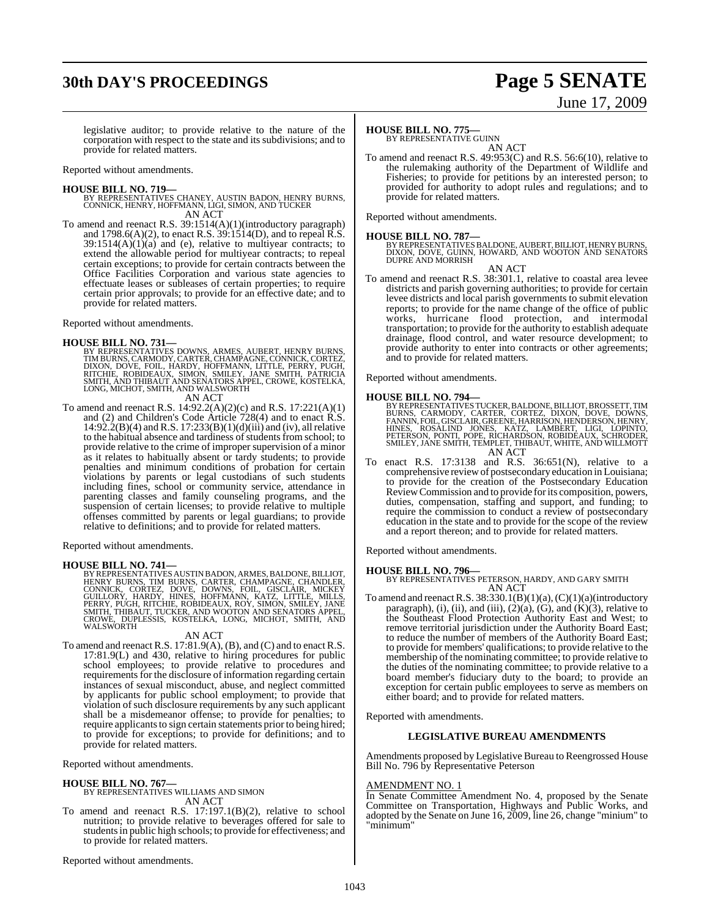legislative auditor; to provide relative to the nature of the corporation with respect to the state and its subdivisions; and to provide for related matters.

Reported without amendments.

**HOUSE BILL NO. 719—**
BY REPRESENTATIVES CHANEY, AUSTIN BADON, HENRY BURNS, CONNICK, HENRY, HOFFMANN, LIGI, SIMON, AND TUCKER
AN ACT

To amend and reenact R.S. 39:1514(A)(1)(introductory paragraph) and 1798.6(A)(2), to enact R.S. 39:1514(D), and to repeal R.S. 39:1514(A)(1)(a) and (e), relative to multiyear contracts; to extend the allowable period for multiyear contracts; to repeal certain exceptions; to provide for certain contracts between the Office Facilities Corporation and various state agencies to effectuate leases or subleases of certain properties; to require certain prior approvals; to provide for an effective date; and to provide for related matters.

Reported without amendments.

**HOUSE BILL NO. 731—**
BY REPRESENTATIVES DOWNS, ARMES, AUBERT, HENRY BURNS, TIM BURNS, CARMODY, CARTER, CHAMPAGNE, CONNICK, CORTEZ, DIXON, DOVE, FOIL, HARDY, HOFFMANN, LITTLE, PERRY, PUGH, RITCHIE, ROBIDEAUX, SIMON, SMILEY, JANE SMITH, PATRICIA SMITH, AND THIBAUT AND SENATORS APPEL, CROWE, KOSTELKA, LONG, MICHOT, SMITH, AND WALSWORTH
AN ACT

To amend and reenact R.S. 14:92.2(A)(2)(c) and R.S. 17:221(A)(1) and (2) and Children's Code Article 728(4) and to enact R.S. 14:92.2(B)(4) and R.S. 17:233(B)(1)(d)(iii) and (iv), all relative to the habitual absence and tardiness of students from school; to provide relative to the crime of improper supervision of a minor as it relates to habitually absent or tardy students; to provide penalties and minimum conditions of probation for certain violations by parents or legal custodians of such students including fines, school or community service, attendance in parenting classes and family counseling programs, and the suspension of certain licenses; to provide relative to multiple offenses committed by parents or legal guardians; to provide relative to definitions; and to provide for related matters.

Reported without amendments.

**HOUSE BILL NO. 741—**
BY REPRESENTATIVES AUSTIN BADON, ARMES, BALDONE, BILLIOT, HENRY BURNS, TIM BURNS, CARTER, CHAMPAGNE, CHANDLER, CONNICK, CORTEZ, DOVE, DOWNS, FOIL, GISCLAIR, MICKEY GUILLORY, HARDY, HINES, HOFFMANN, KATZ, LITTLE, MILLS, PERRY, PUGH, RITCHIE, ROBIDEAUX, ROY, SIMON, SMILEY, JANE SMITH, THIBAUT, TUCKER, AND WOOTON AND SENATORS APPEL, CROWE, DUPLESSIS, KOSTELKA, LONG, MICHOT, SMITH, AND WALSWORTH
AN ACT

To amend and reenact R.S. 17:81.9(A), (B), and (C) and to enact R.S. 17:81.9(L) and 430, relative to hiring procedures for public school employees; to provide relative to procedures and requirements for the disclosure of information regarding certain instances of sexual misconduct, abuse, and neglect committed by applicants for public school employment; to provide that violation of such disclosure requirements by any such applicant shall be a misdemeanor offense; to provide for penalties; to require applicants to sign certain statements prior to being hired; to provide for exceptions; to provide for definitions; and to provide for related matters.

Reported without amendments.

**HOUSE BILL NO. 767—**
BY REPRESENTATIVES WILLIAMS AND SIMON
AN ACT

To amend and reenact R.S. 17:197.1(B)(2), relative to school nutrition; to provide relative to beverages offered for sale to students in public high schools; to provide for effectiveness; and to provide for related matters.

Reported without amendments.

**HOUSE BILL NO. 775—**
BY REPRESENTATIVE GUINN
AN ACT

To amend and reenact R.S. 49:953(C) and R.S. 56:6(10), relative to the rulemaking authority of the Department of Wildlife and Fisheries; to provide for petitions by an interested person; to provided for authority to adopt rules and regulations; and to provide for related matters.

Reported without amendments.

**HOUSE BILL NO. 787—**
BY REPRESENTATIVES BALDONE, AUBERT, BILLIOT, HENRY BURNS, DIXON, DOVE, GUINN, HOWARD, AND WOOTON AND SENATORS DUPRE AND MORRISH
AN ACT

To amend and reenact R.S. 38:301.1, relative to coastal area levee districts and parish governing authorities; to provide for certain levee districts and local parish governments to submit elevation reports; to provide for the name change of the office of public works, hurricane flood protection, and intermodal transportation; to provide for the authority to establish adequate drainage, flood control, and water resource development; to provide authority to enter into contracts or other agreements; and to provide for related matters.

Reported without amendments.

**HOUSE BILL NO. 794—**
BY REPRESENTATIVES TUCKER, BALDONE, BILLIOT, BROSSETT, TIM BURNS, CARMODY, CARTER, CORTEZ, DIXON, DOVE, DOWNS, FANNIN, FOIL, GISCLAIR, GREENE, HARRISON, HENDERSON, HENRY, HINES, ROSALIND JONES, KATZ, LAMBERT, LIGI, LOPINTO, PETERSON, PONTI, POPE, RICHARDSON, ROBIDEAUX, SCHRODER, SMILEY, JANE SMITH, TEMPLET, THIBAUT, WHITE, AND WILLMOTT
AN ACT

To enact R.S. 17:3138 and R.S. 36:651(N), relative to a comprehensive review of postsecondary education in Louisiana; to provide for the creation of the Postsecondary Education Review Commission and to provide for its composition, powers, duties, compensation, staffing and support, and funding; to require the commission to conduct a review of postsecondary education in the state and to provide for the scope of the review and a report thereon; and to provide for related matters.

Reported without amendments.

**HOUSE BILL NO. 796—**
BY REPRESENTATIVES PETERSON, HARDY, AND GARY SMITH
AN ACT

To amend and reenact R.S. 38:330.1(B)(1)(a), (C)(1)(a)(introductory paragraph), (i), (ii), and (iii), (2)(a), (G), and (K)(3), relative to the Southeast Flood Protection Authority East and West; to remove territorial jurisdiction under the Authority Board East; to reduce the number of members of the Authority Board East; to provide for members' qualifications; to provide relative to the membership of the nominating committee; to provide relative to the duties of the nominating committee; to provide relative to a board member's fiduciary duty to the board; to provide an exception for certain public employees to serve as members on either board; and to provide for related matters.

Reported with amendments.

## LEGISLATIVE BUREAU AMENDMENTS

Amendments proposed by Legislative Bureau to Reengrossed House Bill No. 796 by Representative Peterson

AMENDMENT NO. 1

In Senate Committee Amendment No. 4, proposed by the Senate Committee on Transportation, Highways and Public Works, and adopted by the Senate on June 16, 2009, line 26, change "minium" to "minimum"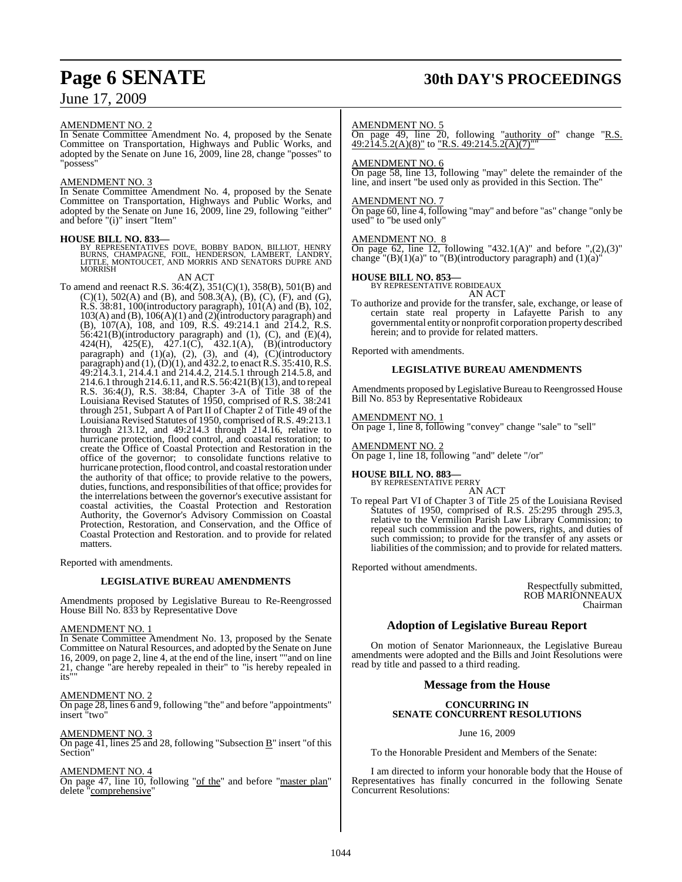AMENDMENT NO. 2
In Senate Committee Amendment No. 4, proposed by the Senate Committee on Transportation, Highways and Public Works, and adopted by the Senate on June 16, 2009, line 28, change "posses" to "possess"

AMENDMENT NO. 3
In Senate Committee Amendment No. 4, proposed by the Senate Committee on Transportation, Highways and Public Works, and adopted by the Senate on June 16, 2009, line 29, following "either" and before "(i)" insert "Item"

**HOUSE BILL NO. 833—**
BY REPRESENTATIVES DOVE, BOBBY BADON, BILLIOT, HENRY BURNS, CHAMPAGNE, FOIL, HENDERSON, LAMBERT, LANDRY, LITTLE, MONTOUCET, AND MORRIS AND SENATORS DUPRE AND MORRISH

AN ACT

To amend and reenact R.S. 36:4(Z), 351(C)(1), 358(B), 501(B) and (C)(1), 502(A) and (B), and 508.3(A), (B), (C), (F), and (G), R.S. 38:81, 100(introductory paragraph), 101(A) and (B), 102, 103(A) and (B), 106(A)(1) and (2)(introductory paragraph) and (B), 107(A), 108, and 109, R.S. 49:214.1 and 214.2, R.S. 56:421(B)(introductory paragraph) and (1), (C), and (E)(4), 424(H), 425(E), 427.1(C), 432.1(A), (B)(introductory paragraph) and (1)(a), (2), (3), and (4), (C)(introductory paragraph) and (1), (D)(1), and 432.2, to enact R.S. 35:410, R.S. 49:214.3.1, 214.4.1 and 214.4.2, 214.5.1 through 214.5.8, and 214.6.1 through 214.6.11, and R.S. 56:421(B)(13), and to repeal R.S. 36:4(J), R.S. 38:84, Chapter 3-A of Title 38 of the Louisiana Revised Statutes of 1950, comprised of R.S. 38:241 through 251, Subpart A of Part II of Chapter 2 of Title 49 of the Louisiana Revised Statutes of 1950, comprised of R.S. 49:213.1 through 213.12, and 49:214.3 through 214.16, relative to hurricane protection, flood control, and coastal restoration; to create the Office of Coastal Protection and Restoration in the office of the governor; to consolidate functions relative to hurricane protection, flood control, and coastal restoration under the authority of that office; to provide relative to the powers, duties, functions, and responsibilities of that office; provides for the interrelations between the governor's executive assistant for coastal activities, the Coastal Protection and Restoration Authority, the Governor's Advisory Commission on Coastal Protection, Restoration, and Conservation, and the Office of Coastal Protection and Restoration. and to provide for related matters.

Reported with amendments.

**LEGISLATIVE BUREAU AMENDMENTS**

Amendments proposed by Legislative Bureau to Re-Reengrossed House Bill No. 833 by Representative Dove

AMENDMENT NO. 1
In Senate Committee Amendment No. 13, proposed by the Senate Committee on Natural Resources, and adopted by the Senate on June 16, 2009, on page 2, line 4, at the end of the line, insert ""and on line 21, change "are hereby repealed in their" to "is hereby repealed in its""

AMENDMENT NO. 2
On page 28, lines 6 and 9, following "the" and before "appointments" insert "two"

AMENDMENT NO. 3
On page 41, lines 25 and 28, following "Subsection B" insert "of this Section"

AMENDMENT NO. 4
On page 47, line 10, following "of the" and before "master plan" delete "comprehensive"

AMENDMENT NO. 5
On page 49, line 20, following "authority of" change "R.S. 49:214.5.2(A)(8)" to "R.S. 49:214.5.2(A)(7)""

AMENDMENT NO. 6
On page 58, line 13, following "may" delete the remainder of the line, and insert "be used only as provided in this Section. The"

AMENDMENT NO. 7
On page 60, line 4, following "may" and before "as" change "only be used" to "be used only"

AMENDMENT NO. 8
On page 62, line 12, following "432.1(A)" and before ",(2),(3)" change "(B)(1)(a)" to "(B)(introductory paragraph) and (1)(a)"

**HOUSE BILL NO. 853—**
BY REPRESENTATIVE ROBIDEAUX

AN ACT

To authorize and provide for the transfer, sale, exchange, or lease of certain state real property in Lafayette Parish to any governmental entity or nonprofit corporation property described herein; and to provide for related matters.

Reported with amendments.

**LEGISLATIVE BUREAU AMENDMENTS**

Amendments proposed by Legislative Bureau to Reengrossed House Bill No. 853 by Representative Robideaux

AMENDMENT NO. 1
On page 1, line 8, following "convey" change "sale" to "sell"

AMENDMENT NO. 2
On page 1, line 18, following "and" delete "/or"

**HOUSE BILL NO. 883—**
BY REPRESENTATIVE PERRY

AN ACT

To repeal Part VI of Chapter 3 of Title 25 of the Louisiana Revised Statutes of 1950, comprised of R.S. 25:295 through 295.3, relative to the Vermilion Parish Law Library Commission; to repeal such commission and the powers, rights, and duties of such commission; to provide for the transfer of any assets or liabilities of the commission; and to provide for related matters.

Reported without amendments.

Respectfully submitted,
ROB MARIONNEAUX
Chairman

## Adoption of Legislative Bureau Report

On motion of Senator Marionneaux, the Legislative Bureau amendments were adopted and the Bills and Joint Resolutions were read by title and passed to a third reading.

## Message from the House

**CONCURRING IN SENATE CONCURRENT RESOLUTIONS**

June 16, 2009

To the Honorable President and Members of the Senate:

I am directed to inform your honorable body that the House of Representatives has finally concurred in the following Senate Concurrent Resolutions: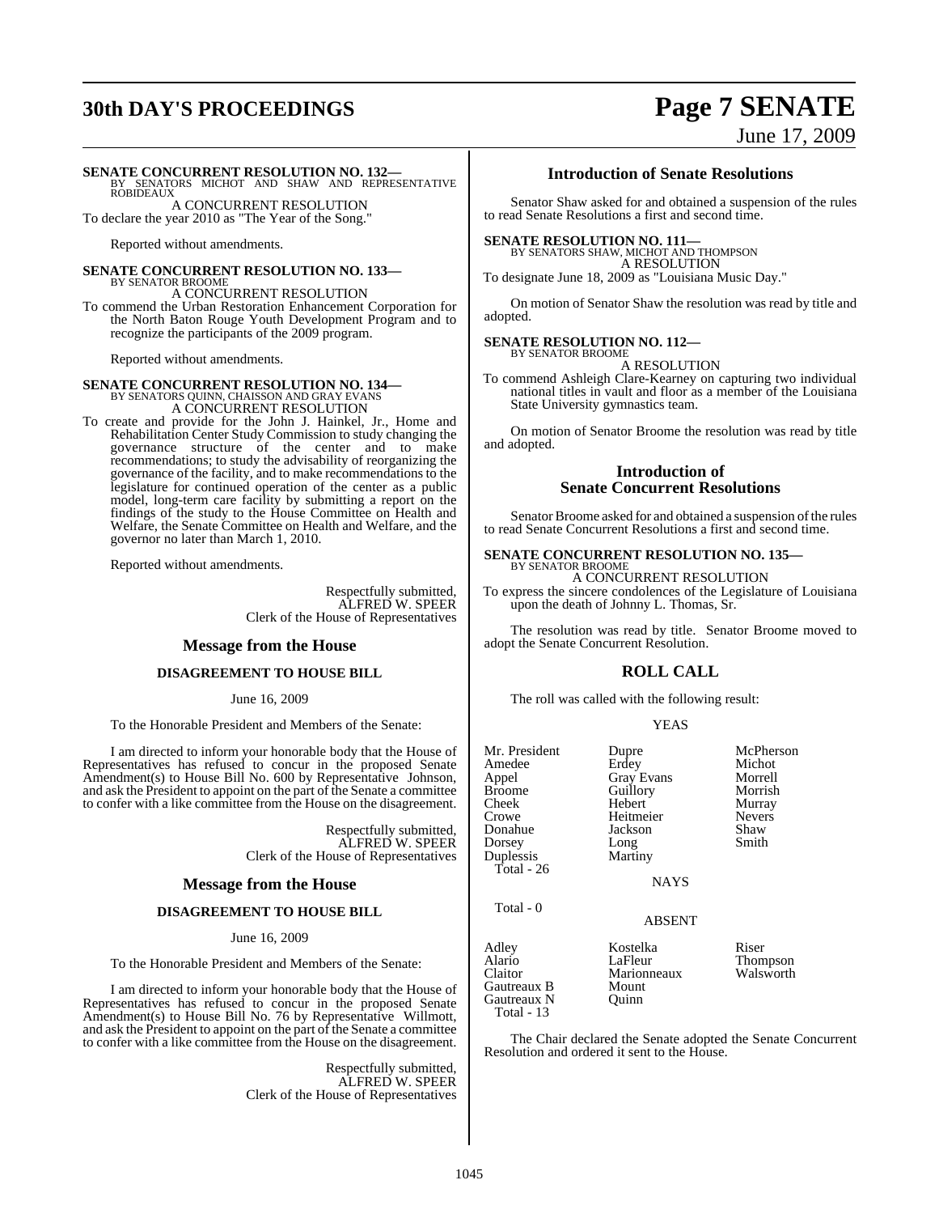**SENATE CONCURRENT RESOLUTION NO. 132—**
BY SENATORS MICHOT AND SHAW AND REPRESENTATIVE ROBIDEAUX

A CONCURRENT RESOLUTION

To declare the year 2010 as "The Year of the Song."

Reported without amendments.

**SENATE CONCURRENT RESOLUTION NO. 133—**
BY SENATOR BROOME

A CONCURRENT RESOLUTION

To commend the Urban Restoration Enhancement Corporation for the North Baton Rouge Youth Development Program and to recognize the participants of the 2009 program.

Reported without amendments.

**SENATE CONCURRENT RESOLUTION NO. 134—**
BY SENATORS QUINN, CHAISSON AND GRAY EVANS

A CONCURRENT RESOLUTION

To create and provide for the John J. Hainkel, Jr., Home and Rehabilitation Center Study Commission to study changing the governance structure of the center and to make recommendations; to study the advisability of reorganizing the governance of the facility, and to make recommendations to the legislature for continued operation of the center as a public model, long-term care facility by submitting a report on the findings of the study to the House Committee on Health and Welfare, the Senate Committee on Health and Welfare, and the governor no later than March 1, 2010.

Reported without amendments.

Respectfully submitted,
ALFRED W. SPEER
Clerk of the House of Representatives

## Message from the House

### DISAGREEMENT TO HOUSE BILL

June 16, 2009

To the Honorable President and Members of the Senate:

I am directed to inform your honorable body that the House of Representatives has refused to concur in the proposed Senate Amendment(s) to House Bill No. 600 by Representative Johnson, and ask the President to appoint on the part of the Senate a committee to confer with a like committee from the House on the disagreement.

Respectfully submitted,
ALFRED W. SPEER
Clerk of the House of Representatives

## Message from the House

### DISAGREEMENT TO HOUSE BILL

June 16, 2009

To the Honorable President and Members of the Senate:

I am directed to inform your honorable body that the House of Representatives has refused to concur in the proposed Senate Amendment(s) to House Bill No. 76 by Representative Willmott, and ask the President to appoint on the part of the Senate a committee to confer with a like committee from the House on the disagreement.

Respectfully submitted,
ALFRED W. SPEER
Clerk of the House of Representatives

## Introduction of Senate Resolutions

Senator Shaw asked for and obtained a suspension of the rules to read Senate Resolutions a first and second time.

**SENATE RESOLUTION NO. 111—**
BY SENATORS SHAW, MICHOT AND THOMPSON

A RESOLUTION

To designate June 18, 2009 as "Louisiana Music Day."

On motion of Senator Shaw the resolution was read by title and adopted.

**SENATE RESOLUTION NO. 112—**
BY SENATOR BROOME

A RESOLUTION

To commend Ashleigh Clare-Kearney on capturing two individual national titles in vault and floor as a member of the Louisiana State University gymnastics team.

On motion of Senator Broome the resolution was read by title and adopted.

## Introduction of Senate Concurrent Resolutions

Senator Broome asked for and obtained a suspension of the rules to read Senate Concurrent Resolutions a first and second time.

**SENATE CONCURRENT RESOLUTION NO. 135—**
BY SENATOR BROOME

A CONCURRENT RESOLUTION

To express the sincere condolences of the Legislature of Louisiana upon the death of Johnny L. Thomas, Sr.

The resolution was read by title. Senator Broome moved to adopt the Senate Concurrent Resolution.

## ROLL CALL

The roll was called with the following result:

YEAS

| | | |
|---|---|---|
| Mr. President | Dupre | McPherson |
| Amedee | Erdey | Michot |
| Appel | Gray Evans | Morrell |
| Broome | Guillory | Morrish |
| Cheek | Hebert | Murray |
| Crowe | Heitmeier | Nevers |
| Donahue | Jackson | Shaw |
| Dorsey | Long | Smith |
| Duplessis | Martiny | |

Total - 26

NAYS

Total - 0

ABSENT

| | | |
|---|---|---|
| Adley | Kostelka | Riser |
| Alario | LaFleur | Thompson |
| Claitor | Marionneaux | Walsworth |
| Gautreaux B | Mount | |
| Gautreaux N | Quinn | |

Total - 13

The Chair declared the Senate adopted the Senate Concurrent Resolution and ordered it sent to the House.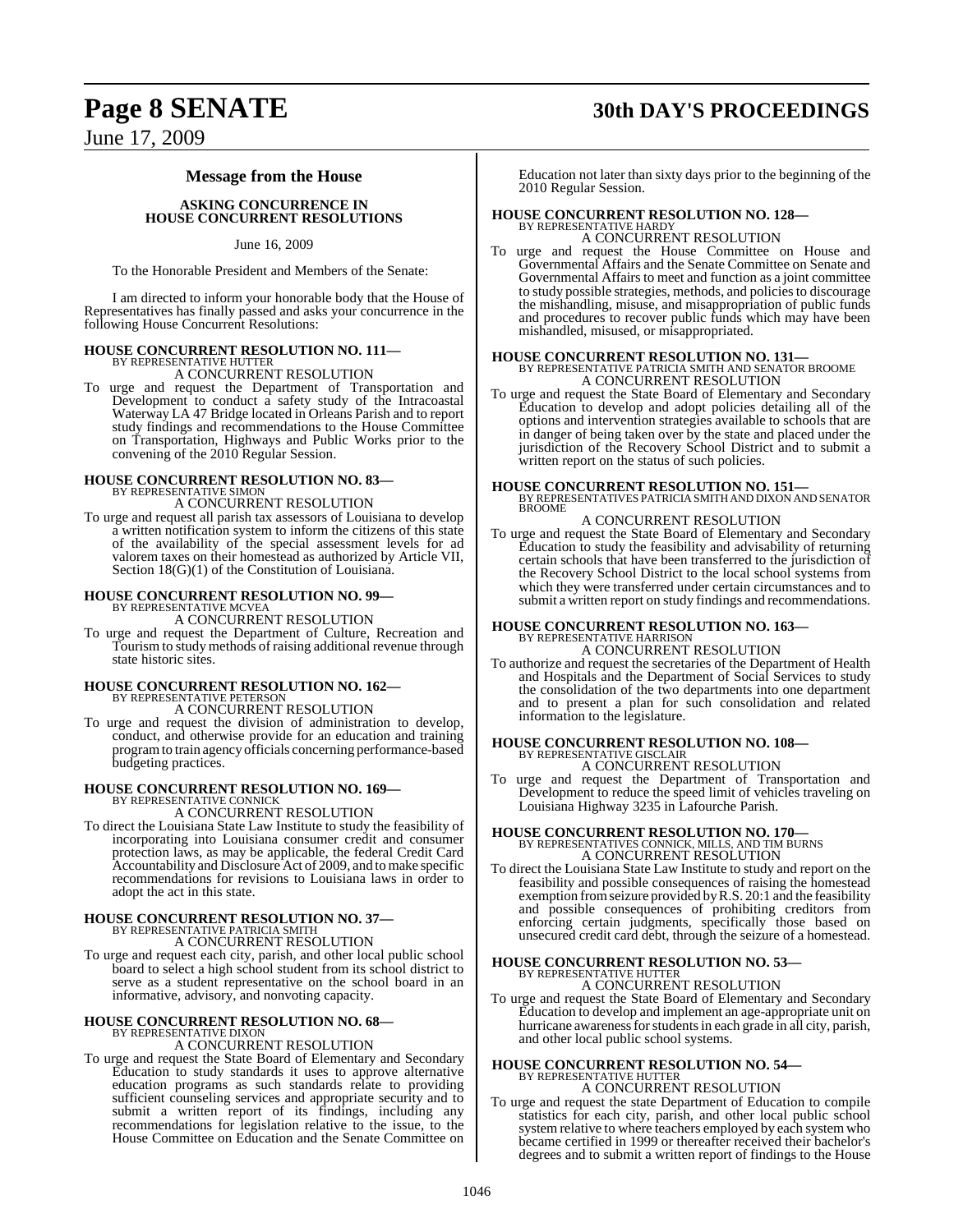## Message from the House

### ASKING CONCURRENCE IN HOUSE CONCURRENT RESOLUTIONS

June 16, 2009

To the Honorable President and Members of the Senate:

I am directed to inform your honorable body that the House of Representatives has finally passed and asks your concurrence in the following House Concurrent Resolutions:

**HOUSE CONCURRENT RESOLUTION NO. 111—**
BY REPRESENTATIVE HUTTER
A CONCURRENT RESOLUTION
To urge and request the Department of Transportation and Development to conduct a safety study of the Intracoastal Waterway LA 47 Bridge located in Orleans Parish and to report study findings and recommendations to the House Committee on Transportation, Highways and Public Works prior to the convening of the 2010 Regular Session.

**HOUSE CONCURRENT RESOLUTION NO. 83—**
BY REPRESENTATIVE SIMON
A CONCURRENT RESOLUTION
To urge and request all parish tax assessors of Louisiana to develop a written notification system to inform the citizens of this state of the availability of the special assessment levels for ad valorem taxes on their homestead as authorized by Article VII, Section 18(G)(1) of the Constitution of Louisiana.

**HOUSE CONCURRENT RESOLUTION NO. 99—**
BY REPRESENTATIVE MCVEA
A CONCURRENT RESOLUTION
To urge and request the Department of Culture, Recreation and Tourism to study methods of raising additional revenue through state historic sites.

**HOUSE CONCURRENT RESOLUTION NO. 162—**
BY REPRESENTATIVE PETERSON
A CONCURRENT RESOLUTION
To urge and request the division of administration to develop, conduct, and otherwise provide for an education and training program to train agency officials concerning performance-based budgeting practices.

**HOUSE CONCURRENT RESOLUTION NO. 169—**
BY REPRESENTATIVE CONNICK
A CONCURRENT RESOLUTION
To direct the Louisiana State Law Institute to study the feasibility of incorporating into Louisiana consumer credit and consumer protection laws, as may be applicable, the federal Credit Card Accountability and Disclosure Act of 2009, and to make specific recommendations for revisions to Louisiana laws in order to adopt the act in this state.

**HOUSE CONCURRENT RESOLUTION NO. 37—**
BY REPRESENTATIVE PATRICIA SMITH
A CONCURRENT RESOLUTION
To urge and request each city, parish, and other local public school board to select a high school student from its school district to serve as a student representative on the school board in an informative, advisory, and nonvoting capacity.

**HOUSE CONCURRENT RESOLUTION NO. 68—**
BY REPRESENTATIVE DIXON
A CONCURRENT RESOLUTION
To urge and request the State Board of Elementary and Secondary Education to study standards it uses to approve alternative education programs as such standards relate to providing sufficient counseling services and appropriate security and to submit a written report of its findings, including any recommendations for legislation relative to the issue, to the House Committee on Education and the Senate Committee on Education not later than sixty days prior to the beginning of the 2010 Regular Session.

**HOUSE CONCURRENT RESOLUTION NO. 128—**
BY REPRESENTATIVE HARDY
A CONCURRENT RESOLUTION
To urge and request the House Committee on House and Governmental Affairs and the Senate Committee on Senate and Governmental Affairs to meet and function as a joint committee to study possible strategies, methods, and policies to discourage the mishandling, misuse, and misappropriation of public funds and procedures to recover public funds which may have been mishandled, misused, or misappropriated.

**HOUSE CONCURRENT RESOLUTION NO. 131—**
BY REPRESENTATIVE PATRICIA SMITH AND SENATOR BROOME
A CONCURRENT RESOLUTION
To urge and request the State Board of Elementary and Secondary Education to develop and adopt policies detailing all of the options and intervention strategies available to schools that are in danger of being taken over by the state and placed under the jurisdiction of the Recovery School District and to submit a written report on the status of such policies.

**HOUSE CONCURRENT RESOLUTION NO. 151—**
BY REPRESENTATIVES PATRICIA SMITH AND DIXON AND SENATOR BROOME
A CONCURRENT RESOLUTION
To urge and request the State Board of Elementary and Secondary Education to study the feasibility and advisability of returning certain schools that have been transferred to the jurisdiction of the Recovery School District to the local school systems from which they were transferred under certain circumstances and to submit a written report on study findings and recommendations.

**HOUSE CONCURRENT RESOLUTION NO. 163—**
BY REPRESENTATIVE HARRISON
A CONCURRENT RESOLUTION
To authorize and request the secretaries of the Department of Health and Hospitals and the Department of Social Services to study the consolidation of the two departments into one department and to present a plan for such consolidation and related information to the legislature.

**HOUSE CONCURRENT RESOLUTION NO. 108—**
BY REPRESENTATIVE GISCLAIR
A CONCURRENT RESOLUTION
To urge and request the Department of Transportation and Development to reduce the speed limit of vehicles traveling on Louisiana Highway 3235 in Lafourche Parish.

**HOUSE CONCURRENT RESOLUTION NO. 170—**
BY REPRESENTATIVES CONNICK, MILLS, AND TIM BURNS
A CONCURRENT RESOLUTION
To direct the Louisiana State Law Institute to study and report on the feasibility and possible consequences of raising the homestead exemption from seizure provided by R.S. 20:1 and the feasibility and possible consequences of prohibiting creditors from enforcing certain judgments, specifically those based on unsecured credit card debt, through the seizure of a homestead.

**HOUSE CONCURRENT RESOLUTION NO. 53—**
BY REPRESENTATIVE HUTTER
A CONCURRENT RESOLUTION
To urge and request the State Board of Elementary and Secondary Education to develop and implement an age-appropriate unit on hurricane awareness for students in each grade in all city, parish, and other local public school systems.

**HOUSE CONCURRENT RESOLUTION NO. 54—**
BY REPRESENTATIVE HUTTER
A CONCURRENT RESOLUTION
To urge and request the state Department of Education to compile statistics for each city, parish, and other local public school system relative to where teachers employed by each system who became certified in 1999 or thereafter received their bachelor's degrees and to submit a written report of findings to the House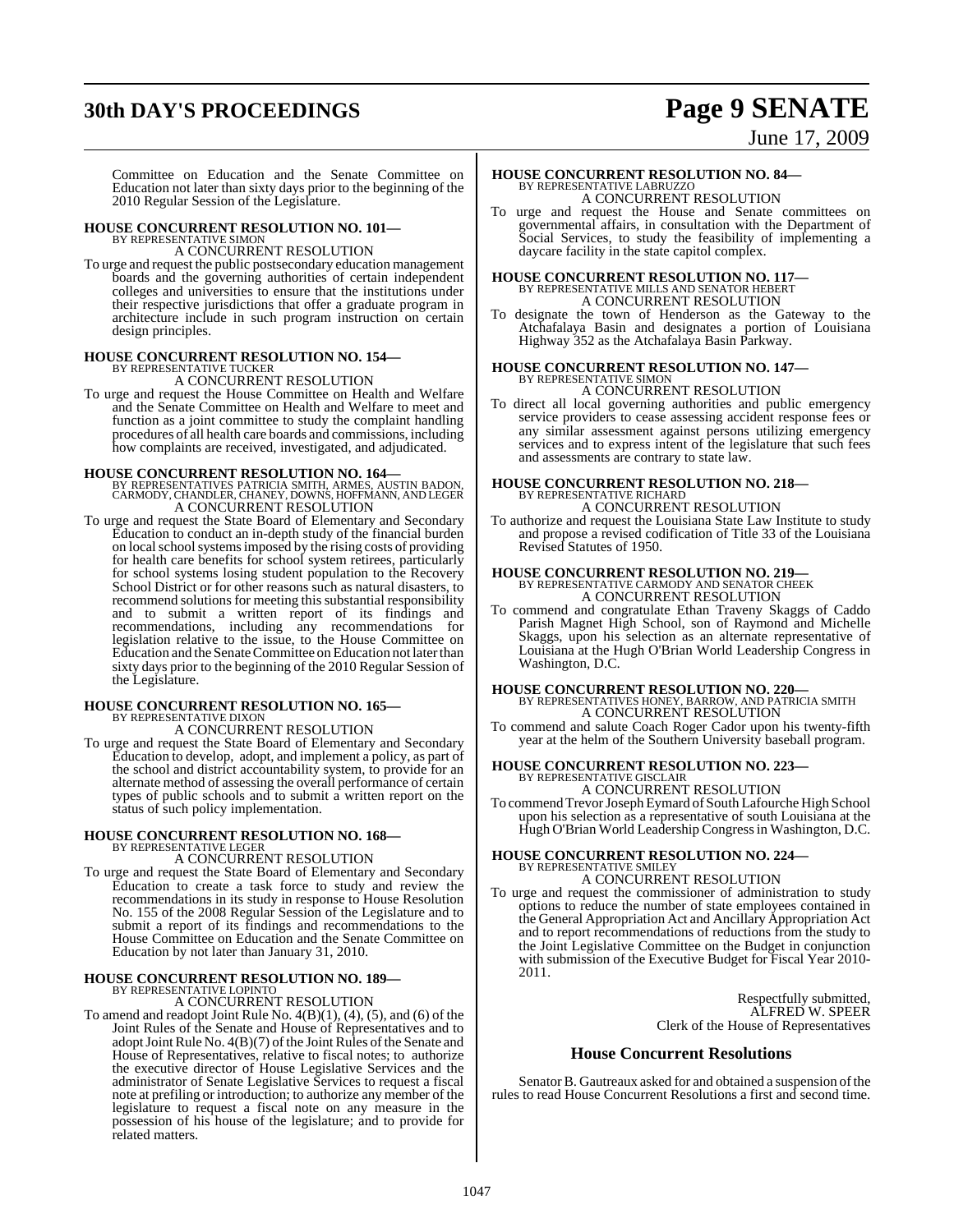Committee on Education and the Senate Committee on Education not later than sixty days prior to the beginning of the 2010 Regular Session of the Legislature.

**HOUSE CONCURRENT RESOLUTION NO. 101—**
BY REPRESENTATIVE SIMON
A CONCURRENT RESOLUTION

To urge and request the public postsecondary education management boards and the governing authorities of certain independent colleges and universities to ensure that the institutions under their respective jurisdictions that offer a graduate program in architecture include in such program instruction on certain design principles.

**HOUSE CONCURRENT RESOLUTION NO. 154—**
BY REPRESENTATIVE TUCKER
A CONCURRENT RESOLUTION

To urge and request the House Committee on Health and Welfare and the Senate Committee on Health and Welfare to meet and function as a joint committee to study the complaint handling procedures of all health care boards and commissions, including how complaints are received, investigated, and adjudicated.

**HOUSE CONCURRENT RESOLUTION NO. 164—**
BY REPRESENTATIVES PATRICIA SMITH, ARMES, AUSTIN BADON, CARMODY, CHANDLER, CHANEY, DOWNS, HOFFMANN, AND LEGER
A CONCURRENT RESOLUTION

To urge and request the State Board of Elementary and Secondary Education to conduct an in-depth study of the financial burden on local school systems imposed by the rising costs of providing for health care benefits for school system retirees, particularly for school systems losing student population to the Recovery School District or for other reasons such as natural disasters, to recommend solutions for meeting this substantial responsibility and to submit a written report of its findings and recommendations, including any recommendations for legislation relative to the issue, to the House Committee on Education and the Senate Committee on Education not later than sixty days prior to the beginning of the 2010 Regular Session of the Legislature.

**HOUSE CONCURRENT RESOLUTION NO. 165—**
BY REPRESENTATIVE DIXON
A CONCURRENT RESOLUTION

To urge and request the State Board of Elementary and Secondary Education to develop, adopt, and implement a policy, as part of the school and district accountability system, to provide for an alternate method of assessing the overall performance of certain types of public schools and to submit a written report on the status of such policy implementation.

**HOUSE CONCURRENT RESOLUTION NO. 168—**
BY REPRESENTATIVE LEGER
A CONCURRENT RESOLUTION

To urge and request the State Board of Elementary and Secondary Education to create a task force to study and review the recommendations in its study in response to House Resolution No. 155 of the 2008 Regular Session of the Legislature and to submit a report of its findings and recommendations to the House Committee on Education and the Senate Committee on Education by not later than January 31, 2010.

**HOUSE CONCURRENT RESOLUTION NO. 189—**
BY REPRESENTATIVE LOPINTO
A CONCURRENT RESOLUTION

To amend and readopt Joint Rule No. 4(B)(1), (4), (5), and (6) of the Joint Rules of the Senate and House of Representatives and to adopt Joint Rule No. 4(B)(7) of the Joint Rules of the Senate and House of Representatives, relative to fiscal notes; to authorize the executive director of House Legislative Services and the administrator of Senate Legislative Services to request a fiscal note at prefiling or introduction; to authorize any member of the legislature to request a fiscal note on any measure in the possession of his house of the legislature; and to provide for related matters.

**HOUSE CONCURRENT RESOLUTION NO. 84—**
BY REPRESENTATIVE LABRUZZO
A CONCURRENT RESOLUTION

To urge and request the House and Senate committees on governmental affairs, in consultation with the Department of Social Services, to study the feasibility of implementing a daycare facility in the state capitol complex.

**HOUSE CONCURRENT RESOLUTION NO. 117—**
BY REPRESENTATIVE MILLS AND SENATOR HEBERT
A CONCURRENT RESOLUTION

To designate the town of Henderson as the Gateway to the Atchafalaya Basin and designates a portion of Louisiana Highway 352 as the Atchafalaya Basin Parkway.

**HOUSE CONCURRENT RESOLUTION NO. 147—**
BY REPRESENTATIVE SIMON
A CONCURRENT RESOLUTION

To direct all local governing authorities and public emergency service providers to cease assessing accident response fees or any similar assessment against persons utilizing emergency services and to express intent of the legislature that such fees and assessments are contrary to state law.

**HOUSE CONCURRENT RESOLUTION NO. 218—**
BY REPRESENTATIVE RICHARD
A CONCURRENT RESOLUTION

To authorize and request the Louisiana State Law Institute to study and propose a revised codification of Title 33 of the Louisiana Revised Statutes of 1950.

**HOUSE CONCURRENT RESOLUTION NO. 219—**
BY REPRESENTATIVE CARMODY AND SENATOR CHEEK
A CONCURRENT RESOLUTION

To commend and congratulate Ethan Traveny Skaggs of Caddo Parish Magnet High School, son of Raymond and Michelle Skaggs, upon his selection as an alternate representative of Louisiana at the Hugh O'Brian World Leadership Congress in Washington, D.C.

**HOUSE CONCURRENT RESOLUTION NO. 220—**
BY REPRESENTATIVES HONEY, BARROW, AND PATRICIA SMITH
A CONCURRENT RESOLUTION

To commend and salute Coach Roger Cador upon his twenty-fifth year at the helm of the Southern University baseball program.

**HOUSE CONCURRENT RESOLUTION NO. 223—**
BY REPRESENTATIVE GISCLAIR
A CONCURRENT RESOLUTION

To commend Trevor Joseph Eymard of South Lafourche High School upon his selection as a representative of south Louisiana at the Hugh O'Brian World Leadership Congress in Washington, D.C.

**HOUSE CONCURRENT RESOLUTION NO. 224—**
BY REPRESENTATIVE SMILEY
A CONCURRENT RESOLUTION

To urge and request the commissioner of administration to study options to reduce the number of state employees contained in the General Appropriation Act and Ancillary Appropriation Act and to report recommendations of reductions from the study to the Joint Legislative Committee on the Budget in conjunction with submission of the Executive Budget for Fiscal Year 2010-2011.

Respectfully submitted,
ALFRED W. SPEER
Clerk of the House of Representatives

## House Concurrent Resolutions

Senator B. Gautreaux asked for and obtained a suspension of the rules to read House Concurrent Resolutions a first and second time.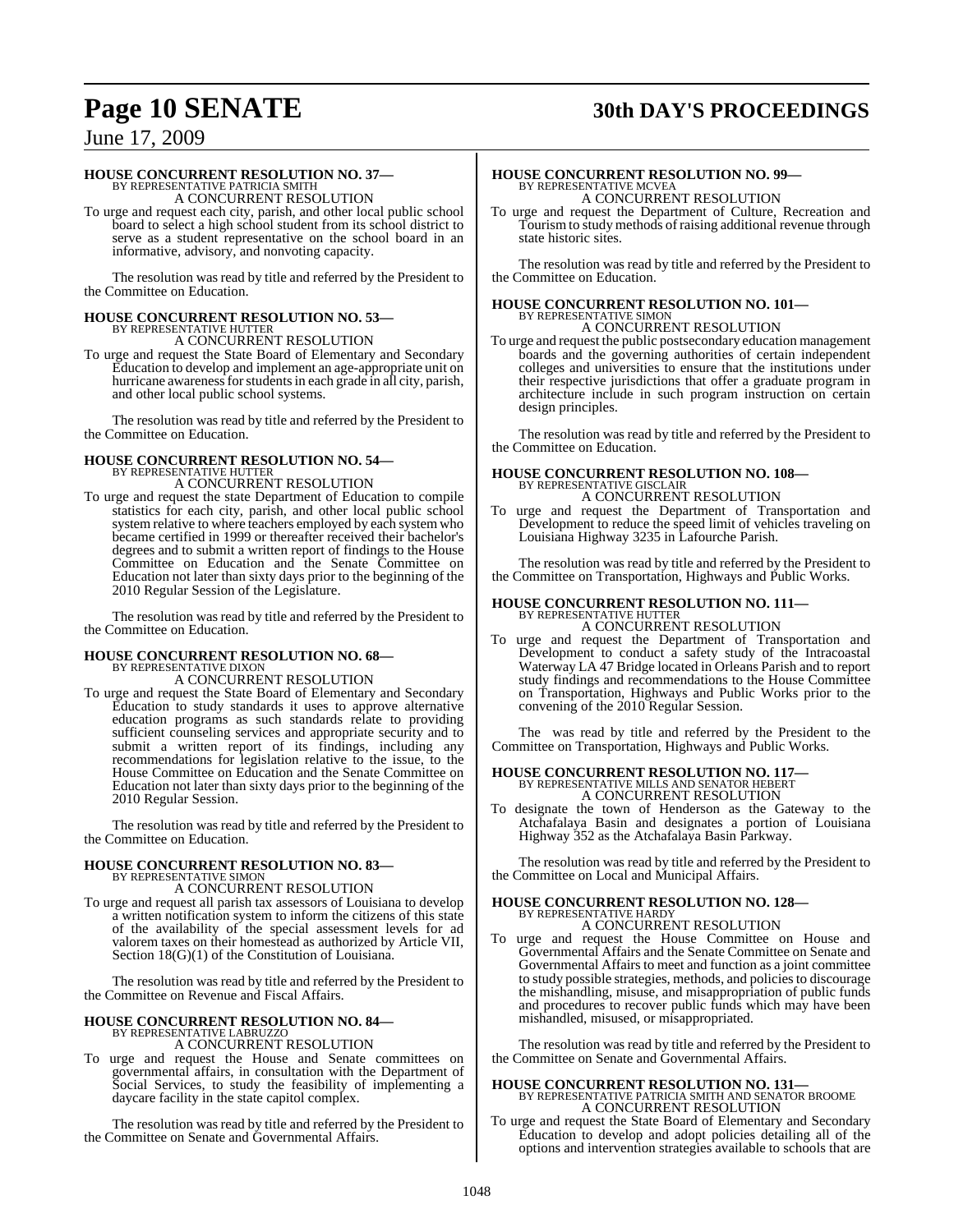**HOUSE CONCURRENT RESOLUTION NO. 37—**
BY REPRESENTATIVE PATRICIA SMITH
A CONCURRENT RESOLUTION

To urge and request each city, parish, and other local public school board to select a high school student from its school district to serve as a student representative on the school board in an informative, advisory, and nonvoting capacity.

The resolution was read by title and referred by the President to the Committee on Education.

**HOUSE CONCURRENT RESOLUTION NO. 53—**
BY REPRESENTATIVE HUTTER
A CONCURRENT RESOLUTION

To urge and request the State Board of Elementary and Secondary Education to develop and implement an age-appropriate unit on hurricane awareness for students in each grade in all city, parish, and other local public school systems.

The resolution was read by title and referred by the President to the Committee on Education.

**HOUSE CONCURRENT RESOLUTION NO. 54—**
BY REPRESENTATIVE HUTTER
A CONCURRENT RESOLUTION

To urge and request the state Department of Education to compile statistics for each city, parish, and other local public school system relative to where teachers employed by each system who became certified in 1999 or thereafter received their bachelor's degrees and to submit a written report of findings to the House Committee on Education and the Senate Committee on Education not later than sixty days prior to the beginning of the 2010 Regular Session of the Legislature.

The resolution was read by title and referred by the President to the Committee on Education.

**HOUSE CONCURRENT RESOLUTION NO. 68—**
BY REPRESENTATIVE DIXON
A CONCURRENT RESOLUTION

To urge and request the State Board of Elementary and Secondary Education to study standards it uses to approve alternative education programs as such standards relate to providing sufficient counseling services and appropriate security and to submit a written report of its findings, including any recommendations for legislation relative to the issue, to the House Committee on Education and the Senate Committee on Education not later than sixty days prior to the beginning of the 2010 Regular Session.

The resolution was read by title and referred by the President to the Committee on Education.

**HOUSE CONCURRENT RESOLUTION NO. 83—**
BY REPRESENTATIVE SIMON
A CONCURRENT RESOLUTION

To urge and request all parish tax assessors of Louisiana to develop a written notification system to inform the citizens of this state of the availability of the special assessment levels for ad valorem taxes on their homestead as authorized by Article VII, Section 18(G)(1) of the Constitution of Louisiana.

The resolution was read by title and referred by the President to the Committee on Revenue and Fiscal Affairs.

**HOUSE CONCURRENT RESOLUTION NO. 84—**
BY REPRESENTATIVE LABRUZZO
A CONCURRENT RESOLUTION

To urge and request the House and Senate committees on governmental affairs, in consultation with the Department of Social Services, to study the feasibility of implementing a daycare facility in the state capitol complex.

The resolution was read by title and referred by the President to the Committee on Senate and Governmental Affairs.

**HOUSE CONCURRENT RESOLUTION NO. 99—**
BY REPRESENTATIVE MCVEA
A CONCURRENT RESOLUTION

To urge and request the Department of Culture, Recreation and Tourism to study methods of raising additional revenue through state historic sites.

The resolution was read by title and referred by the President to the Committee on Education.

**HOUSE CONCURRENT RESOLUTION NO. 101—**
BY REPRESENTATIVE SIMON
A CONCURRENT RESOLUTION

To urge and request the public postsecondary education management boards and the governing authorities of certain independent colleges and universities to ensure that the institutions under their respective jurisdictions that offer a graduate program in architecture include in such program instruction on certain design principles.

The resolution was read by title and referred by the President to the Committee on Education.

**HOUSE CONCURRENT RESOLUTION NO. 108—**
BY REPRESENTATIVE GISCLAIR
A CONCURRENT RESOLUTION

To urge and request the Department of Transportation and Development to reduce the speed limit of vehicles traveling on Louisiana Highway 3235 in Lafourche Parish.

The resolution was read by title and referred by the President to the Committee on Transportation, Highways and Public Works.

**HOUSE CONCURRENT RESOLUTION NO. 111—**
BY REPRESENTATIVE HUTTER
A CONCURRENT RESOLUTION

To urge and request the Department of Transportation and Development to conduct a safety study of the Intracoastal Waterway LA 47 Bridge located in Orleans Parish and to report study findings and recommendations to the House Committee on Transportation, Highways and Public Works prior to the convening of the 2010 Regular Session.

The was read by title and referred by the President to the Committee on Transportation, Highways and Public Works.

**HOUSE CONCURRENT RESOLUTION NO. 117—**
BY REPRESENTATIVE MILLS AND SENATOR HEBERT
A CONCURRENT RESOLUTION

To designate the town of Henderson as the Gateway to the Atchafalaya Basin and designates a portion of Louisiana Highway 352 as the Atchafalaya Basin Parkway.

The resolution was read by title and referred by the President to the Committee on Local and Municipal Affairs.

**HOUSE CONCURRENT RESOLUTION NO. 128—**
BY REPRESENTATIVE HARDY
A CONCURRENT RESOLUTION

To urge and request the House Committee on House and Governmental Affairs and the Senate Committee on Senate and Governmental Affairs to meet and function as a joint committee to study possible strategies, methods, and policies to discourage the mishandling, misuse, and misappropriation of public funds and procedures to recover public funds which may have been mishandled, misused, or misappropriated.

The resolution was read by title and referred by the President to the Committee on Senate and Governmental Affairs.

**HOUSE CONCURRENT RESOLUTION NO. 131—**
BY REPRESENTATIVE PATRICIA SMITH AND SENATOR BROOME
A CONCURRENT RESOLUTION

To urge and request the State Board of Elementary and Secondary Education to develop and adopt policies detailing all of the options and intervention strategies available to schools that are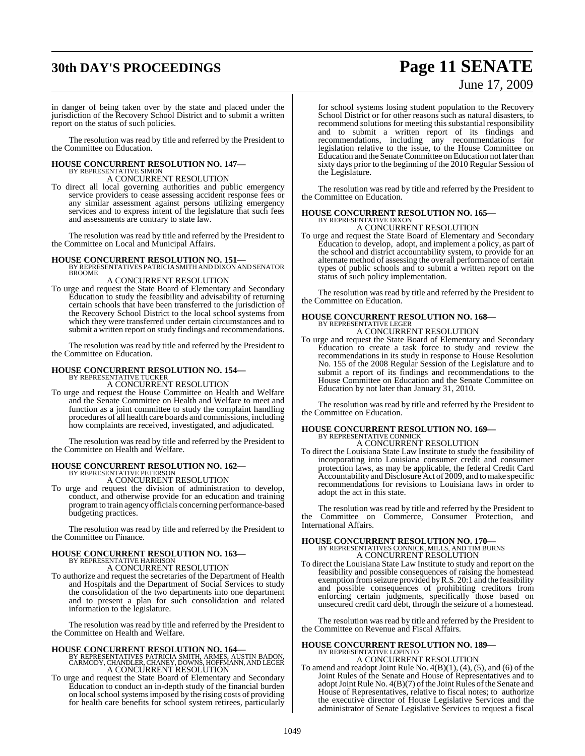in danger of being taken over by the state and placed under the jurisdiction of the Recovery School District and to submit a written report on the status of such policies.

The resolution was read by title and referred by the President to the Committee on Education.

**HOUSE CONCURRENT RESOLUTION NO. 147—**
BY REPRESENTATIVE SIMON
A CONCURRENT RESOLUTION

To direct all local governing authorities and public emergency service providers to cease assessing accident response fees or any similar assessment against persons utilizing emergency services and to express intent of the legislature that such fees and assessments are contrary to state law.

The resolution was read by title and referred by the President to the Committee on Local and Municipal Affairs.

**HOUSE CONCURRENT RESOLUTION NO. 151—**
BY REPRESENTATIVES PATRICIA SMITH AND DIXON AND SENATOR BROOME
A CONCURRENT RESOLUTION

To urge and request the State Board of Elementary and Secondary Education to study the feasibility and advisability of returning certain schools that have been transferred to the jurisdiction of the Recovery School District to the local school systems from which they were transferred under certain circumstances and to submit a written report on study findings and recommendations.

The resolution was read by title and referred by the President to the Committee on Education.

**HOUSE CONCURRENT RESOLUTION NO. 154—**
BY REPRESENTATIVE TUCKER
A CONCURRENT RESOLUTION

To urge and request the House Committee on Health and Welfare and the Senate Committee on Health and Welfare to meet and function as a joint committee to study the complaint handling procedures of all health care boards and commissions, including how complaints are received, investigated, and adjudicated.

The resolution was read by title and referred by the President to the Committee on Health and Welfare.

**HOUSE CONCURRENT RESOLUTION NO. 162—**
BY REPRESENTATIVE PETERSON
A CONCURRENT RESOLUTION

To urge and request the division of administration to develop, conduct, and otherwise provide for an education and training program to train agency officials concerning performance-based budgeting practices.

The resolution was read by title and referred by the President to the Committee on Finance.

**HOUSE CONCURRENT RESOLUTION NO. 163—**
BY REPRESENTATIVE HARRISON
A CONCURRENT RESOLUTION

To authorize and request the secretaries of the Department of Health and Hospitals and the Department of Social Services to study the consolidation of the two departments into one department and to present a plan for such consolidation and related information to the legislature.

The resolution was read by title and referred by the President to the Committee on Health and Welfare.

**HOUSE CONCURRENT RESOLUTION NO. 164—**
BY REPRESENTATIVES PATRICIA SMITH, ARMES, AUSTIN BADON, CARMODY, CHANDLER, CHANEY, DOWNS, HOFFMANN, AND LEGER
A CONCURRENT RESOLUTION

To urge and request the State Board of Elementary and Secondary Education to conduct an in-depth study of the financial burden on local school systems imposed by the rising costs of providing for health care benefits for school system retirees, particularly for school systems losing student population to the Recovery School District or for other reasons such as natural disasters, to recommend solutions for meeting this substantial responsibility and to submit a written report of its findings and recommendations, including any recommendations for legislation relative to the issue, to the House Committee on Education and the Senate Committee on Education not later than sixty days prior to the beginning of the 2010 Regular Session of the Legislature.

The resolution was read by title and referred by the President to the Committee on Education.

**HOUSE CONCURRENT RESOLUTION NO. 165—**
BY REPRESENTATIVE DIXON
A CONCURRENT RESOLUTION

To urge and request the State Board of Elementary and Secondary Education to develop, adopt, and implement a policy, as part of the school and district accountability system, to provide for an alternate method of assessing the overall performance of certain types of public schools and to submit a written report on the status of such policy implementation.

The resolution was read by title and referred by the President to the Committee on Education.

**HOUSE CONCURRENT RESOLUTION NO. 168—**
BY REPRESENTATIVE LEGER
A CONCURRENT RESOLUTION

To urge and request the State Board of Elementary and Secondary Education to create a task force to study and review the recommendations in its study in response to House Resolution No. 155 of the 2008 Regular Session of the Legislature and to submit a report of its findings and recommendations to the House Committee on Education and the Senate Committee on Education by not later than January 31, 2010.

The resolution was read by title and referred by the President to the Committee on Education.

**HOUSE CONCURRENT RESOLUTION NO. 169—**
BY REPRESENTATIVE CONNICK
A CONCURRENT RESOLUTION

To direct the Louisiana State Law Institute to study the feasibility of incorporating into Louisiana consumer credit and consumer protection laws, as may be applicable, the federal Credit Card Accountability and Disclosure Act of 2009, and to make specific recommendations for revisions to Louisiana laws in order to adopt the act in this state.

The resolution was read by title and referred by the President to the Committee on Commerce, Consumer Protection, and International Affairs.

**HOUSE CONCURRENT RESOLUTION NO. 170—**
BY REPRESENTATIVES CONNICK, MILLS, AND TIM BURNS
A CONCURRENT RESOLUTION

To direct the Louisiana State Law Institute to study and report on the feasibility and possible consequences of raising the homestead exemption from seizure provided by R.S. 20:1 and the feasibility and possible consequences of prohibiting creditors from enforcing certain judgments, specifically those based on unsecured credit card debt, through the seizure of a homestead.

The resolution was read by title and referred by the President to the Committee on Revenue and Fiscal Affairs.

**HOUSE CONCURRENT RESOLUTION NO. 189—**
BY REPRESENTATIVE LOPINTO
A CONCURRENT RESOLUTION

To amend and readopt Joint Rule No. 4(B)(1), (4), (5), and (6) of the Joint Rules of the Senate and House of Representatives and to adopt Joint Rule No. 4(B)(7) of the Joint Rules of the Senate and House of Representatives, relative to fiscal notes; to authorize the executive director of House Legislative Services and the administrator of Senate Legislative Services to request a fiscal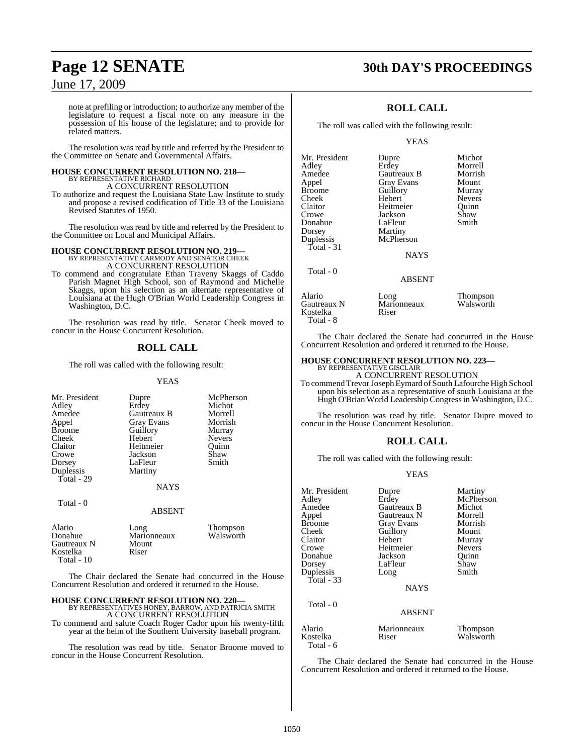note at prefiling or introduction; to authorize any member of the legislature to request a fiscal note on any measure in the possession of his house of the legislature; and to provide for related matters.

The resolution was read by title and referred by the President to the Committee on Senate and Governmental Affairs.

**HOUSE CONCURRENT RESOLUTION NO. 218—**
BY REPRESENTATIVE RICHARD
A CONCURRENT RESOLUTION
To authorize and request the Louisiana State Law Institute to study and propose a revised codification of Title 33 of the Louisiana Revised Statutes of 1950.

The resolution was read by title and referred by the President to the Committee on Local and Municipal Affairs.

**HOUSE CONCURRENT RESOLUTION NO. 219—**
BY REPRESENTATIVE CARMODY AND SENATOR CHEEK
A CONCURRENT RESOLUTION
To commend and congratulate Ethan Traveny Skaggs of Caddo Parish Magnet High School, son of Raymond and Michelle Skaggs, upon his selection as an alternate representative of Louisiana at the Hugh O'Brian World Leadership Congress in Washington, D.C.

The resolution was read by title. Senator Cheek moved to concur in the House Concurrent Resolution.

## ROLL CALL

The roll was called with the following result:

YEAS

| | | |
|---|---|---|
| Mr. President | Dupre | McPherson |
| Adley | Erdey | Michot |
| Amedee | Gautreaux B | Morrell |
| Appel | Gray Evans | Morrish |
| Broome | Guillory | Murray |
| Cheek | Hebert | Nevers |
| Claitor | Heitmeier | Quinn |
| Crowe | Jackson | Shaw |
| Dorsey | LaFleur | Smith |
| Duplessis | Martiny | |

Total - 29

NAYS

Total - 0

ABSENT

| | | |
|---|---|---|
| Alario | Long | Thompson |
| Donahue | Marionneaux | Walsworth |
| Gautreaux N | Mount | |
| Kostelka | Riser | |

Total - 10

The Chair declared the Senate had concurred in the House Concurrent Resolution and ordered it returned to the House.

**HOUSE CONCURRENT RESOLUTION NO. 220—**
BY REPRESENTATIVES HONEY, BARROW, AND PATRICIA SMITH
A CONCURRENT RESOLUTION
To commend and salute Coach Roger Cador upon his twenty-fifth year at the helm of the Southern University baseball program.

The resolution was read by title. Senator Broome moved to concur in the House Concurrent Resolution.

## ROLL CALL

The roll was called with the following result:

YEAS

| | | |
|---|---|---|
| Mr. President | Dupre | Michot |
| Adley | Erdey | Morrell |
| Amedee | Gautreaux B | Morrish |
| Appel | Gray Evans | Mount |
| Broome | Guillory | Murray |
| Cheek | Hebert | Nevers |
| Claitor | Heitmeier | Quinn |
| Crowe | Jackson | Shaw |
| Donahue | LaFleur | Smith |
| Dorsey | Martiny | |
| Duplessis | McPherson | |

Total - 31

NAYS

Total - 0

ABSENT

| | | |
|---|---|---|
| Alario | Long | Thompson |
| Gautreaux N | Marionneaux | Walsworth |
| Kostelka | Riser | |

Total - 8

The Chair declared the Senate had concurred in the House Concurrent Resolution and ordered it returned to the House.

**HOUSE CONCURRENT RESOLUTION NO. 223—**
BY REPRESENTATIVE GISCLAIR
A CONCURRENT RESOLUTION
To commend Trevor Joseph Eymard of South Lafourche High School upon his selection as a representative of south Louisiana at the Hugh O'Brian World Leadership Congress in Washington, D.C.

The resolution was read by title. Senator Dupre moved to concur in the House Concurrent Resolution.

## ROLL CALL

The roll was called with the following result:

YEAS

| | | |
|---|---|---|
| Mr. President | Dupre | Martiny |
| Adley | Erdey | McPherson |
| Amedee | Gautreaux B | Michot |
| Appel | Gautreaux N | Morrell |
| Broome | Gray Evans | Morrish |
| Cheek | Guillory | Mount |
| Claitor | Hebert | Murray |
| Crowe | Heitmeier | Nevers |
| Donahue | Jackson | Quinn |
| Dorsey | LaFleur | Shaw |
| Duplessis | Long | Smith |

Total - 33

NAYS

Total - 0

ABSENT

| | | |
|---|---|---|
| Alario | Marionneaux | Thompson |
| Kostelka | Riser | Walsworth |

Total - 6

The Chair declared the Senate had concurred in the House Concurrent Resolution and ordered it returned to the House.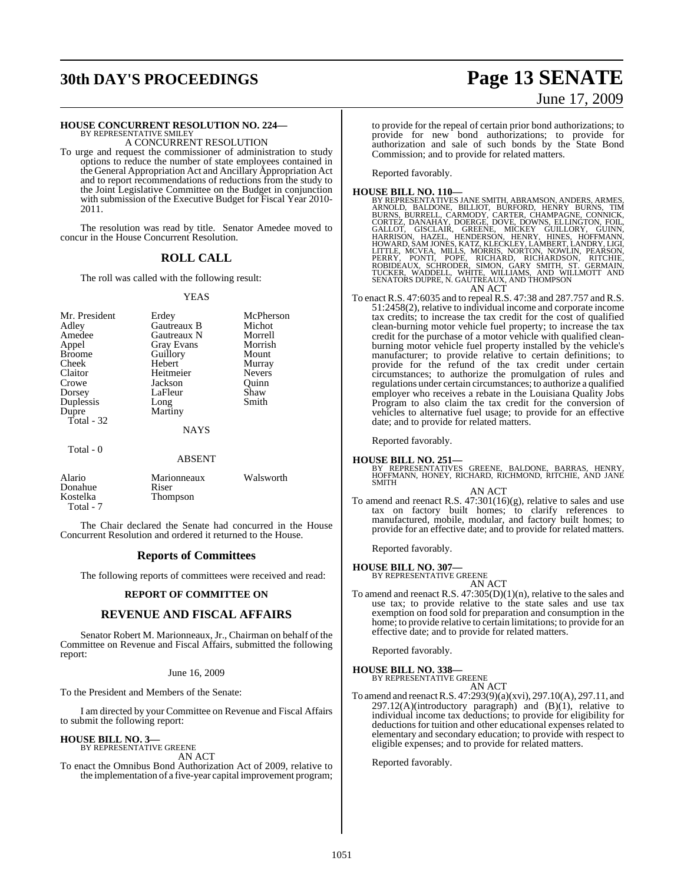**HOUSE CONCURRENT RESOLUTION NO. 224—**
BY REPRESENTATIVE SMILEY

A CONCURRENT RESOLUTION

To urge and request the commissioner of administration to study options to reduce the number of state employees contained in the General Appropriation Act and Ancillary Appropriation Act and to report recommendations of reductions from the study to the Joint Legislative Committee on the Budget in conjunction with submission of the Executive Budget for Fiscal Year 2010-2011.

The resolution was read by title. Senator Amedee moved to concur in the House Concurrent Resolution.

## ROLL CALL

The roll was called with the following result:

YEAS

| | | |
|---|---|---|
| Mr. President | Erdey | McPherson |
| Adley | Gautreaux B | Michot |
| Amedee | Gautreaux N | Morrell |
| Appel | Gray Evans | Morrish |
| Broome | Guillory | Mount |
| Cheek | Hebert | Murray |
| Claitor | Heitmeier | Nevers |
| Crowe | Jackson | Quinn |
| Dorsey | LaFleur | Shaw |
| Duplessis | Long | Smith |
| Dupre | Martiny | |

Total - 32

NAYS

Total - 0

ABSENT

| | | |
|---|---|---|
| Alario | Marionneaux | Walsworth |
| Donahue | Riser | |
| Kostelka | Thompson | |

Total - 7

The Chair declared the Senate had concurred in the House Concurrent Resolution and ordered it returned to the House.

## Reports of Committees

The following reports of committees were received and read:

### REPORT OF COMMITTEE ON

## REVENUE AND FISCAL AFFAIRS

Senator Robert M. Marionneaux, Jr., Chairman on behalf of the Committee on Revenue and Fiscal Affairs, submitted the following report:

June 16, 2009

To the President and Members of the Senate:

I am directed by your Committee on Revenue and Fiscal Affairs to submit the following report:

**HOUSE BILL NO. 3—**
BY REPRESENTATIVE GREENE

AN ACT

To enact the Omnibus Bond Authorization Act of 2009, relative to the implementation of a five-year capital improvement program; to provide for the repeal of certain prior bond authorizations; to provide for new bond authorizations; to provide for authorization and sale of such bonds by the State Bond Commission; and to provide for related matters.

Reported favorably.

**HOUSE BILL NO. 110—**
BY REPRESENTATIVES JANE SMITH, ABRAMSON, ANDERS, ARMES, ARNOLD, BALDONE, BILLIOT, BURFORD, HENRY BURNS, TIM BURNS, BURRELL, CARMODY, CARTER, CHAMPAGNE, CONNICK, CORTEZ, DANAHAY, DOERGE, DOVE, DOWNS, ELLINGTON, FOIL, GALLOT, GISCLAIR, GREENE, MICKEY GUILLORY, GUINN, HARRISON, HAZEL, HENDERSON, HENRY, HINES, HOFFMANN, HOWARD, SAM JONES, KATZ, KLECKLEY, LAMBERT, LANDRY, LIGI, LITTLE, MCVEA, MILLS, MORRIS, NORTON, NOWLIN, PEARSON, PERRY, PONTI, POPE, RICHARD, RICHARDSON, RITCHIE, ROBIDEAUX, SCHRODER, SIMON, GARY SMITH, ST. GERMAIN, TUCKER, WADDELL, WHITE, WILLIAMS, AND WILLMOTT AND SENATORS DUPRE, N. GAUTREAUX, AND THOMPSON

AN ACT

To enact R.S. 47:6035 and to repeal R.S. 47:38 and 287.757 and R.S. 51:2458(2), relative to individual income and corporate income tax credits; to increase the tax credit for the cost of qualified clean-burning motor vehicle fuel property; to increase the tax credit for the purchase of a motor vehicle with qualified clean-burning motor vehicle fuel property installed by the vehicle's manufacturer; to provide relative to certain definitions; to provide for the refund of the tax credit under certain circumstances; to authorize the promulgation of rules and regulations under certain circumstances; to authorize a qualified employer who receives a rebate in the Louisiana Quality Jobs Program to also claim the tax credit for the conversion of vehicles to alternative fuel usage; to provide for an effective date; and to provide for related matters.

Reported favorably.

**HOUSE BILL NO. 251—**
BY REPRESENTATIVES GREENE, BALDONE, BARRAS, HENRY, HOFFMANN, HONEY, RICHARD, RICHMOND, RITCHIE, AND JANE SMITH

AN ACT

To amend and reenact R.S. 47:301(16)(g), relative to sales and use tax on factory built homes; to clarify references to manufactured, mobile, modular, and factory built homes; to provide for an effective date; and to provide for related matters.

Reported favorably.

**HOUSE BILL NO. 307—**
BY REPRESENTATIVE GREENE

AN ACT

To amend and reenact R.S. 47:305(D)(1)(n), relative to the sales and use tax; to provide relative to the state sales and use tax exemption on food sold for preparation and consumption in the home; to provide relative to certain limitations; to provide for an effective date; and to provide for related matters.

Reported favorably.

**HOUSE BILL NO. 338—**
BY REPRESENTATIVE GREENE

AN ACT

To amend and reenact R.S. 47:293(9)(a)(xvi), 297.10(A), 297.11, and 297.12(A)(introductory paragraph) and (B)(1), relative to individual income tax deductions; to provide for eligibility for deductions for tuition and other educational expenses related to elementary and secondary education; to provide with respect to eligible expenses; and to provide for related matters.

Reported favorably.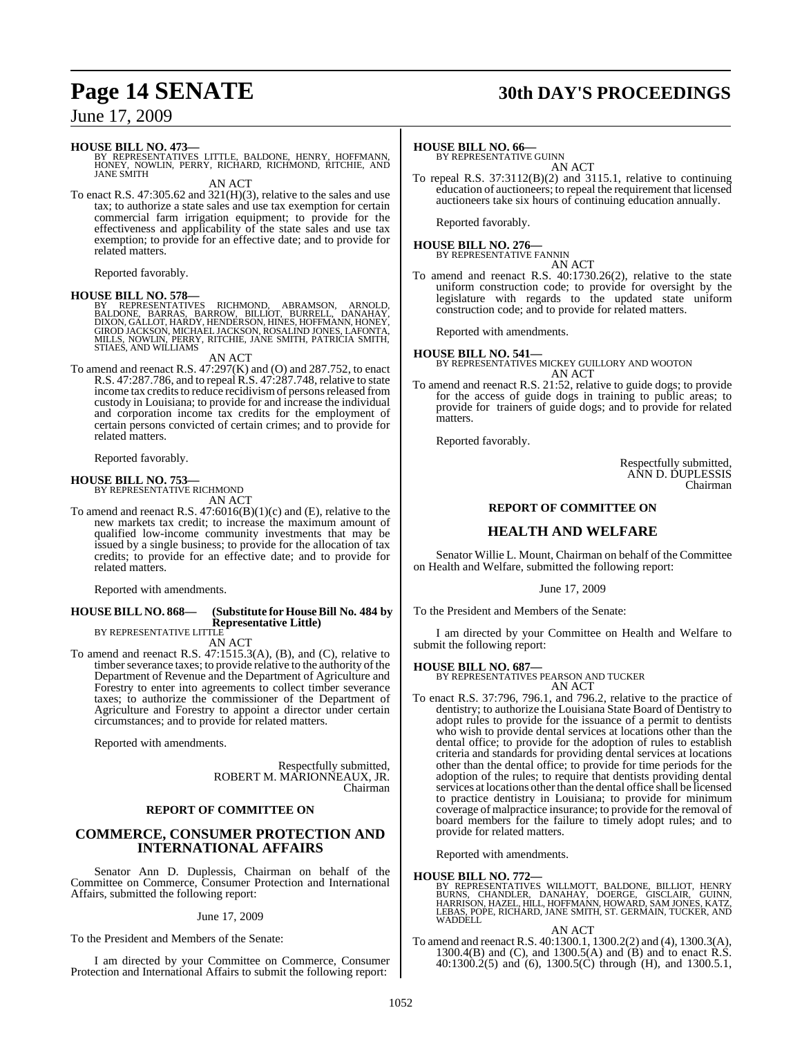**HOUSE BILL NO. 473—**
BY REPRESENTATIVES LITTLE, BALDONE, HENRY, HOFFMANN, HONEY, NOWLIN, PERRY, RICHARD, RICHMOND, RITCHIE, AND JANE SMITH

AN ACT

To enact R.S. 47:305.62 and 321(H)(3), relative to the sales and use tax; to authorize a state sales and use tax exemption for certain commercial farm irrigation equipment; to provide for the effectiveness and applicability of the state sales and use tax exemption; to provide for an effective date; and to provide for related matters.

Reported favorably.

**HOUSE BILL NO. 578—**
BY REPRESENTATIVES RICHMOND, ABRAMSON, ARNOLD, BALDONE, BARRAS, BARROW, BILLIOT, BURRELL, DANAHAY, DIXON, GALLOT, HARDY, HENDERSON, HINES, HOFFMANN, HONEY, GIROD JACKSON, MICHAEL JACKSON, ROSALIND JONES, LAFONTA, MILLS, NOWLIN, PERRY, RITCHIE, JANE SMITH, PATRICIA SMITH, STIAES, AND WILLIAMS

AN ACT

To amend and reenact R.S. 47:297(K) and (O) and 287.752, to enact R.S. 47:287.786, and to repeal R.S. 47:287.748, relative to state income tax credits to reduce recidivism of persons released from custody in Louisiana; to provide for and increase the individual and corporation income tax credits for the employment of certain persons convicted of certain crimes; and to provide for related matters.

Reported favorably.

**HOUSE BILL NO. 753—**
BY REPRESENTATIVE RICHMOND

AN ACT

To amend and reenact R.S. 47:6016(B)(1)(c) and (E), relative to the new markets tax credit; to increase the maximum amount of qualified low-income community investments that may be issued by a single business; to provide for the allocation of tax credits; to provide for an effective date; and to provide for related matters.

Reported with amendments.

**HOUSE BILL NO. 868— (Substitute for House Bill No. 484 by Representative Little)**
BY REPRESENTATIVE LITTLE

AN ACT

To amend and reenact R.S. 47:1515.3(A), (B), and (C), relative to timber severance taxes; to provide relative to the authority of the Department of Revenue and the Department of Agriculture and Forestry to enter into agreements to collect timber severance taxes; to authorize the commissioner of the Department of Agriculture and Forestry to appoint a director under certain circumstances; and to provide for related matters.

Reported with amendments.

Respectfully submitted,
ROBERT M. MARIONNEAUX, JR.
Chairman

## REPORT OF COMMITTEE ON

## COMMERCE, CONSUMER PROTECTION AND INTERNATIONAL AFFAIRS

Senator Ann D. Duplessis, Chairman on behalf of the Committee on Commerce, Consumer Protection and International Affairs, submitted the following report:

June 17, 2009

To the President and Members of the Senate:

I am directed by your Committee on Commerce, Consumer Protection and International Affairs to submit the following report:

**HOUSE BILL NO. 66—**
BY REPRESENTATIVE GUINN

AN ACT

To repeal R.S. 37:3112(B)(2) and 3115.1, relative to continuing education of auctioneers; to repeal the requirement that licensed auctioneers take six hours of continuing education annually.

Reported favorably.

**HOUSE BILL NO. 276—**
BY REPRESENTATIVE FANNIN

AN ACT

To amend and reenact R.S. 40:1730.26(2), relative to the state uniform construction code; to provide for oversight by the legislature with regards to the updated state uniform construction code; and to provide for related matters.

Reported with amendments.

**HOUSE BILL NO. 541—**
BY REPRESENTATIVES MICKEY GUILLORY AND WOOTON

AN ACT

To amend and reenact R.S. 21:52, relative to guide dogs; to provide for the access of guide dogs in training to public areas; to provide for trainers of guide dogs; and to provide for related matters.

Reported favorably.

Respectfully submitted,
ANN D. DUPLESSIS
Chairman

## REPORT OF COMMITTEE ON

## HEALTH AND WELFARE

Senator Willie L. Mount, Chairman on behalf of the Committee on Health and Welfare, submitted the following report:

June 17, 2009

To the President and Members of the Senate:

I am directed by your Committee on Health and Welfare to submit the following report:

**HOUSE BILL NO. 687—**
BY REPRESENTATIVES PEARSON AND TUCKER

AN ACT

To enact R.S. 37:796, 796.1, and 796.2, relative to the practice of dentistry; to authorize the Louisiana State Board of Dentistry to adopt rules to provide for the issuance of a permit to dentists who wish to provide dental services at locations other than the dental office; to provide for the adoption of rules to establish criteria and standards for providing dental services at locations other than the dental office; to provide for time periods for the adoption of the rules; to require that dentists providing dental services at locations other than the dental office shall be licensed to practice dentistry in Louisiana; to provide for minimum coverage of malpractice insurance; to provide for the removal of board members for the failure to timely adopt rules; and to provide for related matters.

Reported with amendments.

**HOUSE BILL NO. 772—**
BY REPRESENTATIVES WILLMOTT, BALDONE, BILLIOT, HENRY BURNS, CHANDLER, DANAHAY, DOERGE, GISCLAIR, GUINN, HARRISON, HAZEL, HILL, HOFFMANN, HOWARD, SAM JONES, KATZ, LEBAS, POPE, RICHARD, JANE SMITH, ST. GERMAIN, TUCKER, AND WADDELL

AN ACT

To amend and reenact R.S. 40:1300.1, 1300.2(2) and (4), 1300.3(A), 1300.4(B) and (C), and 1300.5(A) and (B) and to enact R.S. 40:1300.2(5) and (6), 1300.5(C) through (H), and 1300.5.1,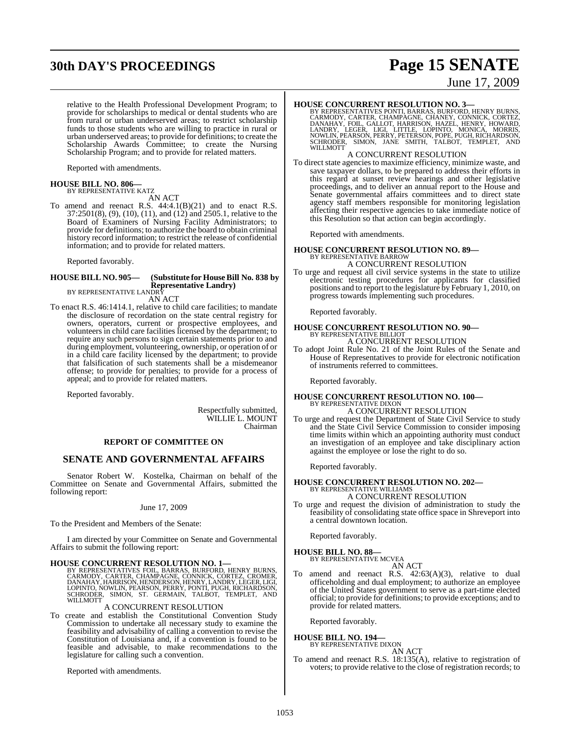relative to the Health Professional Development Program; to provide for scholarships to medical or dental students who are from rural or urban underserved areas; to restrict scholarship funds to those students who are willing to practice in rural or urban underserved areas; to provide for definitions; to create the Scholarship Awards Committee; to create the Nursing Scholarship Program; and to provide for related matters.

Reported with amendments.

**HOUSE BILL NO. 806—**
BY REPRESENTATIVE KATZ
AN ACT

To amend and reenact R.S. 44:4.1(B)(21) and to enact R.S. 37:2501(8), (9), (10), (11), and (12) and 2505.1, relative to the Board of Examiners of Nursing Facility Administrators; to provide for definitions; to authorize the board to obtain criminal history record information; to restrict the release of confidential information; and to provide for related matters.

Reported favorably.

**HOUSE BILL NO. 905— (Substitute for House Bill No. 838 by Representative Landry)**
BY REPRESENTATIVE LANDRY
AN ACT

To enact R.S. 46:1414.1, relative to child care facilities; to mandate the disclosure of recordation on the state central registry for owners, operators, current or prospective employees, and volunteers in child care facilities licensed by the department; to require any such persons to sign certain statements prior to and during employment, volunteering, ownership, or operation of or in a child care facility licensed by the department; to provide that falsification of such statements shall be a misdemeanor offense; to provide for penalties; to provide for a process of appeal; and to provide for related matters.

Reported favorably.

Respectfully submitted,
WILLIE L. MOUNT
Chairman

## REPORT OF COMMITTEE ON

## SENATE AND GOVERNMENTAL AFFAIRS

Senator Robert W. Kostelka, Chairman on behalf of the Committee on Senate and Governmental Affairs, submitted the following report:

June 17, 2009

To the President and Members of the Senate:

I am directed by your Committee on Senate and Governmental Affairs to submit the following report:

**HOUSE CONCURRENT RESOLUTION NO. 1—**
BY REPRESENTATIVES FOIL, BARRAS, BURFORD, HENRY BURNS, CARMODY, CARTER, CHAMPAGNE, CONNICK, CORTEZ, CROMER, DANAHAY, HARRISON, HENDERSON, HENRY, LANDRY, LEGER, LIGI, LOPINTO, NOWLIN, PEARSON, PERRY, PONTI, PUGH, RICHARDSON, SCHRODER, SIMON, ST. GERMAIN, TALBOT, TEMPLET, AND WILLMOTT
A CONCURRENT RESOLUTION

To create and establish the Constitutional Convention Study Commission to undertake all necessary study to examine the feasibility and advisability of calling a convention to revise the Constitution of Louisiana and, if a convention is found to be feasible and advisable, to make recommendations to the legislature for calling such a convention.

Reported with amendments.

**HOUSE CONCURRENT RESOLUTION NO. 3—**
BY REPRESENTATIVES PONTI, BARRAS, BURFORD, HENRY BURNS, CARMODY, CARTER, CHAMPAGNE, CHANEY, CONNICK, CORTEZ, DANAHAY, FOIL, GALLOT, HARRISON, HAZEL, HENRY, HOWARD, LANDRY, LEGER, LIGI, LITTLE, LOPINTO, MONICA, MORRIS, NOWLIN, PEARSON, PERRY, PETERSON, POPE, PUGH, RICHARDSON, SCHRODER, SIMON, JANE SMITH, TALBOT, TEMPLET, AND WILLMOTT
A CONCURRENT RESOLUTION

To direct state agencies to maximize efficiency, minimize waste, and save taxpayer dollars, to be prepared to address their efforts in this regard at sunset review hearings and other legislative proceedings, and to deliver an annual report to the House and Senate governmental affairs committees and to direct state agency staff members responsible for monitoring legislation affecting their respective agencies to take immediate notice of this Resolution so that action can begin accordingly.

Reported with amendments.

**HOUSE CONCURRENT RESOLUTION NO. 89—**
BY REPRESENTATIVE BARROW
A CONCURRENT RESOLUTION

To urge and request all civil service systems in the state to utilize electronic testing procedures for applicants for classified positions and to report to the legislature by February 1, 2010, on progress towards implementing such procedures.

Reported favorably.

**HOUSE CONCURRENT RESOLUTION NO. 90—**
BY REPRESENTATIVE BILLIOT
A CONCURRENT RESOLUTION

To adopt Joint Rule No. 21 of the Joint Rules of the Senate and House of Representatives to provide for electronic notification of instruments referred to committees.

Reported favorably.

**HOUSE CONCURRENT RESOLUTION NO. 100—**
BY REPRESENTATIVE DIXON
A CONCURRENT RESOLUTION

To urge and request the Department of State Civil Service to study and the State Civil Service Commission to consider imposing time limits within which an appointing authority must conduct an investigation of an employee and take disciplinary action against the employee or lose the right to do so.

Reported favorably.

**HOUSE CONCURRENT RESOLUTION NO. 202—**
BY REPRESENTATIVE WILLIAMS
A CONCURRENT RESOLUTION

To urge and request the division of administration to study the feasibility of consolidating state office space in Shreveport into a central downtown location.

Reported favorably.

**HOUSE BILL NO. 88—**
BY REPRESENTATIVE MCVEA
AN ACT

To amend and reenact R.S. 42:63(A)(3), relative to dual officeholding and dual employment; to authorize an employee of the United States government to serve as a part-time elected official; to provide for definitions; to provide exceptions; and to provide for related matters.

Reported favorably.

**HOUSE BILL NO. 194—**
BY REPRESENTATIVE DIXON
AN ACT

To amend and reenact R.S. 18:135(A), relative to registration of voters; to provide relative to the close of registration records; to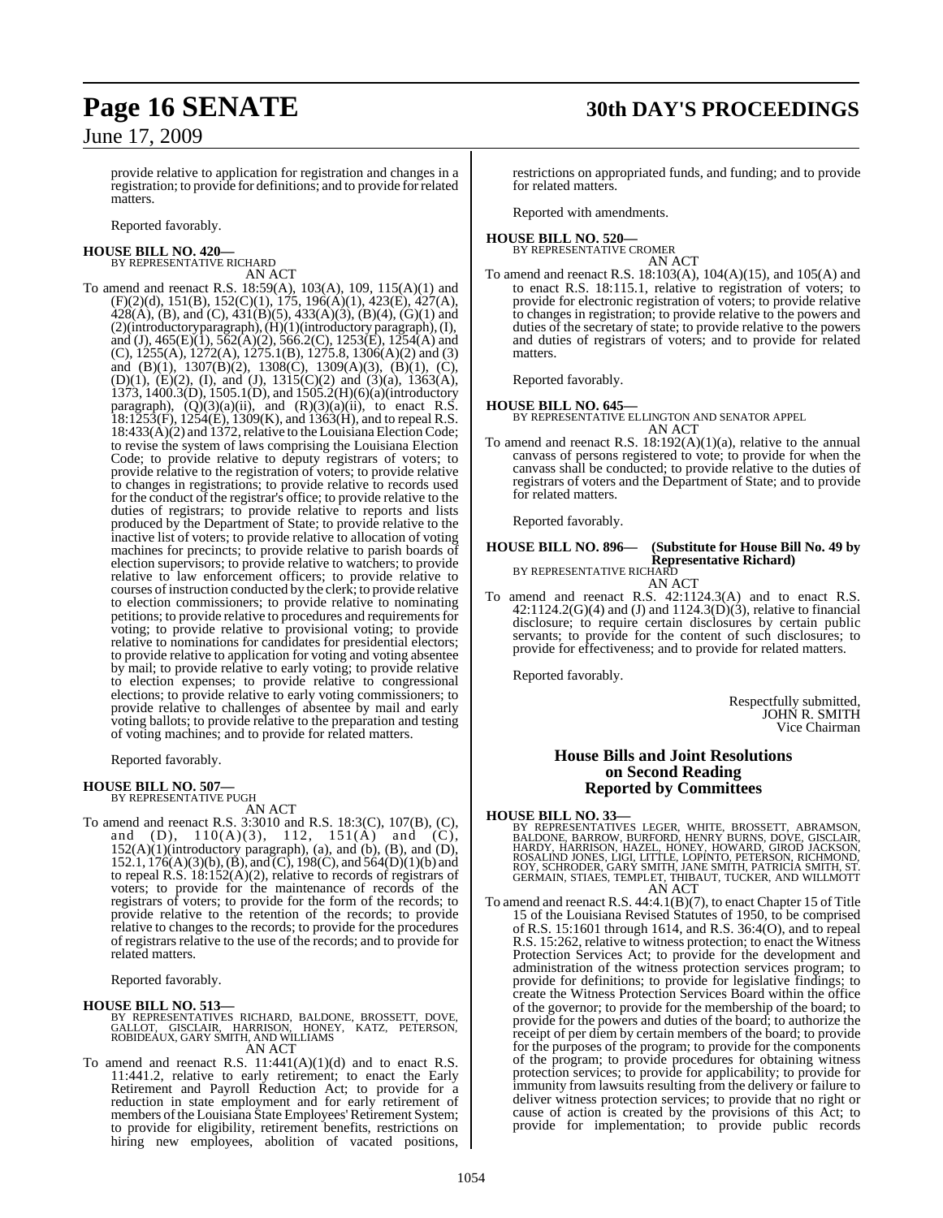provide relative to application for registration and changes in a registration; to provide for definitions; and to provide for related matters.

Reported favorably.

**HOUSE BILL NO. 420—**
BY REPRESENTATIVE RICHARD
AN ACT

To amend and reenact R.S. 18:59(A), 103(A), 109, 115(A)(1) and (F)(2)(d), 151(B), 152(C)(1), 175, 196(A)(1), 423(E), 427(A), 428(A), (B), and (C), 431(B)(5), 433(A)(3), (B)(4), (G)(1) and (2)(introductoryparagraph), (H)(1)(introductory paragraph), (I), and (J), 465(E)(1), 562(A)(2), 566.2(C), 1253(E), 1254(A) and (C), 1255(A), 1272(A), 1275.1(B), 1275.8, 1306(A)(2) and (3) and (B)(1), 1307(B)(2), 1308(C), 1309(A)(3), (B)(1), (C), (D)(1), (E)(2), (I), and (J), 1315(C)(2) and (3)(a), 1363(A), 1373, 1400.3(D), 1505.1(D), and 1505.2(H)(6)(a)(introductory paragraph), (Q)(3)(a)(ii), and (R)(3)(a)(ii), to enact R.S. 18:1253(F), 1254(E), 1309(K), and 1363(H), and to repeal R.S. 18:433(A)(2) and 1372, relative to the Louisiana Election Code; to revise the system of laws comprising the Louisiana Election Code; to provide relative to deputy registrars of voters; to provide relative to the registration of voters; to provide relative to changes in registrations; to provide relative to records used for the conduct of the registrar's office; to provide relative to the duties of registrars; to provide relative to reports and lists produced by the Department of State; to provide relative to the inactive list of voters; to provide relative to allocation of voting machines for precincts; to provide relative to parish boards of election supervisors; to provide relative to watchers; to provide relative to law enforcement officers; to provide relative to courses of instruction conducted by the clerk; to provide relative to election commissioners; to provide relative to nominating petitions; to provide relative to procedures and requirements for voting; to provide relative to provisional voting; to provide relative to nominations for candidates for presidential electors; to provide relative to application for voting and voting absentee by mail; to provide relative to early voting; to provide relative to election expenses; to provide relative to congressional elections; to provide relative to early voting commissioners; to provide relative to challenges of absentee by mail and early voting ballots; to provide relative to the preparation and testing of voting machines; and to provide for related matters.

Reported favorably.

**HOUSE BILL NO. 507—**
BY REPRESENTATIVE PUGH
AN ACT

To amend and reenact R.S. 3:3010 and R.S. 18:3(C), 107(B), (C), and (D), 110(A)(3), 112, 151(A) and (C), 152(A)(1)(introductory paragraph), (a), and (b), (B), and (D), 152.1, 176(A)(3)(b), (B), and (C), 198(C), and 564(D)(1)(b) and to repeal R.S. 18:152(A)(2), relative to records of registrars of voters; to provide for the maintenance of records of the registrars of voters; to provide for the form of the records; to provide relative to the retention of the records; to provide relative to changes to the records; to provide for the procedures of registrars relative to the use of the records; and to provide for related matters.

Reported favorably.

**HOUSE BILL NO. 513—**
BY REPRESENTATIVES RICHARD, BALDONE, BROSSETT, DOVE, GALLOT, GISCLAIR, HARRISON, HONEY, KATZ, PETERSON, ROBIDEAUX, GARY SMITH, AND WILLIAMS
AN ACT

To amend and reenact R.S. 11:441(A)(1)(d) and to enact R.S. 11:441.2, relative to early retirement; to enact the Early Retirement and Payroll Reduction Act; to provide for a reduction in state employment and for early retirement of members of the Louisiana State Employees' Retirement System; to provide for eligibility, retirement benefits, restrictions on hiring new employees, abolition of vacated positions, restrictions on appropriated funds, and funding; and to provide for related matters.

Reported with amendments.

**HOUSE BILL NO. 520—**
BY REPRESENTATIVE CROMER
AN ACT

To amend and reenact R.S. 18:103(A), 104(A)(15), and 105(A) and to enact R.S. 18:115.1, relative to registration of voters; to provide for electronic registration of voters; to provide relative to changes in registration; to provide relative to the powers and duties of the secretary of state; to provide relative to the powers and duties of registrars of voters; and to provide for related matters.

Reported favorably.

**HOUSE BILL NO. 645—**
BY REPRESENTATIVE ELLINGTON AND SENATOR APPEL
AN ACT

To amend and reenact R.S. 18:192(A)(1)(a), relative to the annual canvass of persons registered to vote; to provide for when the canvass shall be conducted; to provide relative to the duties of registrars of voters and the Department of State; and to provide for related matters.

Reported favorably.

**HOUSE BILL NO. 896— (Substitute for House Bill No. 49 by Representative Richard)**
BY REPRESENTATIVE RICHARD
AN ACT

To amend and reenact R.S. 42:1124.3(A) and to enact R.S. 42:1124.2(G)(4) and (J) and 1124.3(D)(3), relative to financial disclosure; to require certain disclosures by certain public servants; to provide for the content of such disclosures; to provide for effectiveness; and to provide for related matters.

Reported favorably.

Respectfully submitted,
JOHN R. SMITH
Vice Chairman

## House Bills and Joint Resolutions on Second Reading Reported by Committees

**HOUSE BILL NO. 33—**
BY REPRESENTATIVES LEGER, WHITE, BROSSETT, ABRAMSON, BALDONE, BARROW, BURFORD, HENRY BURNS, DOVE, GISCLAIR, HARDY, HARRISON, HAZEL, HONEY, HOWARD, GIROD JACKSON, ROSALIND JONES, LIGI, LITTLE, LOPINTO, PETERSON, RICHMOND, ROY, SCHRODER, GARY SMITH, JANE SMITH, PATRICIA SMITH, ST. GERMAIN, STIAES, TEMPLET, THIBAUT, TUCKER, AND WILLMOTT
AN ACT

To amend and reenact R.S. 44:4.1(B)(7), to enact Chapter 15 of Title 15 of the Louisiana Revised Statutes of 1950, to be comprised of R.S. 15:1601 through 1614, and R.S. 36:4(O), and to repeal R.S. 15:262, relative to witness protection; to enact the Witness Protection Services Act; to provide for the development and administration of the witness protection services program; to provide for definitions; to provide for legislative findings; to create the Witness Protection Services Board within the office of the governor; to provide for the membership of the board; to provide for the powers and duties of the board; to authorize the receipt of per diem by certain members of the board; to provide for the purposes of the program; to provide for the components of the program; to provide procedures for obtaining witness protection services; to provide for applicability; to provide for immunity from lawsuits resulting from the delivery or failure to deliver witness protection services; to provide that no right or cause of action is created by the provisions of this Act; to provide for implementation; to provide public records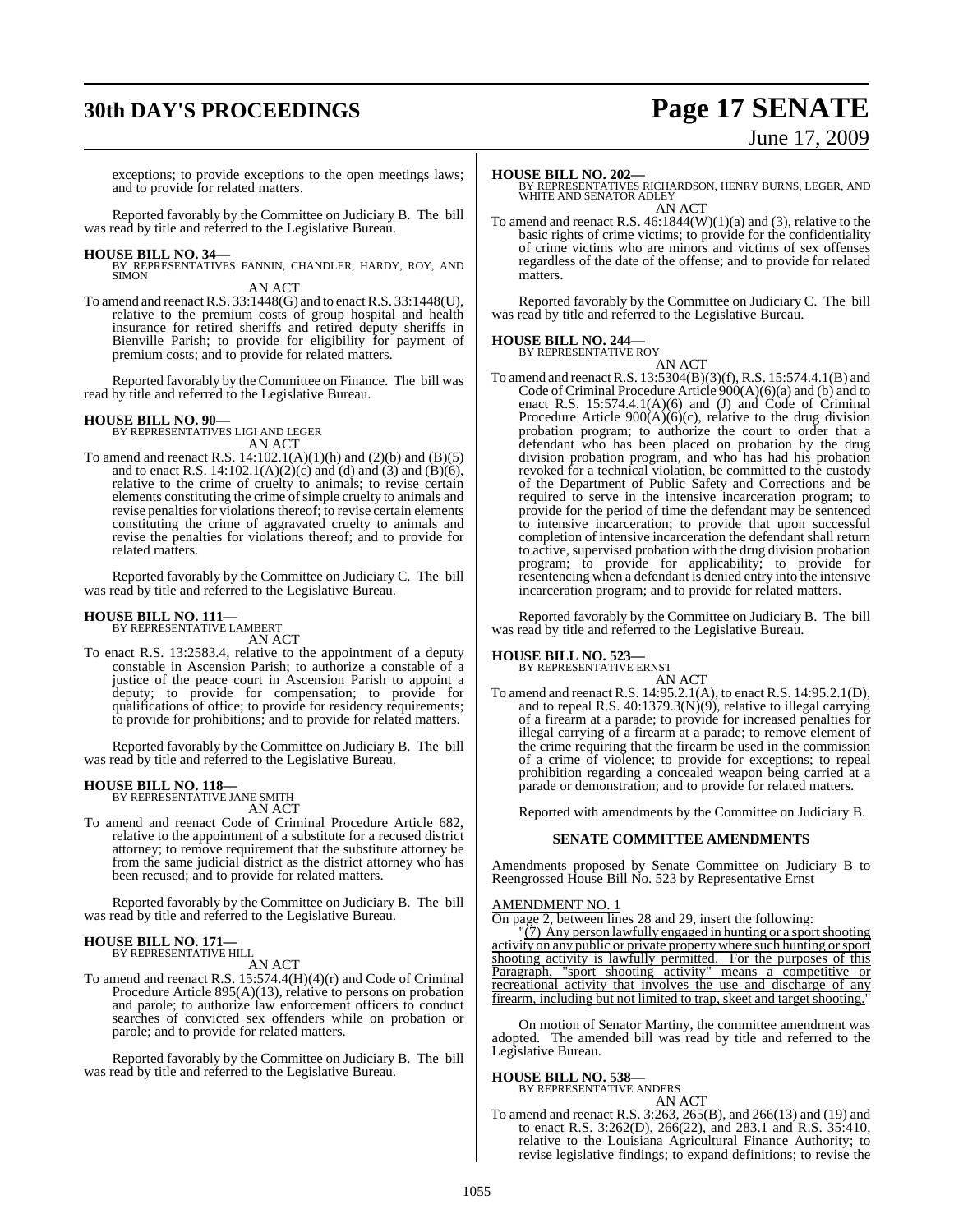exceptions; to provide exceptions to the open meetings laws; and to provide for related matters.

Reported favorably by the Committee on Judiciary B. The bill was read by title and referred to the Legislative Bureau.

**HOUSE BILL NO. 34—**
BY REPRESENTATIVES FANNIN, CHANDLER, HARDY, ROY, AND SIMON

AN ACT

To amend and reenact R.S. 33:1448(G) and to enact R.S. 33:1448(U), relative to the premium costs of group hospital and health insurance for retired sheriffs and retired deputy sheriffs in Bienville Parish; to provide for eligibility for payment of premium costs; and to provide for related matters.

Reported favorably by the Committee on Finance. The bill was read by title and referred to the Legislative Bureau.

**HOUSE BILL NO. 90—**
BY REPRESENTATIVES LIGI AND LEGER

AN ACT

To amend and reenact R.S. 14:102.1(A)(1)(h) and (2)(b) and (B)(5) and to enact R.S. 14:102.1(A)(2)(c) and (d) and (3) and (B)(6), relative to the crime of cruelty to animals; to revise certain elements constituting the crime of simple cruelty to animals and revise penalties for violations thereof; to revise certain elements constituting the crime of aggravated cruelty to animals and revise the penalties for violations thereof; and to provide for related matters.

Reported favorably by the Committee on Judiciary C. The bill was read by title and referred to the Legislative Bureau.

**HOUSE BILL NO. 111—**
BY REPRESENTATIVE LAMBERT

AN ACT

To enact R.S. 13:2583.4, relative to the appointment of a deputy constable in Ascension Parish; to authorize a constable of a justice of the peace court in Ascension Parish to appoint a deputy; to provide for compensation; to provide for qualifications of office; to provide for residency requirements; to provide for prohibitions; and to provide for related matters.

Reported favorably by the Committee on Judiciary B. The bill was read by title and referred to the Legislative Bureau.

**HOUSE BILL NO. 118—**
BY REPRESENTATIVE JANE SMITH

AN ACT

To amend and reenact Code of Criminal Procedure Article 682, relative to the appointment of a substitute for a recused district attorney; to remove requirement that the substitute attorney be from the same judicial district as the district attorney who has been recused; and to provide for related matters.

Reported favorably by the Committee on Judiciary B. The bill was read by title and referred to the Legislative Bureau.

**HOUSE BILL NO. 171—**
BY REPRESENTATIVE HILL

AN ACT

To amend and reenact R.S. 15:574.4(H)(4)(r) and Code of Criminal Procedure Article 895(A)(13), relative to persons on probation and parole; to authorize law enforcement officers to conduct searches of convicted sex offenders while on probation or parole; and to provide for related matters.

Reported favorably by the Committee on Judiciary B. The bill was read by title and referred to the Legislative Bureau.

**HOUSE BILL NO. 202—**
BY REPRESENTATIVES RICHARDSON, HENRY BURNS, LEGER, AND WHITE AND SENATOR ADLEY

AN ACT

To amend and reenact R.S. 46:1844(W)(1)(a) and (3), relative to the basic rights of crime victims; to provide for the confidentiality of crime victims who are minors and victims of sex offenses regardless of the date of the offense; and to provide for related matters.

Reported favorably by the Committee on Judiciary C. The bill was read by title and referred to the Legislative Bureau.

**HOUSE BILL NO. 244—**
BY REPRESENTATIVE ROY

AN ACT

To amend and reenact R.S. 13:5304(B)(3)(f), R.S. 15:574.4.1(B) and Code of Criminal Procedure Article 900(A)(6)(a) and (b) and to enact R.S. 15:574.4.1(A)(6) and (J) and Code of Criminal Procedure Article 900(A)(6)(c), relative to the drug division probation program; to authorize the court to order that a defendant who has been placed on probation by the drug division probation program, and who has had his probation revoked for a technical violation, be committed to the custody of the Department of Public Safety and Corrections and be required to serve in the intensive incarceration program; to provide for the period of time the defendant may be sentenced to intensive incarceration; to provide that upon successful completion of intensive incarceration the defendant shall return to active, supervised probation with the drug division probation program; to provide for applicability; to provide for resentencing when a defendant is denied entry into the intensive incarceration program; and to provide for related matters.

Reported favorably by the Committee on Judiciary B. The bill was read by title and referred to the Legislative Bureau.

**HOUSE BILL NO. 523—**
BY REPRESENTATIVE ERNST

AN ACT

To amend and reenact R.S. 14:95.2.1(A), to enact R.S. 14:95.2.1(D), and to repeal R.S. 40:1379.3(N)(9), relative to illegal carrying of a firearm at a parade; to provide for increased penalties for illegal carrying of a firearm at a parade; to remove element of the crime requiring that the firearm be used in the commission of a crime of violence; to provide for exceptions; to repeal prohibition regarding a concealed weapon being carried at a parade or demonstration; and to provide for related matters.

Reported with amendments by the Committee on Judiciary B.

**SENATE COMMITTEE AMENDMENTS**

Amendments proposed by Senate Committee on Judiciary B to Reengrossed House Bill No. 523 by Representative Ernst

AMENDMENT NO. 1

On page 2, between lines 28 and 29, insert the following:

"(7) Any person lawfully engaged in hunting or a sport shooting activity on any public or private property where such hunting or sport shooting activity is lawfully permitted. For the purposes of this Paragraph, "sport shooting activity" means a competitive or recreational activity that involves the use and discharge of any firearm, including but not limited to trap, skeet and target shooting."

On motion of Senator Martiny, the committee amendment was adopted. The amended bill was read by title and referred to the Legislative Bureau.

**HOUSE BILL NO. 538—**
BY REPRESENTATIVE ANDERS

AN ACT

To amend and reenact R.S. 3:263, 265(B), and 266(13) and (19) and to enact R.S. 3:262(D), 266(22), and 283.1 and R.S. 35:410, relative to the Louisiana Agricultural Finance Authority; to revise legislative findings; to expand definitions; to revise the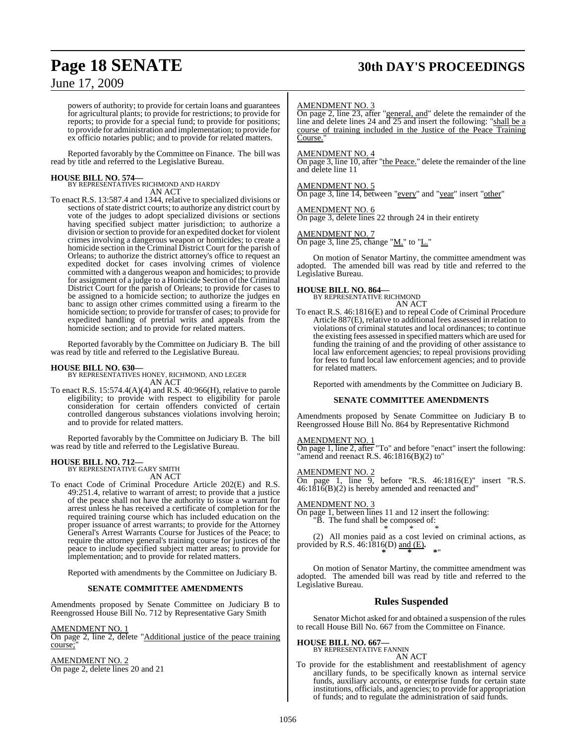powers of authority; to provide for certain loans and guarantees for agricultural plants; to provide for restrictions; to provide for reports; to provide for a special fund; to provide for positions; to provide for administration and implementation; to provide for ex officio notaries public; and to provide for related matters.

Reported favorably by the Committee on Finance. The bill was read by title and referred to the Legislative Bureau.

**HOUSE BILL NO. 574—**
BY REPRESENTATIVES RICHMOND AND HARDY
AN ACT

To enact R.S. 13:587.4 and 1344, relative to specialized divisions or sections of state district courts; to authorize any district court by vote of the judges to adopt specialized divisions or sections having specified subject matter jurisdiction; to authorize a division or section to provide for an expedited docket for violent crimes involving a dangerous weapon or homicides; to create a homicide section in the Criminal District Court for the parish of Orleans; to authorize the district attorney's office to request an expedited docket for cases involving crimes of violence committed with a dangerous weapon and homicides; to provide for assignment of a judge to a Homicide Section of the Criminal District Court for the parish of Orleans; to provide for cases to be assigned to a homicide section; to authorize the judges en banc to assign other crimes committed using a firearm to the homicide section; to provide for transfer of cases; to provide for expedited handling of pretrial writs and appeals from the homicide section; and to provide for related matters.

Reported favorably by the Committee on Judiciary B. The bill was read by title and referred to the Legislative Bureau.

**HOUSE BILL NO. 630—**
BY REPRESENTATIVES HONEY, RICHMOND, AND LEGER
AN ACT

To enact R.S. 15:574.4(A)(4) and R.S. 40:966(H), relative to parole eligibility; to provide with respect to eligibility for parole consideration for certain offenders convicted of certain controlled dangerous substances violations involving heroin; and to provide for related matters.

Reported favorably by the Committee on Judiciary B. The bill was read by title and referred to the Legislative Bureau.

**HOUSE BILL NO. 712—**
BY REPRESENTATIVE GARY SMITH
AN ACT

To enact Code of Criminal Procedure Article 202(E) and R.S. 49:251.4, relative to warrant of arrest; to provide that a justice of the peace shall not have the authority to issue a warrant for arrest unless he has received a certificate of completion for the required training course which has included education on the proper issuance of arrest warrants; to provide for the Attorney General's Arrest Warrants Course for Justices of the Peace; to require the attorney general's training course for justices of the peace to include specified subject matter areas; to provide for implementation; and to provide for related matters.

Reported with amendments by the Committee on Judiciary B.

**SENATE COMMITTEE AMENDMENTS**

Amendments proposed by Senate Committee on Judiciary B to Reengrossed House Bill No. 712 by Representative Gary Smith

AMENDMENT NO. 1
On page 2, line 2, delete "Additional justice of the peace training course;"

AMENDMENT NO. 2
On page 2, delete lines 20 and 21

AMENDMENT NO. 3
On page 2, line 23, after "general, and" delete the remainder of the line and delete lines 24 and 25 and insert the following: "shall be a course of training included in the Justice of the Peace Training Course."

AMENDMENT NO. 4
On page 3, line 10, after "the Peace." delete the remainder of the line and delete line 11

AMENDMENT NO. 5
On page 3, line 14, between "every" and "year" insert "other"

AMENDMENT NO. 6
On page 3, delete lines 22 through 24 in their entirety

AMENDMENT NO. 7
On page 3, line 25, change "M." to "L."

On motion of Senator Martiny, the committee amendment was adopted. The amended bill was read by title and referred to the Legislative Bureau.

**HOUSE BILL NO. 864—**
BY REPRESENTATIVE RICHMOND
AN ACT

To enact R.S. 46:1816(E) and to repeal Code of Criminal Procedure Article 887(E), relative to additional fees assessed in relation to violations of criminal statutes and local ordinances; to continue the existing fees assessed in specified matters which are used for funding the training of and the providing of other assistance to local law enforcement agencies; to repeal provisions providing for fees to fund local law enforcement agencies; and to provide for related matters.

Reported with amendments by the Committee on Judiciary B.

**SENATE COMMITTEE AMENDMENTS**

Amendments proposed by Senate Committee on Judiciary B to Reengrossed House Bill No. 864 by Representative Richmond

AMENDMENT NO. 1
On page 1, line 2, after "To" and before "enact" insert the following: "amend and reenact R.S. 46:1816(B)(2) to"

AMENDMENT NO. 2
On page 1, line 9, before "R.S. 46:1816(E)" insert "R.S. 46:1816(B)(2) is hereby amended and reenacted and"

AMENDMENT NO. 3
On page 1, between lines 11 and 12 insert the following:
"B. The fund shall be composed of:

\* \* \*

(2) All monies paid as a cost levied on criminal actions, as provided by R.S. 46:1816(D) and (E).

\* \* \*"

On motion of Senator Martiny, the committee amendment was adopted. The amended bill was read by title and referred to the Legislative Bureau.

## Rules Suspended

Senator Michot asked for and obtained a suspension of the rules to recall House Bill No. 667 from the Committee on Finance.

**HOUSE BILL NO. 667—**
BY REPRESENTATIVE FANNIN
AN ACT

To provide for the establishment and reestablishment of agency ancillary funds, to be specifically known as internal service funds, auxiliary accounts, or enterprise funds for certain state institutions, officials, and agencies; to provide for appropriation of funds; and to regulate the administration of said funds.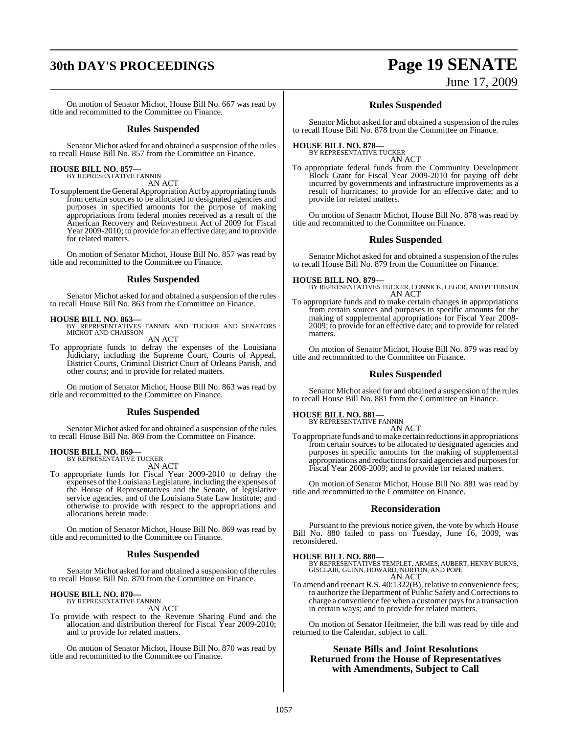On motion of Senator Michot, House Bill No. 667 was read by title and recommitted to the Committee on Finance.

## Rules Suspended

Senator Michot asked for and obtained a suspension of the rules to recall House Bill No. 857 from the Committee on Finance.

**HOUSE BILL NO. 857—**
BY REPRESENTATIVE FANNIN
AN ACT

To supplement the General Appropriation Act by appropriating funds from certain sources to be allocated to designated agencies and purposes in specified amounts for the purpose of making appropriations from federal monies received as a result of the American Recovery and Reinvestment Act of 2009 for Fiscal Year 2009-2010; to provide for an effective date; and to provide for related matters.

On motion of Senator Michot, House Bill No. 857 was read by title and recommitted to the Committee on Finance.

## Rules Suspended

Senator Michot asked for and obtained a suspension of the rules to recall House Bill No. 863 from the Committee on Finance.

**HOUSE BILL NO. 863—**
BY REPRESENTATIVES FANNIN AND TUCKER AND SENATORS MICHOT AND CHAISSON
AN ACT

To appropriate funds to defray the expenses of the Louisiana Judiciary, including the Supreme Court, Courts of Appeal, District Courts, Criminal District Court of Orleans Parish, and other courts; and to provide for related matters.

On motion of Senator Michot, House Bill No. 863 was read by title and recommitted to the Committee on Finance.

## Rules Suspended

Senator Michot asked for and obtained a suspension of the rules to recall House Bill No. 869 from the Committee on Finance.

**HOUSE BILL NO. 869—**
BY REPRESENTATIVE TUCKER
AN ACT

To appropriate funds for Fiscal Year 2009-2010 to defray the expenses of the Louisiana Legislature, including the expenses of the House of Representatives and the Senate, of legislative service agencies, and of the Louisiana State Law Institute; and otherwise to provide with respect to the appropriations and allocations herein made.

On motion of Senator Michot, House Bill No. 869 was read by title and recommitted to the Committee on Finance.

## Rules Suspended

Senator Michot asked for and obtained a suspension of the rules to recall House Bill No. 870 from the Committee on Finance.

**HOUSE BILL NO. 870—**
BY REPRESENTATIVE FANNIN
AN ACT

To provide with respect to the Revenue Sharing Fund and the allocation and distribution thereof for Fiscal Year 2009-2010; and to provide for related matters.

On motion of Senator Michot, House Bill No. 870 was read by title and recommitted to the Committee on Finance.

## Rules Suspended

Senator Michot asked for and obtained a suspension of the rules to recall House Bill No. 878 from the Committee on Finance.

**HOUSE BILL NO. 878—**
BY REPRESENTATIVE TUCKER
AN ACT

To appropriate federal funds from the Community Development Block Grant for Fiscal Year 2009-2010 for paying off debt incurred by governments and infrastructure improvements as a result of hurricanes; to provide for an effective date; and to provide for related matters.

On motion of Senator Michot, House Bill No. 878 was read by title and recommitted to the Committee on Finance.

## Rules Suspended

Senator Michot asked for and obtained a suspension of the rules to recall House Bill No. 879 from the Committee on Finance.

**HOUSE BILL NO. 879—**
BY REPRESENTATIVES TUCKER, CONNICK, LEGER, AND PETERSON
AN ACT

To appropriate funds and to make certain changes in appropriations from certain sources and purposes in specific amounts for the making of supplemental appropriations for Fiscal Year 2008-2009; to provide for an effective date; and to provide for related matters.

On motion of Senator Michot, House Bill No. 879 was read by title and recommitted to the Committee on Finance.

## Rules Suspended

Senator Michot asked for and obtained a suspension of the rules to recall House Bill No. 881 from the Committee on Finance.

**HOUSE BILL NO. 881—**
BY REPRESENTATIVE FANNIN
AN ACT

To appropriate funds and to make certain reductions in appropriations from certain sources to be allocated to designated agencies and purposes in specific amounts for the making of supplemental appropriations and reductions for said agencies and purposes for Fiscal Year 2008-2009; and to provide for related matters.

On motion of Senator Michot, House Bill No. 881 was read by title and recommitted to the Committee on Finance.

## Reconsideration

Pursuant to the previous notice given, the vote by which House Bill No. 880 failed to pass on Tuesday, June 16, 2009, was reconsidered.

**HOUSE BILL NO. 880—**
BY REPRESENTATIVES TEMPLET, ARMES, AUBERT, HENRY BURNS, GISCLAIR, GUINN, HOWARD, NORTON, AND POPE
AN ACT

To amend and reenact R.S. 40:1322(B), relative to convenience fees; to authorize the Department of Public Safety and Corrections to charge a convenience fee when a customer pays for a transaction in certain ways; and to provide for related matters.

On motion of Senator Heitmeier, the bill was read by title and returned to the Calendar, subject to call.

## Senate Bills and Joint Resolutions Returned from the House of Representatives with Amendments, Subject to Call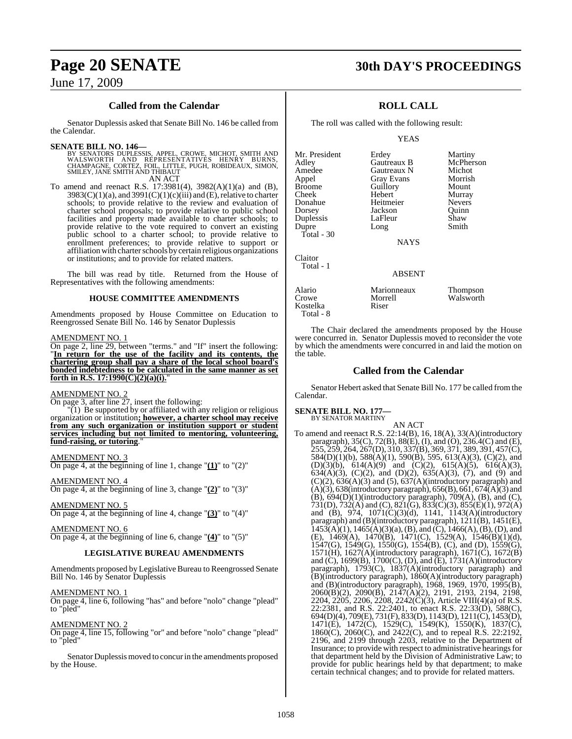## Called from the Calendar

Senator Duplessis asked that Senate Bill No. 146 be called from the Calendar.

**SENATE BILL NO. 146—**
BY SENATORS DUPLESSIS, APPEL, CROWE, MICHOT, SMITH AND WALSWORTH AND REPRESENTATIVES HENRY BURNS, CHAMPAGNE, CORTEZ, FOIL, LITTLE, PUGH, ROBIDEAUX, SIMON, SMILEY, JANE SMITH AND THIBAUT

AN ACT

To amend and reenact R.S. 17:3981(4), 3982(A)(1)(a) and (B), 3983(C)(1)(a), and 3991(C)(1)(c)(iii) and (E), relative to charter schools; to provide relative to the review and evaluation of charter school proposals; to provide relative to public school facilities and property made available to charter schools; to provide relative to the vote required to convert an existing public school to a charter school; to provide relative to enrollment preferences; to provide relative to support or affiliation with charter schools by certain religious organizations or institutions; and to provide for related matters.

The bill was read by title. Returned from the House of Representatives with the following amendments:

### HOUSE COMMITTEE AMENDMENTS

Amendments proposed by House Committee on Education to Reengrossed Senate Bill No. 146 by Senator Duplessis

AMENDMENT NO. 1

On page 2, line 29, between "terms." and "If" insert the following: "**In return for the use of the facility and its contents, the chartering group shall pay a share of the local school board's bonded indebtedness to be calculated in the same manner as set forth in R.S. 17:1990(C)(2)(a)(i).**"

AMENDMENT NO. 2

On page 3, after line 27, insert the following:

"(1) Be supported by or affiliated with any religion or religious organization or institution**; however, a charter school may receive from any such organization or institution support or student services including but not limited to mentoring, volunteering, fund-raising, or tutoring**."

AMENDMENT NO. 3

On page 4, at the beginning of line 1, change "**(1)**" to "(2)"

AMENDMENT NO. 4

On page 4, at the beginning of line 3, change "**(2)**" to "(3)"

AMENDMENT NO. 5

On page 4, at the beginning of line 4, change "**(3)**" to "(4)"

AMENDMENT NO. 6

On page 4, at the beginning of line 6, change "**(4)**" to "(5)"

### LEGISLATIVE BUREAU AMENDMENTS

Amendments proposed by Legislative Bureau to Reengrossed Senate Bill No. 146 by Senator Duplessis

AMENDMENT NO. 1

On page 4, line 6, following "has" and before "nolo" change "plead" to "pled"

AMENDMENT NO. 2

On page 4, line 15, following "or" and before "nolo" change "plead" to "pled"

Senator Duplessis moved to concur in the amendments proposed by the House.

## ROLL CALL

The roll was called with the following result:

YEAS

| | | |
|---|---|---|
| Mr. President | Erdey | Martiny |
| Adley | Gautreaux B | McPherson |
| Amedee | Gautreaux N | Michot |
| Appel | Gray Evans | Morrish |
| Broome | Guillory | Mount |
| Cheek | Hebert | Murray |
| Donahue | Heitmeier | Nevers |
| Dorsey | Jackson | Quinn |
| Duplessis | LaFleur | Shaw |
| Dupre | Long | Smith |

Total - 30

NAYS

Claitor

Total - 1

ABSENT

| | | |
|---|---|---|
| Alario | Marionneaux | Thompson |
| Crowe | Morrell | Walsworth |
| Kostelka | Riser | |

Total - 8

The Chair declared the amendments proposed by the House were concurred in. Senator Duplessis moved to reconsider the vote by which the amendments were concurred in and laid the motion on the table.

## Called from the Calendar

Senator Hebert asked that Senate Bill No. 177 be called from the Calendar.

**SENATE BILL NO. 177—**
BY SENATOR MARTINY

AN ACT

To amend and reenact R.S. 22:14(B), 16, 18(A), 33(A)(introductory paragraph), 35(C), 72(B), 88(E), (I), and (O), 236.4(C) and (E), 255, 259, 264, 267(D), 310, 337(B), 369, 371, 389, 391, 457(C), 584(D)(1)(b), 588(A)(1), 590(B), 595, 613(A)(3), (C)(2), and (D)(3)(b), 614(A)(9) and (C)(2), 615(A)(5), 616(A)(3), 634(A)(3), (C)(2), and (D)(2), 635(A)(3), (7), and (9) and (C)(2), 636(A)(3) and (5), 637(A)(introductory paragraph) and (A)(3), 638(introductory paragraph), 656(B), 661, 674(A)(3) and (B), 694(D)(1)(introductory paragraph), 709(A), (B), and (C), 731(D), 732(A) and (C), 821(G), 833(C)(3), 855(E)(1), 972(A) and (B), 974, 1071(C)(3)(d), 1141, 1143(A)(introductory paragraph) and (B)(introductory paragraph), 1211(B), 1451(E), 1453(A)(1), 1465(A)(3)(a), (B), and (C), 1466(A), (B), (D), and (E), 1469(A), 1470(B), 1471(C), 1529(A), 1546(B)(1)(d), 1547(G), 1549(G), 1550(G), 1554(B), (C), and (D), 1559(G), 1571(H), 1627(A)(introductory paragraph), 1671(C), 1672(B) and (C), 1699(B), 1700(C), (D), and (E), 1731(A)(introductory paragraph), 1793(C), 1837(A)(introductory paragraph) and (B)(introductory paragraph), 1860(A)(introductory paragraph) and (B)(introductory paragraph), 1968, 1969, 1970, 1995(B), 2060(B)(2), 2090(B), 2147(A)(2), 2191, 2193, 2194, 2198, 2204, 2205, 2206, 2208, 2242(C)(3), Article VIII(4)(a) of R.S. 22:2381, and R.S. 22:2401, to enact R.S. 22:33(D), 588(C), 694(D)(4), 709(E), 731(F), 833(D), 1143(D), 1211(C), 1453(D), 1471(E), 1472(C), 1529(C), 1549(K), 1550(K), 1837(C), 1860(C), 2060(C), and 2422(C), and to repeal R.S. 22:2192, 2196, and 2199 through 2203, relative to the Department of Insurance; to provide with respect to administrative hearings for that department held by the Division of Administrative Law; to provide for public hearings held by that department; to make certain technical changes; and to provide for related matters.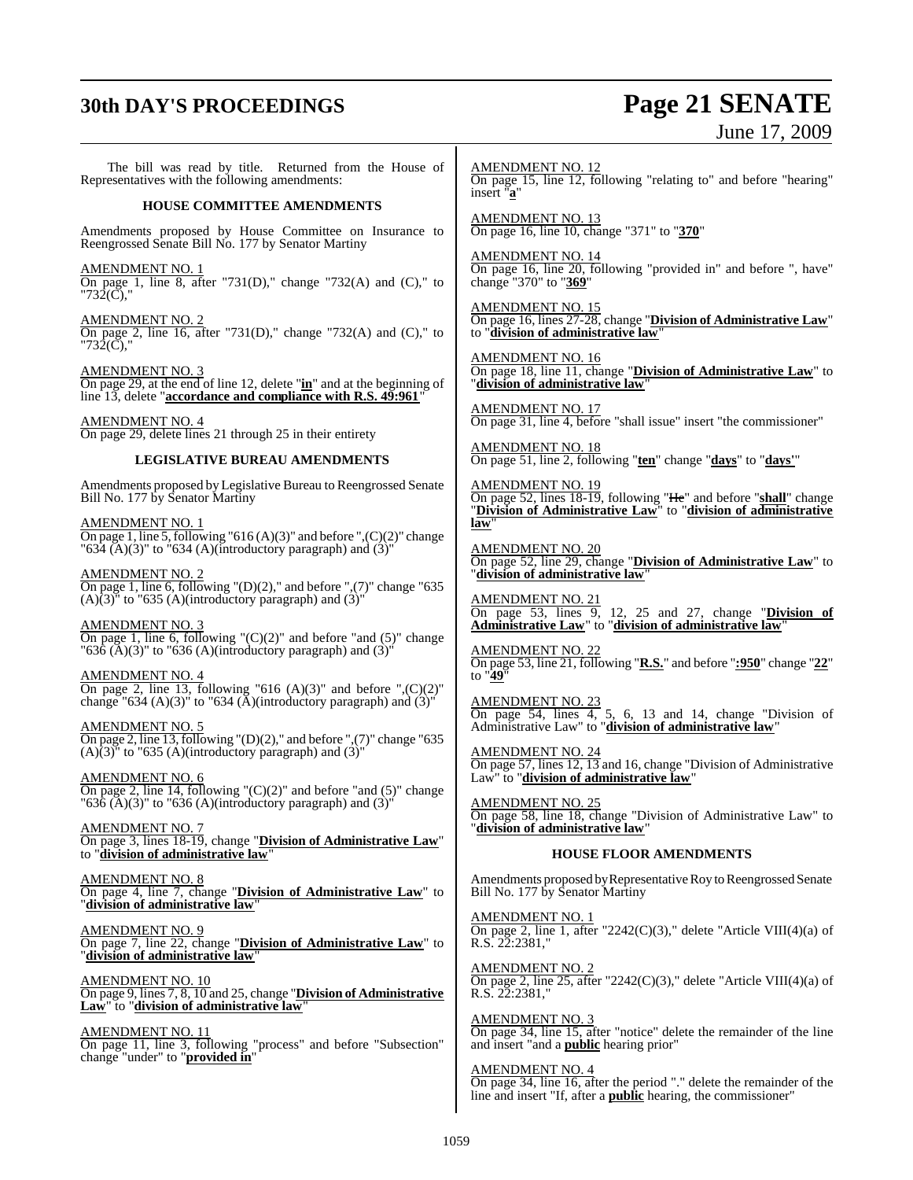The bill was read by title. Returned from the House of Representatives with the following amendments:

### HOUSE COMMITTEE AMENDMENTS

Amendments proposed by House Committee on Insurance to Reengrossed Senate Bill No. 177 by Senator Martiny

AMENDMENT NO. 1
On page 1, line 8, after "731(D)," change "732(A) and (C)," to "732(C),"

AMENDMENT NO. 2
On page 2, line 16, after "731(D)," change "732(A) and (C)," to "732(C),"

AMENDMENT NO. 3
On page 29, at the end of line 12, delete "**in**" and at the beginning of line 13, delete "**accordance and compliance with R.S. 49:961**"

AMENDMENT NO. 4
On page 29, delete lines 21 through 25 in their entirety

### LEGISLATIVE BUREAU AMENDMENTS

Amendments proposed by Legislative Bureau to Reengrossed Senate Bill No. 177 by Senator Martiny

AMENDMENT NO. 1
On page 1, line 5, following "616 (A)(3)" and before ",(C)(2)" change "634 (A)(3)" to "634 (A)(introductory paragraph) and (3)"

AMENDMENT NO. 2
On page 1, line 6, following "(D)(2)," and before ",(7)" change "635 (A)(3)" to "635 (A)(introductory paragraph) and (3)"

AMENDMENT NO. 3
On page 1, line 6, following "(C)(2)" and before "and (5)" change "636 (A)(3)" to "636 (A)(introductory paragraph) and (3)"

AMENDMENT NO. 4
On page 2, line 13, following "616 (A)(3)" and before ",(C)(2)" change "634 (A)(3)" to "634 (A)(introductory paragraph) and (3)"

AMENDMENT NO. 5
On page 2, line 13, following "(D)(2)," and before ",(7)" change "635 (A)(3)" to "635 (A)(introductory paragraph) and (3)"

AMENDMENT NO. 6
On page 2, line 14, following "(C)(2)" and before "and (5)" change "636 (A)(3)" to "636 (A)(introductory paragraph) and (3)"

AMENDMENT NO. 7
On page 3, lines 18-19, change "**Division of Administrative Law**" to "**division of administrative law**"

AMENDMENT NO. 8
On page 4, line 7, change "**Division of Administrative Law**" to "**division of administrative law**"

AMENDMENT NO. 9
On page 7, line 22, change "**Division of Administrative Law**" to "**division of administrative law**"

AMENDMENT NO. 10
On page 9, lines 7, 8, 10 and 25, change "**Division of Administrative Law**" to "**division of administrative law**"

AMENDMENT NO. 11
On page 11, line 3, following "process" and before "Subsection" change "under" to "**provided in**"

AMENDMENT NO. 12
On page 15, line 12, following "relating to" and before "hearing" insert "**a**"

AMENDMENT NO. 13
On page 16, line 10, change "371" to "**370**"

AMENDMENT NO. 14
On page 16, line 20, following "provided in" and before ", have" change "370" to "**369**"

AMENDMENT NO. 15
On page 16, lines 27-28, change "**Division of Administrative Law**" to "**division of administrative law**"

AMENDMENT NO. 16
On page 18, line 11, change "**Division of Administrative Law**" to "**division of administrative law**"

AMENDMENT NO. 17
On page 31, line 4, before "shall issue" insert "the commissioner"

AMENDMENT NO. 18
On page 51, line 2, following "**ten**" change "**days**" to "**days'**"

AMENDMENT NO. 19
On page 52, lines 18-19, following "~~He~~" and before "**shall**" change "**Division of Administrative Law**" to "**division of administrative law**"

AMENDMENT NO. 20
On page 52, line 29, change "**Division of Administrative Law**" to "**division of administrative law**"

AMENDMENT NO. 21
On page 53, lines 9, 12, 25 and 27, change "**Division of Administrative Law**" to "**division of administrative law**"

AMENDMENT NO. 22
On page 53, line 21, following "**R.S.**" and before "**:950**" change "**22**" to "**49**"

AMENDMENT NO. 23
On page 54, lines 4, 5, 6, 13 and 14, change "Division of Administrative Law" to "**division of administrative law**"

AMENDMENT NO. 24
On page 57, lines 12, 13 and 16, change "Division of Administrative Law" to "**division of administrative law**"

AMENDMENT NO. 25
On page 58, line 18, change "Division of Administrative Law" to "**division of administrative law**"

### HOUSE FLOOR AMENDMENTS

Amendments proposed by Representative Roy to Reengrossed Senate Bill No. 177 by Senator Martiny

AMENDMENT NO. 1
On page 2, line 1, after "2242(C)(3)," delete "Article VIII(4)(a) of R.S. 22:2381,"

AMENDMENT NO. 2
On page 2, line 25, after "2242(C)(3)," delete "Article VIII(4)(a) of R.S. 22:2381,"

AMENDMENT NO. 3
On page 34, line 15, after "notice" delete the remainder of the line and insert "and a **public** hearing prior"

AMENDMENT NO. 4
On page 34, line 16, after the period "." delete the remainder of the line and insert "If, after a **public** hearing, the commissioner"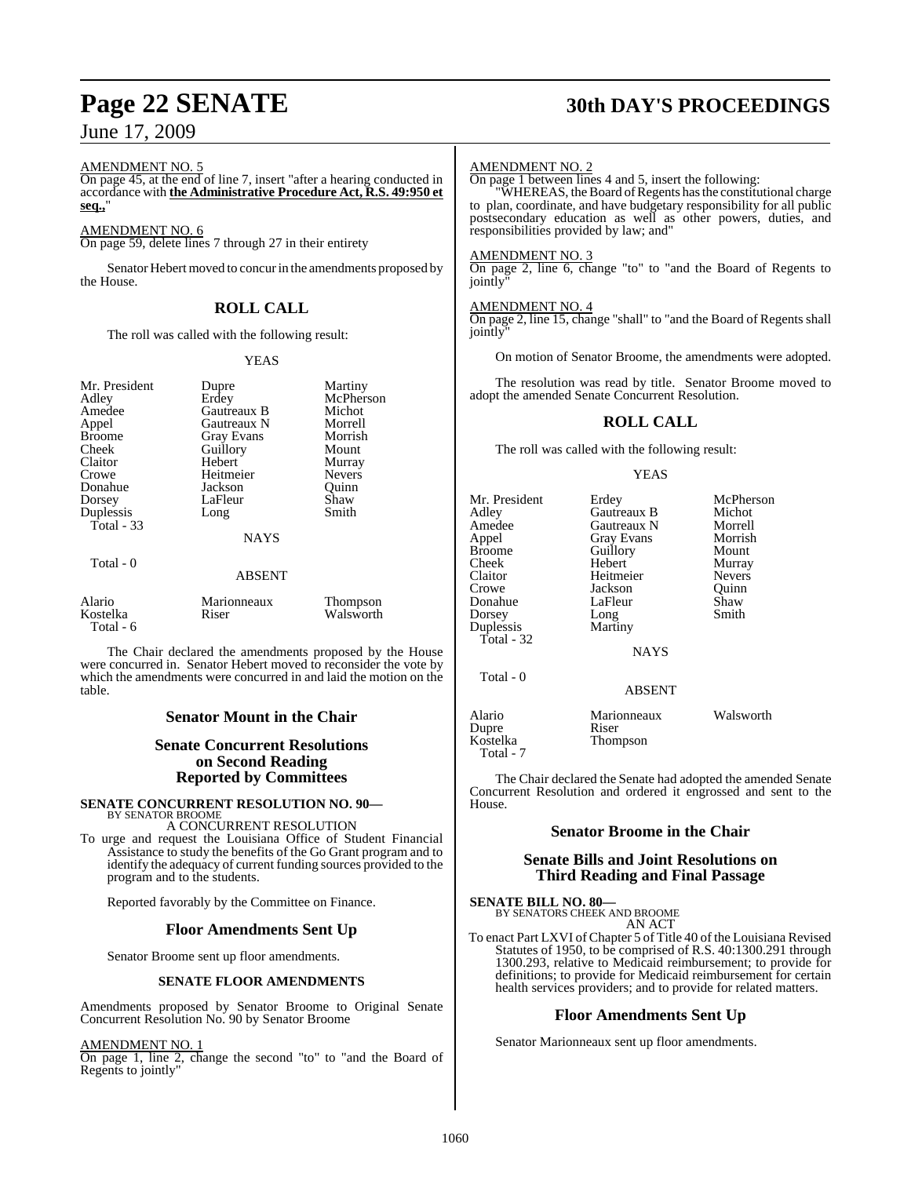AMENDMENT NO. 5

On page 45, at the end of line 7, insert "after a hearing conducted in accordance with **the Administrative Procedure Act, R.S. 49:950 et seq.,**"

AMENDMENT NO. 6

On page 59, delete lines 7 through 27 in their entirety

Senator Hebert moved to concur in the amendments proposed by the House.

## ROLL CALL

The roll was called with the following result:

YEAS

| | | |
|---|---|---|
| Mr. President | Dupre | Martiny |
| Adley | Erdey | McPherson |
| Amedee | Gautreaux B | Michot |
| Appel | Gautreaux N | Morrell |
| Broome | Gray Evans | Morrish |
| Cheek | Guillory | Mount |
| Claitor | Hebert | Murray |
| Crowe | Heitmeier | Nevers |
| Donahue | Jackson | Quinn |
| Dorsey | LaFleur | Shaw |
| Duplessis | Long | Smith |
| Total - 33 | | |

NAYS

Total - 0

ABSENT

| | | |
|---|---|---|
| Alario | Marionneaux | Thompson |
| Kostelka | Riser | Walsworth |
| Total - 6 | | |

The Chair declared the amendments proposed by the House were concurred in. Senator Hebert moved to reconsider the vote by which the amendments were concurred in and laid the motion on the table.

## Senator Mount in the Chair

## Senate Concurrent Resolutions on Second Reading Reported by Committees

**SENATE CONCURRENT RESOLUTION NO. 90—**
BY SENATOR BROOME
A CONCURRENT RESOLUTION

To urge and request the Louisiana Office of Student Financial Assistance to study the benefits of the Go Grant program and to identify the adequacy of current funding sources provided to the program and to the students.

Reported favorably by the Committee on Finance.

## Floor Amendments Sent Up

Senator Broome sent up floor amendments.

### SENATE FLOOR AMENDMENTS

Amendments proposed by Senator Broome to Original Senate Concurrent Resolution No. 90 by Senator Broome

AMENDMENT NO. 1

On page 1, line 2, change the second "to" to "and the Board of Regents to jointly"

AMENDMENT NO. 2

On page 1 between lines 4 and 5, insert the following:

"WHEREAS, the Board of Regents has the constitutional charge to plan, coordinate, and have budgetary responsibility for all public postsecondary education as well as other powers, duties, and responsibilities provided by law; and"

AMENDMENT NO. 3

On page 2, line 6, change "to" to "and the Board of Regents to jointly"

AMENDMENT NO. 4

On page 2, line 15, change "shall" to "and the Board of Regents shall jointly"

On motion of Senator Broome, the amendments were adopted.

The resolution was read by title. Senator Broome moved to adopt the amended Senate Concurrent Resolution.

## ROLL CALL

The roll was called with the following result:

YEAS

| | | |
|---|---|---|
| Mr. President | Erdey | McPherson |
| Adley | Gautreaux B | Michot |
| Amedee | Gautreaux N | Morrell |
| Appel | Gray Evans | Morrish |
| Broome | Guillory | Mount |
| Cheek | Hebert | Murray |
| Claitor | Heitmeier | Nevers |
| Crowe | Jackson | Quinn |
| Donahue | LaFleur | Shaw |
| Dorsey | Long | Smith |
| Duplessis | Martiny | |
| Total - 32 | | |

NAYS

Total - 0

ABSENT

| | | |
|---|---|---|
| Alario | Marionneaux | Walsworth |
| Dupre | Riser | |
| Kostelka | Thompson | |
| Total - 7 | | |

The Chair declared the Senate had adopted the amended Senate Concurrent Resolution and ordered it engrossed and sent to the House.

## Senator Broome in the Chair

## Senate Bills and Joint Resolutions on Third Reading and Final Passage

**SENATE BILL NO. 80—**
BY SENATORS CHEEK AND BROOME
AN ACT

To enact Part LXVI of Chapter 5 of Title 40 of the Louisiana Revised Statutes of 1950, to be comprised of R.S. 40:1300.291 through 1300.293, relative to Medicaid reimbursement; to provide for definitions; to provide for Medicaid reimbursement for certain health services providers; and to provide for related matters.

## Floor Amendments Sent Up

Senator Marionneaux sent up floor amendments.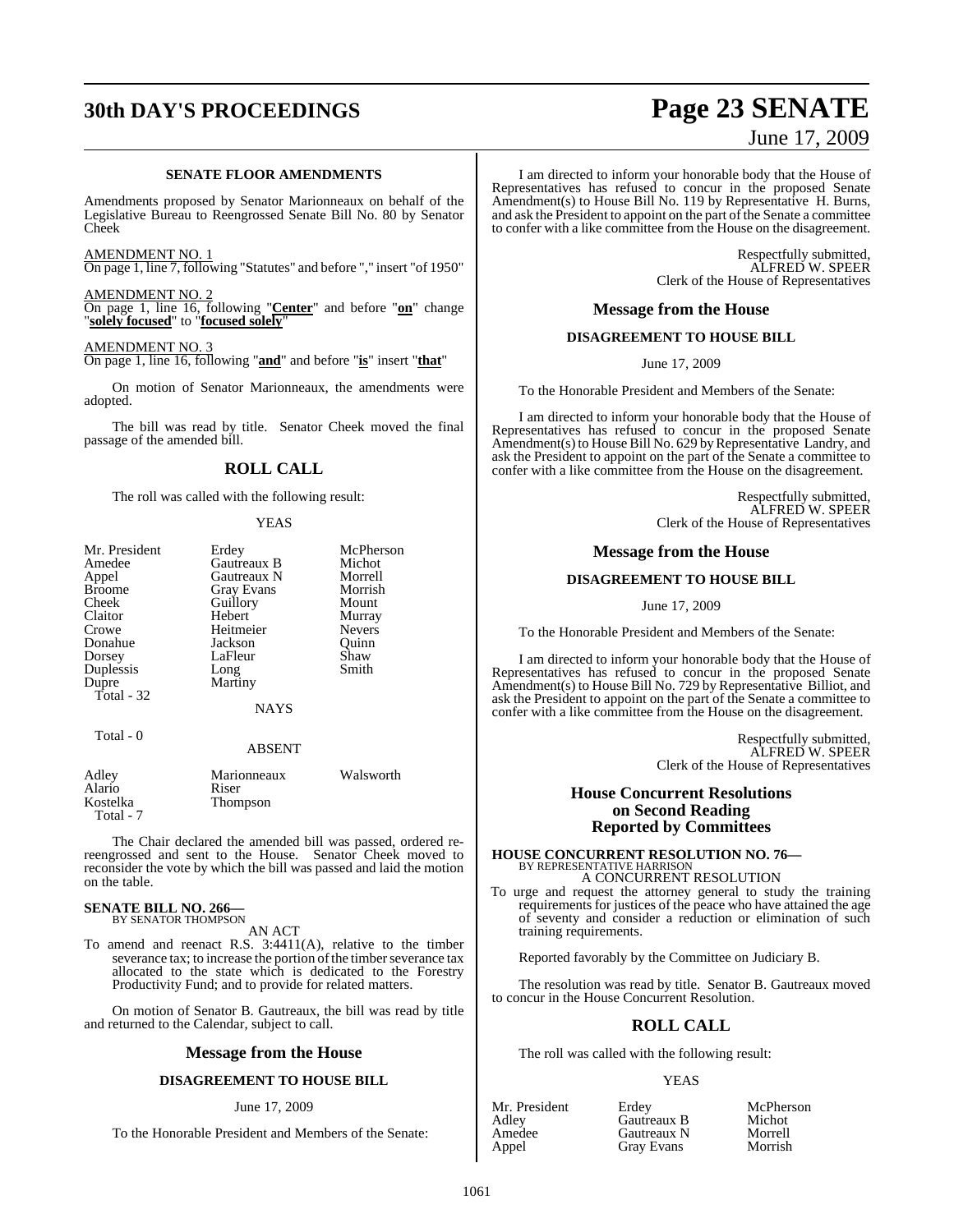**SENATE FLOOR AMENDMENTS**

Amendments proposed by Senator Marionneaux on behalf of the Legislative Bureau to Reengrossed Senate Bill No. 80 by Senator Cheek

AMENDMENT NO. 1
On page 1, line 7, following "Statutes" and before "," insert "of 1950"

AMENDMENT NO. 2
On page 1, line 16, following "**Center**" and before "**on**" change "**solely focused**" to "**focused solely**"

AMENDMENT NO. 3
On page 1, line 16, following "**and**" and before "**is**" insert "**that**"

On motion of Senator Marionneaux, the amendments were adopted.

The bill was read by title. Senator Cheek moved the final passage of the amended bill.

## ROLL CALL

The roll was called with the following result:

YEAS

| | | |
|---|---|---|
| Mr. President | Erdey | McPherson |
| Amedee | Gautreaux B | Michot |
| Appel | Gautreaux N | Morrell |
| Broome | Gray Evans | Morrish |
| Cheek | Guillory | Mount |
| Claitor | Hebert | Murray |
| Crowe | Heitmeier | Nevers |
| Donahue | Jackson | Quinn |
| Dorsey | LaFleur | Shaw |
| Duplessis | Long | Smith |
| Dupre | Martiny | |

Total - 32

NAYS

Total - 0

ABSENT

| | | |
|---|---|---|
| Adley | Marionneaux | Walsworth |
| Alario | Riser | |
| Kostelka | Thompson | |

Total - 7

The Chair declared the amended bill was passed, ordered re-reengrossed and sent to the House. Senator Cheek moved to reconsider the vote by which the bill was passed and laid the motion on the table.

**SENATE BILL NO. 266—**
BY SENATOR THOMPSON

AN ACT

To amend and reenact R.S. 3:4411(A), relative to the timber severance tax; to increase the portion of the timber severance tax allocated to the state which is dedicated to the Forestry Productivity Fund; and to provide for related matters.

On motion of Senator B. Gautreaux, the bill was read by title and returned to the Calendar, subject to call.

## Message from the House

**DISAGREEMENT TO HOUSE BILL**

June 17, 2009

To the Honorable President and Members of the Senate:

I am directed to inform your honorable body that the House of Representatives has refused to concur in the proposed Senate Amendment(s) to House Bill No. 119 by Representative H. Burns, and ask the President to appoint on the part of the Senate a committee to confer with a like committee from the House on the disagreement.

Respectfully submitted,
ALFRED W. SPEER
Clerk of the House of Representatives

## Message from the House

**DISAGREEMENT TO HOUSE BILL**

June 17, 2009

To the Honorable President and Members of the Senate:

I am directed to inform your honorable body that the House of Representatives has refused to concur in the proposed Senate Amendment(s) to House Bill No. 629 by Representative Landry, and ask the President to appoint on the part of the Senate a committee to confer with a like committee from the House on the disagreement.

Respectfully submitted,
ALFRED W. SPEER
Clerk of the House of Representatives

## Message from the House

**DISAGREEMENT TO HOUSE BILL**

June 17, 2009

To the Honorable President and Members of the Senate:

I am directed to inform your honorable body that the House of Representatives has refused to concur in the proposed Senate Amendment(s) to House Bill No. 729 by Representative Billiot, and ask the President to appoint on the part of the Senate a committee to confer with a like committee from the House on the disagreement.

Respectfully submitted,
ALFRED W. SPEER
Clerk of the House of Representatives

## House Concurrent Resolutions on Second Reading Reported by Committees

**HOUSE CONCURRENT RESOLUTION NO. 76—**
BY REPRESENTATIVE HARRISON

A CONCURRENT RESOLUTION

To urge and request the attorney general to study the training requirements for justices of the peace who have attained the age of seventy and consider a reduction or elimination of such training requirements.

Reported favorably by the Committee on Judiciary B.

The resolution was read by title. Senator B. Gautreaux moved to concur in the House Concurrent Resolution.

## ROLL CALL

The roll was called with the following result:

YEAS

| | | |
|---|---|---|
| Mr. President | Erdey | McPherson |
| Adley | Gautreaux B | Michot |
| Amedee | Gautreaux N | Morrell |
| Appel | Gray Evans | Morrish |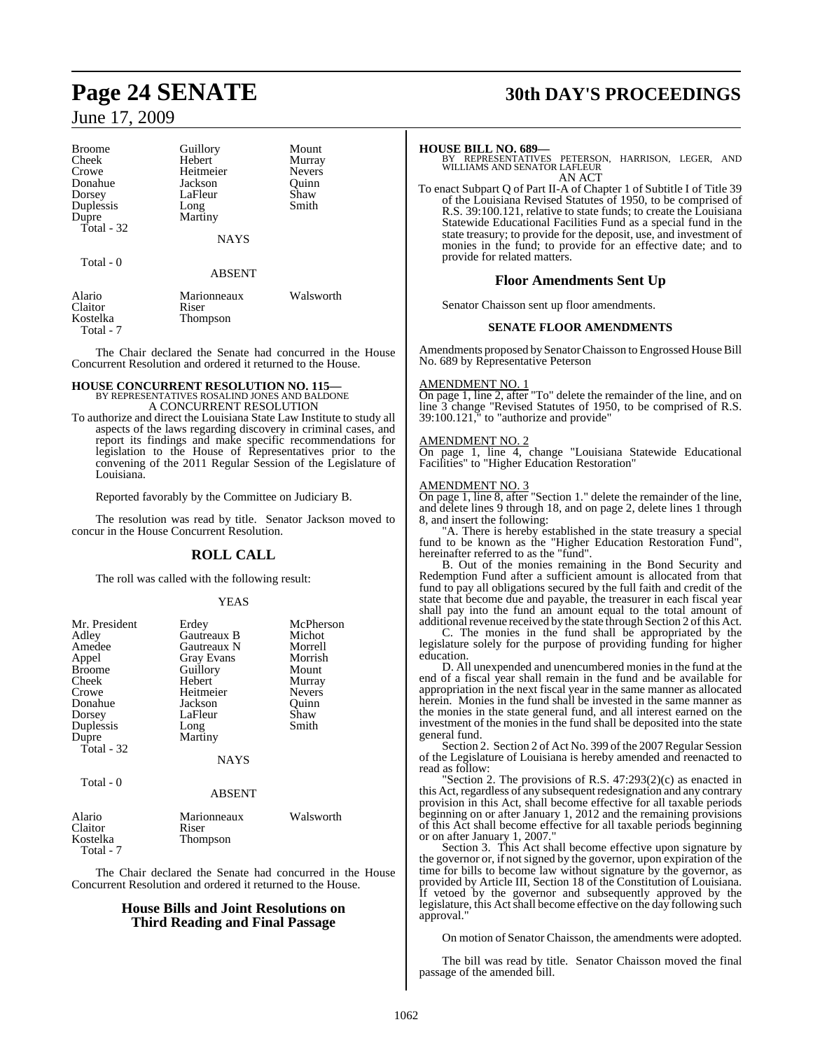| | | |
|---|---|---|
| Broome | Guillory | Mount |
| Cheek | Hebert | Murray |
| Crowe | Heitmeier | Nevers |
| Donahue | Jackson | Quinn |
| Dorsey | LaFleur | Shaw |
| Duplessis | Long | Smith |
| Dupre | Martiny | |
| Total - 32 | | |

NAYS

Total - 0

ABSENT

| | | |
|---|---|---|
| Alario | Marionneaux | Walsworth |
| Claitor | Riser | |
| Kostelka | Thompson | |
| Total - 7 | | |

The Chair declared the Senate had concurred in the House Concurrent Resolution and ordered it returned to the House.

**HOUSE CONCURRENT RESOLUTION NO. 115—**
BY REPRESENTATIVES ROSALIND JONES AND BALDONE
A CONCURRENT RESOLUTION

To authorize and direct the Louisiana State Law Institute to study all aspects of the laws regarding discovery in criminal cases, and report its findings and make specific recommendations for legislation to the House of Representatives prior to the convening of the 2011 Regular Session of the Legislature of Louisiana.

Reported favorably by the Committee on Judiciary B.

The resolution was read by title. Senator Jackson moved to concur in the House Concurrent Resolution.

## ROLL CALL

The roll was called with the following result:

YEAS

| | | |
|---|---|---|
| Mr. President | Erdey | McPherson |
| Adley | Gautreaux B | Michot |
| Amedee | Gautreaux N | Morrell |
| Appel | Gray Evans | Morrish |
| Broome | Guillory | Mount |
| Cheek | Hebert | Murray |
| Crowe | Heitmeier | Nevers |
| Donahue | Jackson | Quinn |
| Dorsey | LaFleur | Shaw |
| Duplessis | Long | Smith |
| Dupre | Martiny | |
| Total - 32 | | |

NAYS

Total - 0

ABSENT

| | | |
|---|---|---|
| Alario | Marionneaux | Walsworth |
| Claitor | Riser | |
| Kostelka | Thompson | |
| Total - 7 | | |

The Chair declared the Senate had concurred in the House Concurrent Resolution and ordered it returned to the House.

## House Bills and Joint Resolutions on Third Reading and Final Passage

**HOUSE BILL NO. 689—**
BY REPRESENTATIVES PETERSON, HARRISON, LEGER, AND WILLIAMS AND SENATOR LAFLEUR
AN ACT

To enact Subpart Q of Part II-A of Chapter 1 of Subtitle I of Title 39 of the Louisiana Revised Statutes of 1950, to be comprised of R.S. 39:100.121, relative to state funds; to create the Louisiana Statewide Educational Facilities Fund as a special fund in the state treasury; to provide for the deposit, use, and investment of monies in the fund; to provide for an effective date; and to provide for related matters.

## Floor Amendments Sent Up

Senator Chaisson sent up floor amendments.

### SENATE FLOOR AMENDMENTS

Amendments proposed by Senator Chaisson to Engrossed House Bill No. 689 by Representative Peterson

AMENDMENT NO. 1
On page 1, line 2, after "To" delete the remainder of the line, and on line 3 change "Revised Statutes of 1950, to be comprised of R.S. 39:100.121," to "authorize and provide"

AMENDMENT NO. 2
On page 1, line 4, change "Louisiana Statewide Educational Facilities" to "Higher Education Restoration"

AMENDMENT NO. 3
On page 1, line 8, after "Section 1." delete the remainder of the line, and delete lines 9 through 18, and on page 2, delete lines 1 through 8, and insert the following:

"A. There is hereby established in the state treasury a special fund to be known as the "Higher Education Restoration Fund", hereinafter referred to as the "fund".

B. Out of the monies remaining in the Bond Security and Redemption Fund after a sufficient amount is allocated from that fund to pay all obligations secured by the full faith and credit of the state that become due and payable, the treasurer in each fiscal year shall pay into the fund an amount equal to the total amount of additional revenue received by the state through Section 2 of this Act.

C. The monies in the fund shall be appropriated by the legislature solely for the purpose of providing funding for higher education.

D. All unexpended and unencumbered monies in the fund at the end of a fiscal year shall remain in the fund and be available for appropriation in the next fiscal year in the same manner as allocated herein. Monies in the fund shall be invested in the same manner as the monies in the state general fund, and all interest earned on the investment of the monies in the fund shall be deposited into the state general fund.

Section 2. Section 2 of Act No. 399 of the 2007 Regular Session of the Legislature of Louisiana is hereby amended and reenacted to read as follow:

"Section 2. The provisions of R.S. 47:293(2)(c) as enacted in this Act, regardless of any subsequent redesignation and any contrary provision in this Act, shall become effective for all taxable periods beginning on or after January 1, 2012 and the remaining provisions of this Act shall become effective for all taxable periods beginning or on after January 1, 2007."

Section 3. This Act shall become effective upon signature by the governor or, if not signed by the governor, upon expiration of the time for bills to become law without signature by the governor, as provided by Article III, Section 18 of the Constitution of Louisiana. If vetoed by the governor and subsequently approved by the legislature, this Act shall become effective on the day following such approval."

On motion of Senator Chaisson, the amendments were adopted.

The bill was read by title. Senator Chaisson moved the final passage of the amended bill.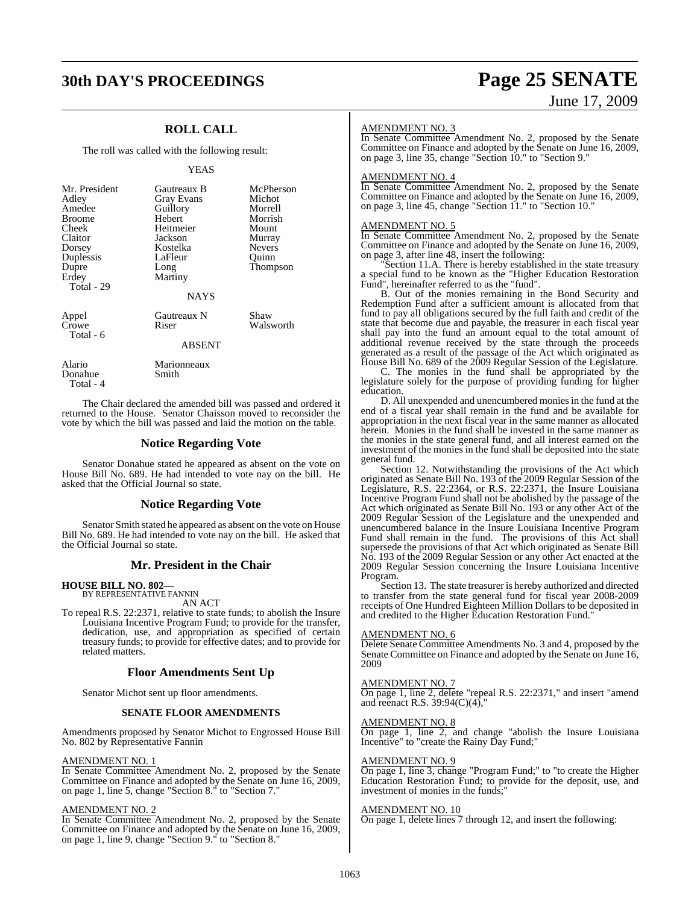## ROLL CALL

The roll was called with the following result:

YEAS

| | | |
|---|---|---|
| Mr. President | Gautreaux B | McPherson |
| Adley | Gray Evans | Michot |
| Amedee | Guillory | Morrell |
| Broome | Hebert | Morrish |
| Cheek | Heitmeier | Mount |
| Claitor | Jackson | Murray |
| Dorsey | Kostelka | Nevers |
| Duplessis | LaFleur | Quinn |
| Dupre | Long | Thompson |
| Erdey | Martiny | |
| Total - 29 | | |

NAYS

| | | |
|---|---|---|
| Appel | Gautreaux N | Shaw |
| Crowe | Riser | Walsworth |
| Total - 6 | | |

ABSENT

| | |
|---|---|
| Alario | Marionneaux |
| Donahue | Smith |
| Total - 4 | |

The Chair declared the amended bill was passed and ordered it returned to the House. Senator Chaisson moved to reconsider the vote by which the bill was passed and laid the motion on the table.

## Notice Regarding Vote

Senator Donahue stated he appeared as absent on the vote on House Bill No. 689. He had intended to vote nay on the bill. He asked that the Official Journal so state.

## Notice Regarding Vote

Senator Smith stated he appeared as absent on the vote on House Bill No. 689. He had intended to vote nay on the bill. He asked that the Official Journal so state.

## Mr. President in the Chair

**HOUSE BILL NO. 802—**
BY REPRESENTATIVE FANNIN

AN ACT

To repeal R.S. 22:2371, relative to state funds; to abolish the Insure Louisiana Incentive Program Fund; to provide for the transfer, dedication, use, and appropriation as specified of certain treasury funds; to provide for effective dates; and to provide for related matters.

## Floor Amendments Sent Up

Senator Michot sent up floor amendments.

### SENATE FLOOR AMENDMENTS

Amendments proposed by Senator Michot to Engrossed House Bill No. 802 by Representative Fannin

AMENDMENT NO. 1
In Senate Committee Amendment No. 2, proposed by the Senate Committee on Finance and adopted by the Senate on June 16, 2009, on page 1, line 5, change "Section 8." to "Section 7."

AMENDMENT NO. 2
In Senate Committee Amendment No. 2, proposed by the Senate Committee on Finance and adopted by the Senate on June 16, 2009, on page 1, line 9, change "Section 9." to "Section 8."

AMENDMENT NO. 3
In Senate Committee Amendment No. 2, proposed by the Senate Committee on Finance and adopted by the Senate on June 16, 2009, on page 3, line 35, change "Section 10." to "Section 9."

AMENDMENT NO. 4
In Senate Committee Amendment No. 2, proposed by the Senate Committee on Finance and adopted by the Senate on June 16, 2009, on page 3, line 45, change "Section 11." to "Section 10."

AMENDMENT NO. 5
In Senate Committee Amendment No. 2, proposed by the Senate Committee on Finance and adopted by the Senate on June 16, 2009, on page 3, after line 48, insert the following:

"Section 11.A. There is hereby established in the state treasury a special fund to be known as the "Higher Education Restoration Fund", hereinafter referred to as the "fund".

B. Out of the monies remaining in the Bond Security and Redemption Fund after a sufficient amount is allocated from that fund to pay all obligations secured by the full faith and credit of the state that become due and payable, the treasurer in each fiscal year shall pay into the fund an amount equal to the total amount of additional revenue received by the state through the proceeds generated as a result of the passage of the Act which originated as House Bill No. 689 of the 2009 Regular Session of the Legislature.

C. The monies in the fund shall be appropriated by the legislature solely for the purpose of providing funding for higher education.

D. All unexpended and unencumbered monies in the fund at the end of a fiscal year shall remain in the fund and be available for appropriation in the next fiscal year in the same manner as allocated herein. Monies in the fund shall be invested in the same manner as the monies in the state general fund, and all interest earned on the investment of the monies in the fund shall be deposited into the state general fund.

Section 12. Notwithstanding the provisions of the Act which originated as Senate Bill No. 193 of the 2009 Regular Session of the Legislature, R.S. 22:2364, or R.S. 22:2371, the Insure Louisiana Incentive Program Fund shall not be abolished by the passage of the Act which originated as Senate Bill No. 193 or any other Act of the 2009 Regular Session of the Legislature and the unexpended and unencumbered balance in the Insure Louisiana Incentive Program Fund shall remain in the fund. The provisions of this Act shall supersede the provisions of that Act which originated as Senate Bill No. 193 of the 2009 Regular Session or any other Act enacted at the 2009 Regular Session concerning the Insure Louisiana Incentive Program.

Section 13. The state treasurer is hereby authorized and directed to transfer from the state general fund for fiscal year 2008-2009 receipts of One Hundred Eighteen Million Dollars to be deposited in and credited to the Higher Education Restoration Fund."

AMENDMENT NO. 6
Delete Senate Committee Amendments No. 3 and 4, proposed by the Senate Committee on Finance and adopted by the Senate on June 16, 2009

AMENDMENT NO. 7
On page 1, line 2, delete "repeal R.S. 22:2371," and insert "amend and reenact R.S. 39:94(C)(4),"

AMENDMENT NO. 8
On page 1, line 2, and change "abolish the Insure Louisiana Incentive" to "create the Rainy Day Fund;"

AMENDMENT NO. 9
On page 1, line 3, change "Program Fund;" to "to create the Higher Education Restoration Fund; to provide for the deposit, use, and investment of monies in the funds;"

AMENDMENT NO. 10
On page 1, delete lines 7 through 12, and insert the following: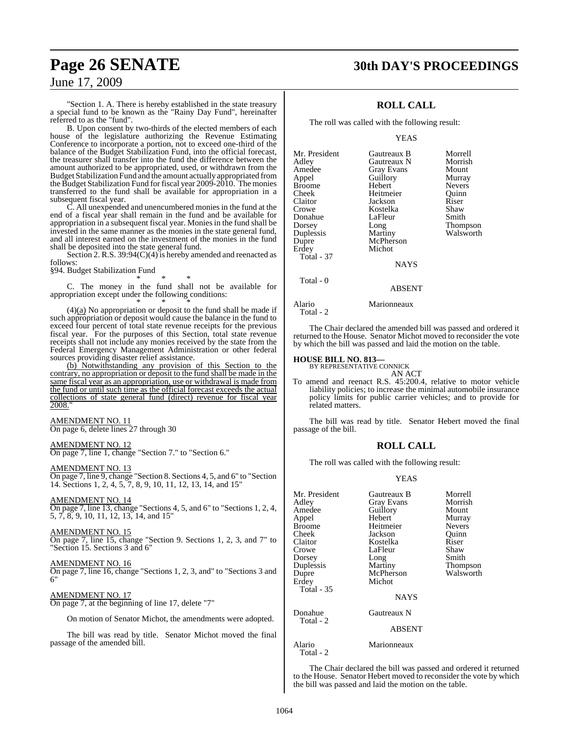"Section 1. A. There is hereby established in the state treasury a special fund to be known as the "Rainy Day Fund", hereinafter referred to as the "fund".

B. Upon consent by two-thirds of the elected members of each house of the legislature authorizing the Revenue Estimating Conference to incorporate a portion, not to exceed one-third of the balance of the Budget Stabilization Fund, into the official forecast, the treasurer shall transfer into the fund the difference between the amount authorized to be appropriated, used, or withdrawn from the Budget Stabilization Fund and the amount actually appropriated from the Budget Stabilization Fund for fiscal year 2009-2010. The monies transferred to the fund shall be available for appropriation in a subsequent fiscal year.

C. All unexpended and unencumbered monies in the fund at the end of a fiscal year shall remain in the fund and be available for appropriation in a subsequent fiscal year. Monies in the fund shall be invested in the same manner as the monies in the state general fund, and all interest earned on the investment of the monies in the fund shall be deposited into the state general fund.

Section 2. R.S. 39:94(C)(4) is hereby amended and reenacted as follows:

§94. Budget Stabilization Fund

\* \* \*

C. The money in the fund shall not be available for appropriation except under the following conditions:

\* \* \*

(4)(a) No appropriation or deposit to the fund shall be made if such appropriation or deposit would cause the balance in the fund to exceed four percent of total state revenue receipts for the previous fiscal year. For the purposes of this Section, total state revenue receipts shall not include any monies received by the state from the Federal Emergency Management Administration or other federal sources providing disaster relief assistance.

(b) Notwithstanding any provision of this Section to the contrary, no appropriation or deposit to the fund shall be made in the same fiscal year as an appropriation, use or withdrawal is made from the fund or until such time as the official forecast exceeds the actual collections of state general fund (direct) revenue for fiscal year 2008."

AMENDMENT NO. 11
On page 6, delete lines 27 through 30

AMENDMENT NO. 12
On page 7, line 1, change "Section 7." to "Section 6."

AMENDMENT NO. 13
On page 7, line 9, change "Section 8. Sections 4, 5, and 6" to "Section 14. Sections 1, 2, 4, 5, 7, 8, 9, 10, 11, 12, 13, 14, and 15"

AMENDMENT NO. 14
On page 7, line 13, change "Sections 4, 5, and 6" to "Sections 1, 2, 4, 5, 7, 8, 9, 10, 11, 12, 13, 14, and 15"

AMENDMENT NO. 15
On page 7, line 15, change "Section 9. Sections 1, 2, 3, and 7" to "Section 15. Sections 3 and 6"

AMENDMENT NO. 16
On page 7, line 16, change "Sections 1, 2, 3, and" to "Sections 3 and 6"

AMENDMENT NO. 17
On page 7, at the beginning of line 17, delete "7"

On motion of Senator Michot, the amendments were adopted.

The bill was read by title. Senator Michot moved the final passage of the amended bill.

## ROLL CALL

The roll was called with the following result:

YEAS

| | | |
|---|---|---|
| Mr. President | Gautreaux B | Morrell |
| Adley | Gautreaux N | Morrish |
| Amedee | Gray Evans | Mount |
| Appel | Guillory | Murray |
| Broome | Hebert | Nevers |
| Cheek | Heitmeier | Quinn |
| Claitor | Jackson | Riser |
| Crowe | Kostelka | Shaw |
| Donahue | LaFleur | Smith |
| Dorsey | Long | Thompson |
| Duplessis | Martiny | Walsworth |
| Dupre | McPherson | |
| Erdey | Michot | |

Total - 37

NAYS

Total - 0

ABSENT

| | |
|---|---|
| Alario | Marionneaux |

Total - 2

The Chair declared the amended bill was passed and ordered it returned to the House. Senator Michot moved to reconsider the vote by which the bill was passed and laid the motion on the table.

**HOUSE BILL NO. 813—**
BY REPRESENTATIVE CONNICK
AN ACT

To amend and reenact R.S. 45:200.4, relative to motor vehicle liability policies; to increase the minimal automobile insurance policy limits for public carrier vehicles; and to provide for related matters.

The bill was read by title. Senator Hebert moved the final passage of the bill.

## ROLL CALL

The roll was called with the following result:

YEAS

| | | |
|---|---|---|
| Mr. President | Gautreaux B | Morrell |
| Adley | Gray Evans | Morrish |
| Amedee | Guillory | Mount |
| Appel | Hebert | Murray |
| Broome | Heitmeier | Nevers |
| Cheek | Jackson | Quinn |
| Claitor | Kostelka | Riser |
| Crowe | LaFleur | Shaw |
| Dorsey | Long | Smith |
| Duplessis | Martiny | Thompson |
| Dupre | McPherson | Walsworth |
| Erdey | Michot | |

Total - 35

NAYS

| | |
|---|---|
| Donahue | Gautreaux N |

Total - 2

ABSENT

| | |
|---|---|
| Alario | Marionneaux |

Total - 2

The Chair declared the bill was passed and ordered it returned to the House. Senator Hebert moved to reconsider the vote by which the bill was passed and laid the motion on the table.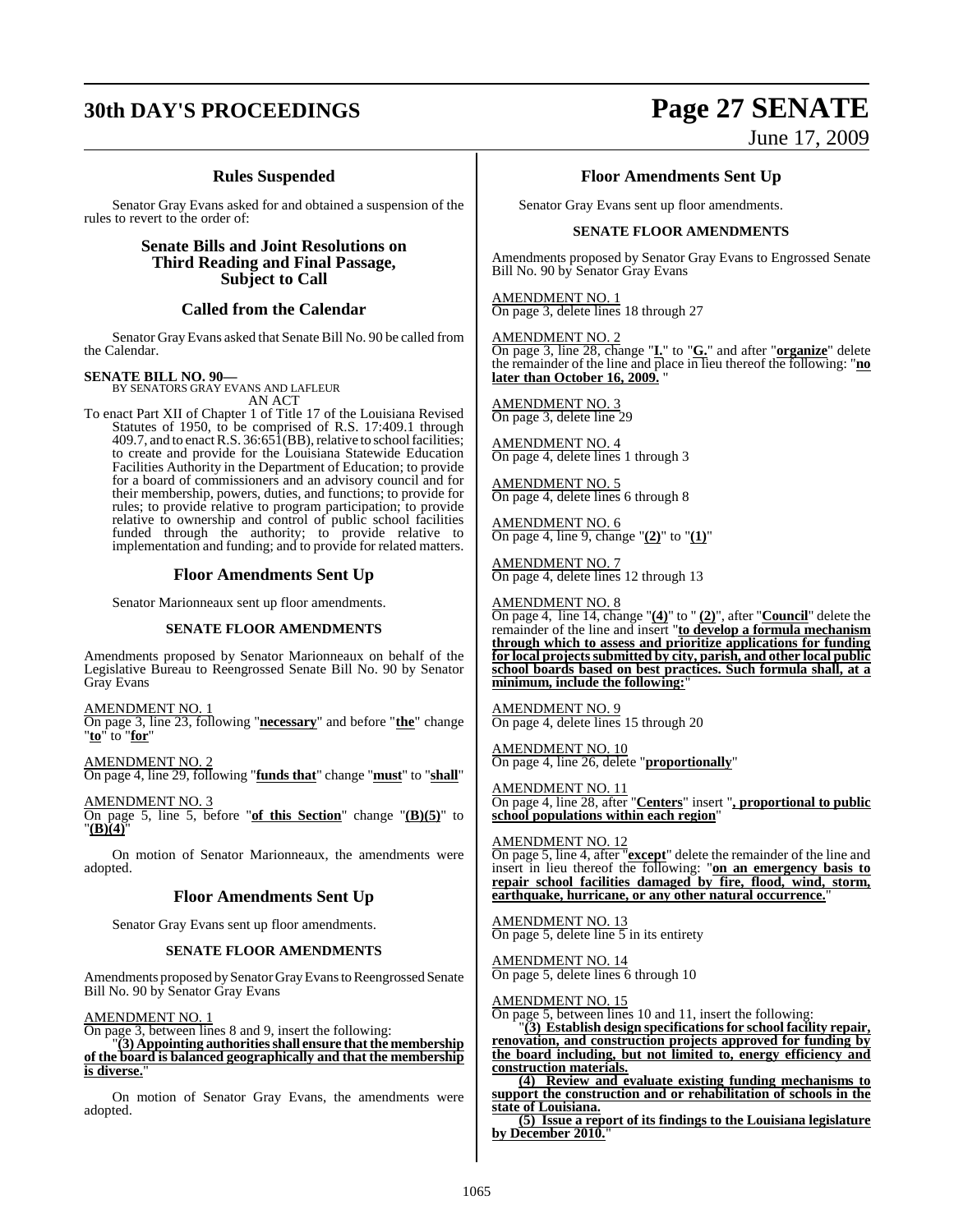### Rules Suspended

Senator Gray Evans asked for and obtained a suspension of the rules to revert to the order of:

### Senate Bills and Joint Resolutions on Third Reading and Final Passage, Subject to Call

### Called from the Calendar

Senator Gray Evans asked that Senate Bill No. 90 be called from the Calendar.

**SENATE BILL NO. 90—**
BY SENATORS GRAY EVANS AND LAFLEUR
AN ACT

To enact Part XII of Chapter 1 of Title 17 of the Louisiana Revised Statutes of 1950, to be comprised of R.S. 17:409.1 through 409.7, and to enact R.S. 36:651(BB), relative to school facilities; to create and provide for the Louisiana Statewide Education Facilities Authority in the Department of Education; to provide for a board of commissioners and an advisory council and for their membership, powers, duties, and functions; to provide for rules; to provide relative to program participation; to provide relative to ownership and control of public school facilities funded through the authority; to provide relative to implementation and funding; and to provide for related matters.

### Floor Amendments Sent Up

Senator Marionneaux sent up floor amendments.

**SENATE FLOOR AMENDMENTS**

Amendments proposed by Senator Marionneaux on behalf of the Legislative Bureau to Reengrossed Senate Bill No. 90 by Senator Gray Evans

AMENDMENT NO. 1
On page 3, line 23, following "**necessary**" and before "**the**" change "**to**" to "**for**"

AMENDMENT NO. 2
On page 4, line 29, following "**funds that**" change "**must**" to "**shall**"

AMENDMENT NO. 3
On page 5, line 5, before "**of this Section**" change "**(B)(5)**" to "**(B)(4)**"

On motion of Senator Marionneaux, the amendments were adopted.

### Floor Amendments Sent Up

Senator Gray Evans sent up floor amendments.

**SENATE FLOOR AMENDMENTS**

Amendments proposed by Senator Gray Evans to Reengrossed Senate Bill No. 90 by Senator Gray Evans

AMENDMENT NO. 1
On page 3, between lines 8 and 9, insert the following:
"**(3) Appointing authorities shall ensure that the membership of the board is balanced geographically and that the membership is diverse.**"

On motion of Senator Gray Evans, the amendments were adopted.

### Floor Amendments Sent Up

Senator Gray Evans sent up floor amendments.

**SENATE FLOOR AMENDMENTS**

Amendments proposed by Senator Gray Evans to Engrossed Senate Bill No. 90 by Senator Gray Evans

AMENDMENT NO. 1
On page 3, delete lines 18 through 27

AMENDMENT NO. 2
On page 3, line 28, change "**I.**" to "**G.**" and after "**organize**" delete the remainder of the line and place in lieu thereof the following: "**no later than October 16, 2009.**"

AMENDMENT NO. 3
On page 3, delete line 29

AMENDMENT NO. 4
On page 4, delete lines 1 through 3

AMENDMENT NO. 5
On page 4, delete lines 6 through 8

AMENDMENT NO. 6
On page 4, line 9, change "**(2)**" to "**(1)**"

AMENDMENT NO. 7
On page 4, delete lines 12 through 13

AMENDMENT NO. 8
On page 4, line 14, change "**(4)**" to "**(2)**", after "**Council**" delete the remainder of the line and insert "**to develop a formula mechanism through which to assess and prioritize applications for funding for local projects submitted by city, parish, and other local public school boards based on best practices. Such formula shall, at a minimum, include the following:**"

AMENDMENT NO. 9
On page 4, delete lines 15 through 20

AMENDMENT NO. 10
On page 4, line 26, delete "**proportionally**"

AMENDMENT NO. 11
On page 4, line 28, after "**Centers**" insert "**, proportional to public school populations within each region**"

AMENDMENT NO. 12
On page 5, line 4, after "**except**" delete the remainder of the line and insert in lieu thereof the following: "**on an emergency basis to repair school facilities damaged by fire, flood, wind, storm, earthquake, hurricane, or any other natural occurrence.**"

AMENDMENT NO. 13
On page 5, delete line 5 in its entirety

AMENDMENT NO. 14
On page 5, delete lines 6 through 10

AMENDMENT NO. 15
On page 5, between lines 10 and 11, insert the following:
"**(3) Establish design specifications for school facility repair, renovation, and construction projects approved for funding by the board including, but not limited to, energy efficiency and construction materials.**

**(4) Review and evaluate existing funding mechanisms to support the construction and or rehabilitation of schools in the state of Louisiana.**

**(5) Issue a report of its findings to the Louisiana legislature by December 2010.**"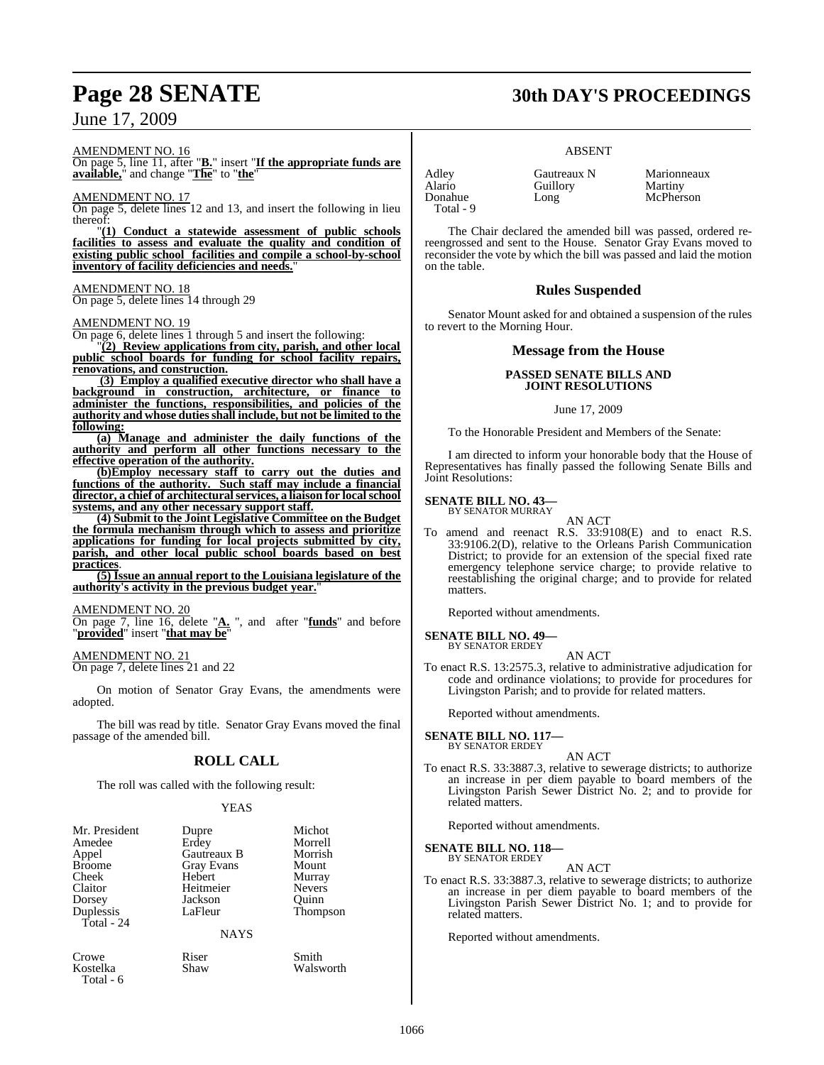AMENDMENT NO. 16

On page 5, line 11, after "**B.**" insert "**If the appropriate funds are available,**" and change "**The**" to "**the**"

AMENDMENT NO. 17

On page 5, delete lines 12 and 13, and insert the following in lieu thereof:

"**(1) Conduct a statewide assessment of public schools facilities to assess and evaluate the quality and condition of existing public school facilities and compile a school-by-school inventory of facility deficiencies and needs.**"

AMENDMENT NO. 18

On page 5, delete lines 14 through 29

AMENDMENT NO. 19

On page 6, delete lines 1 through 5 and insert the following:

"**(2) Review applications from city, parish, and other local public school boards for funding for school facility repairs, renovations, and construction.**

**(3) Employ a qualified executive director who shall have a background in construction, architecture, or finance to administer the functions, responsibilities, and policies of the authority and whose duties shall include, but not be limited to the following:**

**(a) Manage and administer the daily functions of the authority and perform all other functions necessary to the effective operation of the authority.**

**(b)Employ necessary staff to carry out the duties and functions of the authority. Such staff may include a financial director, a chief of architectural services, a liaison for local school systems, and any other necessary support staff.**

**(4) Submit to the Joint Legislative Committee on the Budget the formula mechanism through which to assess and prioritize applications for funding for local projects submitted by city, parish, and other local public school boards based on best practices**.

**(5) Issue an annual report to the Louisiana legislature of the authority's activity in the previous budget year.**"

AMENDMENT NO. 20

On page 7, line 16, delete "**A.** ", and after "**funds**" and before "**provided**" insert "**that may be**"

AMENDMENT NO. 21

On page 7, delete lines 21 and 22

On motion of Senator Gray Evans, the amendments were adopted.

The bill was read by title. Senator Gray Evans moved the final passage of the amended bill.

## ROLL CALL

The roll was called with the following result:

YEAS

| | | |
|---|---|---|
| Mr. President | Dupre | Michot |
| Amedee | Erdey | Morrell |
| Appel | Gautreaux B | Morrish |
| Broome | Gray Evans | Mount |
| Cheek | Hebert | Murray |
| Claitor | Heitmeier | Nevers |
| Dorsey | Jackson | Quinn |
| Duplessis | LaFleur | Thompson |
| Total - 24 | | |

NAYS

| | | |
|---|---|---|
| Crowe | Riser | Smith |
| Kostelka | Shaw | Walsworth |
| Total - 6 | | |

ABSENT

| | | |
|---|---|---|
| Adley | Gautreaux N | Marionneaux |
| Alario | Guillory | Martiny |
| Donahue | Long | McPherson |
| Total - 9 | | |

The Chair declared the amended bill was passed, ordered re-reengrossed and sent to the House. Senator Gray Evans moved to reconsider the vote by which the bill was passed and laid the motion on the table.

## Rules Suspended

Senator Mount asked for and obtained a suspension of the rules to revert to the Morning Hour.

## Message from the House

**PASSED SENATE BILLS AND JOINT RESOLUTIONS**

June 17, 2009

To the Honorable President and Members of the Senate:

I am directed to inform your honorable body that the House of Representatives has finally passed the following Senate Bills and Joint Resolutions:

**SENATE BILL NO. 43—**
BY SENATOR MURRAY

AN ACT

To amend and reenact R.S. 33:9108(E) and to enact R.S. 33:9106.2(D), relative to the Orleans Parish Communication District; to provide for an extension of the special fixed rate emergency telephone service charge; to provide relative to reestablishing the original charge; and to provide for related matters.

Reported without amendments.

**SENATE BILL NO. 49—**
BY SENATOR ERDEY

AN ACT

To enact R.S. 13:2575.3, relative to administrative adjudication for code and ordinance violations; to provide for procedures for Livingston Parish; and to provide for related matters.

Reported without amendments.

**SENATE BILL NO. 117—**
BY SENATOR ERDEY

AN ACT

To enact R.S. 33:3887.3, relative to sewerage districts; to authorize an increase in per diem payable to board members of the Livingston Parish Sewer District No. 2; and to provide for related matters.

Reported without amendments.

**SENATE BILL NO. 118—**
BY SENATOR ERDEY

AN ACT

To enact R.S. 33:3887.3, relative to sewerage districts; to authorize an increase in per diem payable to board members of the Livingston Parish Sewer District No. 1; and to provide for related matters.

Reported without amendments.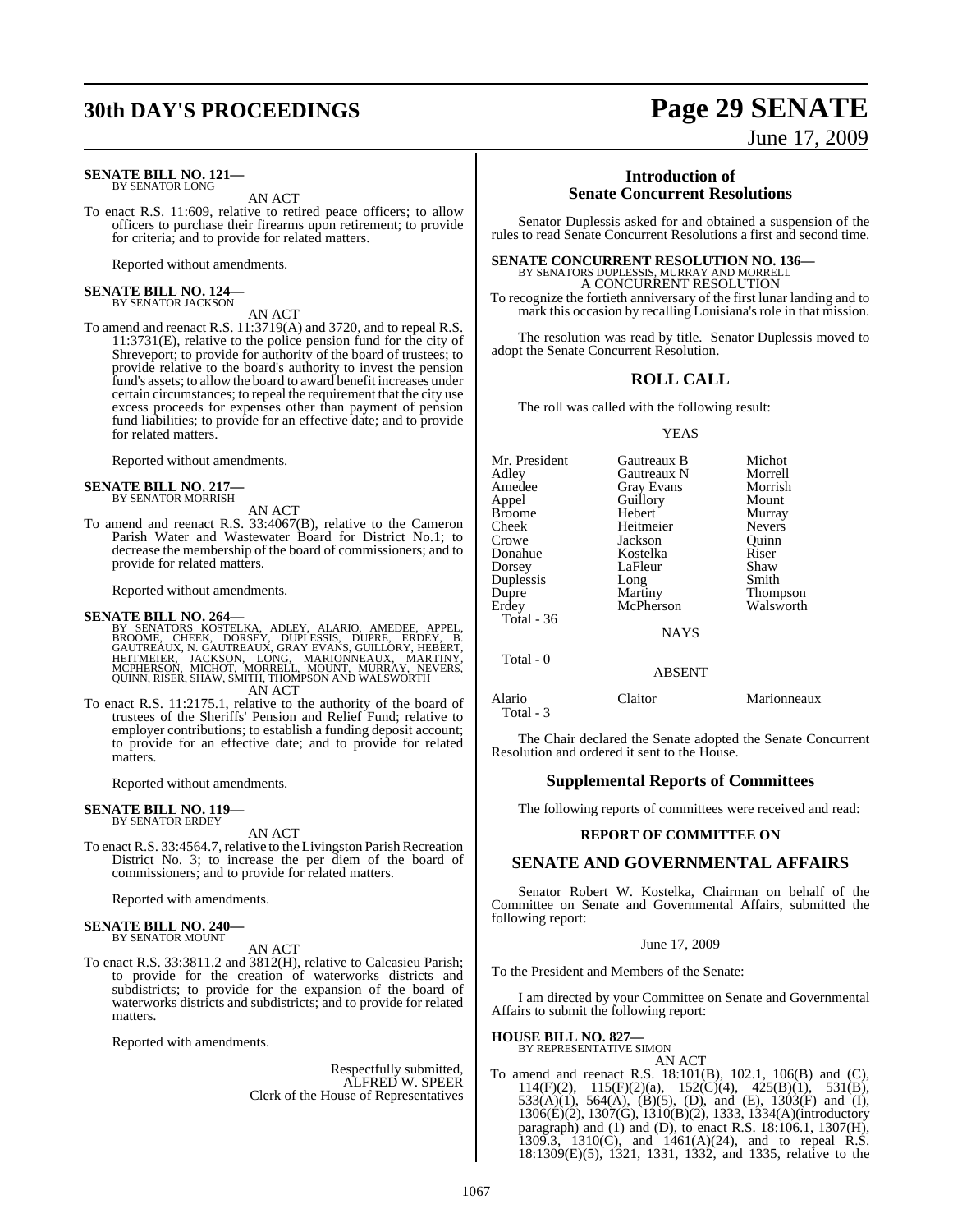**SENATE BILL NO. 121—**
BY SENATOR LONG

AN ACT

To enact R.S. 11:609, relative to retired peace officers; to allow officers to purchase their firearms upon retirement; to provide for criteria; and to provide for related matters.

Reported without amendments.

**SENATE BILL NO. 124—**
BY SENATOR JACKSON

AN ACT

To amend and reenact R.S. 11:3719(A) and 3720, and to repeal R.S. 11:3731(E), relative to the police pension fund for the city of Shreveport; to provide for authority of the board of trustees; to provide relative to the board's authority to invest the pension fund's assets; to allow the board to award benefit increases under certain circumstances; to repeal the requirement that the city use excess proceeds for expenses other than payment of pension fund liabilities; to provide for an effective date; and to provide for related matters.

Reported without amendments.

**SENATE BILL NO. 217—**
BY SENATOR MORRISH

AN ACT

To amend and reenact R.S. 33:4067(B), relative to the Cameron Parish Water and Wastewater Board for District No.1; to decrease the membership of the board of commissioners; and to provide for related matters.

Reported without amendments.

**SENATE BILL NO. 264—**
BY SENATORS KOSTELKA, ADLEY, ALARIO, AMEDEE, APPEL, BROOME, CHEEK, DORSEY, DUPLESSIS, DUPRE, ERDEY, B. GAUTREAUX, N. GAUTREAUX, GRAY EVANS, GUILLORY, HEBERT, HEITMEIER, JACKSON, LONG, MARIONNEAUX, MARTINY, MCPHERSON, MICHOT, MORRELL, MOUNT, MURRAY, NEVERS, QUINN, RISER, SHAW, SMITH, THOMPSON AND WALSWORTH

AN ACT

To enact R.S. 11:2175.1, relative to the authority of the board of trustees of the Sheriffs' Pension and Relief Fund; relative to employer contributions; to establish a funding deposit account; to provide for an effective date; and to provide for related matters.

Reported without amendments.

**SENATE BILL NO. 119—**
BY SENATOR ERDEY

AN ACT

To enact R.S. 33:4564.7, relative to the Livingston Parish Recreation District No. 3; to increase the per diem of the board of commissioners; and to provide for related matters.

Reported with amendments.

**SENATE BILL NO. 240—**
BY SENATOR MOUNT

AN ACT

To enact R.S. 33:3811.2 and 3812(H), relative to Calcasieu Parish; to provide for the creation of waterworks districts and subdistricts; to provide for the expansion of the board of waterworks districts and subdistricts; and to provide for related matters.

Reported with amendments.

Respectfully submitted,
ALFRED W. SPEER
Clerk of the House of Representatives

## Introduction of Senate Concurrent Resolutions

Senator Duplessis asked for and obtained a suspension of the rules to read Senate Concurrent Resolutions a first and second time.

**SENATE CONCURRENT RESOLUTION NO. 136—**
BY SENATORS DUPLESSIS, MURRAY AND MORRELL

A CONCURRENT RESOLUTION

To recognize the fortieth anniversary of the first lunar landing and to mark this occasion by recalling Louisiana's role in that mission.

The resolution was read by title. Senator Duplessis moved to adopt the Senate Concurrent Resolution.

## ROLL CALL

The roll was called with the following result:

YEAS

| | | |
|---|---|---|
| Mr. President | Gautreaux B | Michot |
| Adley | Gautreaux N | Morrell |
| Amedee | Gray Evans | Morrish |
| Appel | Guillory | Mount |
| Broome | Hebert | Murray |
| Cheek | Heitmeier | Nevers |
| Crowe | Jackson | Quinn |
| Donahue | Kostelka | Riser |
| Dorsey | LaFleur | Shaw |
| Duplessis | Long | Smith |
| Dupre | Martiny | Thompson |
| Erdey | McPherson | Walsworth |

Total - 36

NAYS

Total - 0

ABSENT

| | | |
|---|---|---|
| Alario | Claitor | Marionneaux |

Total - 3

The Chair declared the Senate adopted the Senate Concurrent Resolution and ordered it sent to the House.

## Supplemental Reports of Committees

The following reports of committees were received and read:

### REPORT OF COMMITTEE ON

## SENATE AND GOVERNMENTAL AFFAIRS

Senator Robert W. Kostelka, Chairman on behalf of the Committee on Senate and Governmental Affairs, submitted the following report:

June 17, 2009

To the President and Members of the Senate:

I am directed by your Committee on Senate and Governmental Affairs to submit the following report:

**HOUSE BILL NO. 827—**
BY REPRESENTATIVE SIMON

AN ACT

To amend and reenact R.S. 18:101(B), 102.1, 106(B) and (C), 114(F)(2), 115(F)(2)(a), 152(C)(4), 425(B)(1), 531(B), 533(A)(1), 564(A), (B)(5), (D), and (E), 1303(F) and (I), 1306(E)(2), 1307(G), 1310(B)(2), 1333, 1334(A)(introductory paragraph) and (1) and (D), to enact R.S. 18:106.1, 1307(H), 1309.3, 1310(C), and 1461(A)(24), and to repeal R.S. 18:1309(E)(5), 1321, 1331, 1332, and 1335, relative to the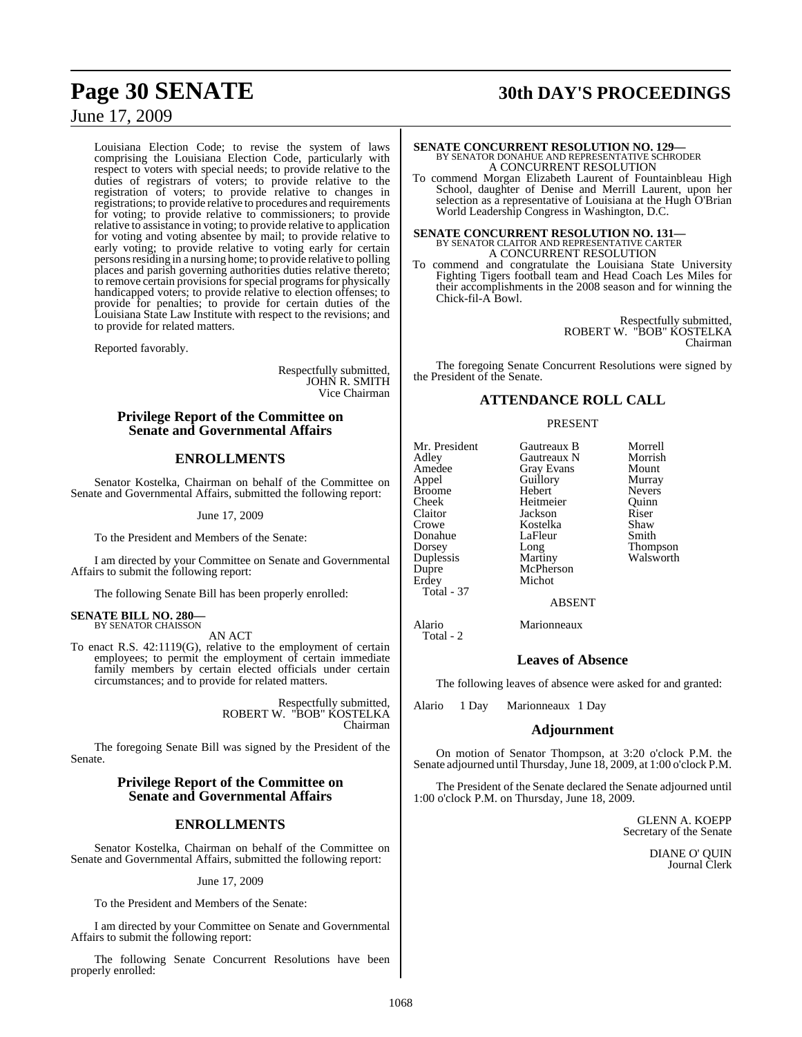Louisiana Election Code; to revise the system of laws comprising the Louisiana Election Code, particularly with respect to voters with special needs; to provide relative to the duties of registrars of voters; to provide relative to the registration of voters; to provide relative to changes in registrations; to provide relative to procedures and requirements for voting; to provide relative to commissioners; to provide relative to assistance in voting; to provide relative to application for voting and voting absentee by mail; to provide relative to early voting; to provide relative to voting early for certain persons residing in a nursing home; to provide relative to polling places and parish governing authorities duties relative thereto; to remove certain provisions for special programs for physically handicapped voters; to provide relative to election offenses; to provide for penalties; to provide for certain duties of the Louisiana State Law Institute with respect to the revisions; and to provide for related matters.

Reported favorably.

Respectfully submitted,
JOHN R. SMITH
Vice Chairman

## Privilege Report of the Committee on Senate and Governmental Affairs

## ENROLLMENTS

Senator Kostelka, Chairman on behalf of the Committee on Senate and Governmental Affairs, submitted the following report:

June 17, 2009

To the President and Members of the Senate:

I am directed by your Committee on Senate and Governmental Affairs to submit the following report:

The following Senate Bill has been properly enrolled:

**SENATE BILL NO. 280—**
BY SENATOR CHAISSON

AN ACT

To enact R.S. 42:1119(G), relative to the employment of certain employees; to permit the employment of certain immediate family members by certain elected officials under certain circumstances; and to provide for related matters.

Respectfully submitted,
ROBERT W. "BOB" KOSTELKA
Chairman

The foregoing Senate Bill was signed by the President of the Senate.

## Privilege Report of the Committee on Senate and Governmental Affairs

## ENROLLMENTS

Senator Kostelka, Chairman on behalf of the Committee on Senate and Governmental Affairs, submitted the following report:

June 17, 2009

To the President and Members of the Senate:

I am directed by your Committee on Senate and Governmental Affairs to submit the following report:

The following Senate Concurrent Resolutions have been properly enrolled:

**SENATE CONCURRENT RESOLUTION NO. 129—**
BY SENATOR DONAHUE AND REPRESENTATIVE SCHRODER

A CONCURRENT RESOLUTION

To commend Morgan Elizabeth Laurent of Fountainbleau High School, daughter of Denise and Merrill Laurent, upon her selection as a representative of Louisiana at the Hugh O'Brian World Leadership Congress in Washington, D.C.

**SENATE CONCURRENT RESOLUTION NO. 131—**
BY SENATOR CLAITOR AND REPRESENTATIVE CARTER

A CONCURRENT RESOLUTION

To commend and congratulate the Louisiana State University Fighting Tigers football team and Head Coach Les Miles for their accomplishments in the 2008 season and for winning the Chick-fil-A Bowl.

Respectfully submitted,
ROBERT W. "BOB" KOSTELKA
Chairman

The foregoing Senate Concurrent Resolutions were signed by the President of the Senate.

## ATTENDANCE ROLL CALL

PRESENT

| | | |
|---|---|---|
| Mr. President | Gautreaux B | Morrell |
| Adley | Gautreaux N | Morrish |
| Amedee | Gray Evans | Mount |
| Appel | Guillory | Murray |
| Broome | Hebert | Nevers |
| Cheek | Heitmeier | Quinn |
| Claitor | Jackson | Riser |
| Crowe | Kostelka | Shaw |
| Donahue | LaFleur | Smith |
| Dorsey | Long | Thompson |
| Duplessis | Martiny | Walsworth |
| Dupre | McPherson | |
| Erdey | Michot | |

Total - 37

ABSENT

| | |
|---|---|
| Alario | Marionneaux |

Total - 2

## Leaves of Absence

The following leaves of absence were asked for and granted:

Alario 1 Day Marionneaux 1 Day

## Adjournment

On motion of Senator Thompson, at 3:20 o'clock P.M. the Senate adjourned until Thursday, June 18, 2009, at 1:00 o'clock P.M.

The President of the Senate declared the Senate adjourned until 1:00 o'clock P.M. on Thursday, June 18, 2009.

GLENN A. KOEPP
Secretary of the Senate

DIANE O' QUIN
Journal Clerk